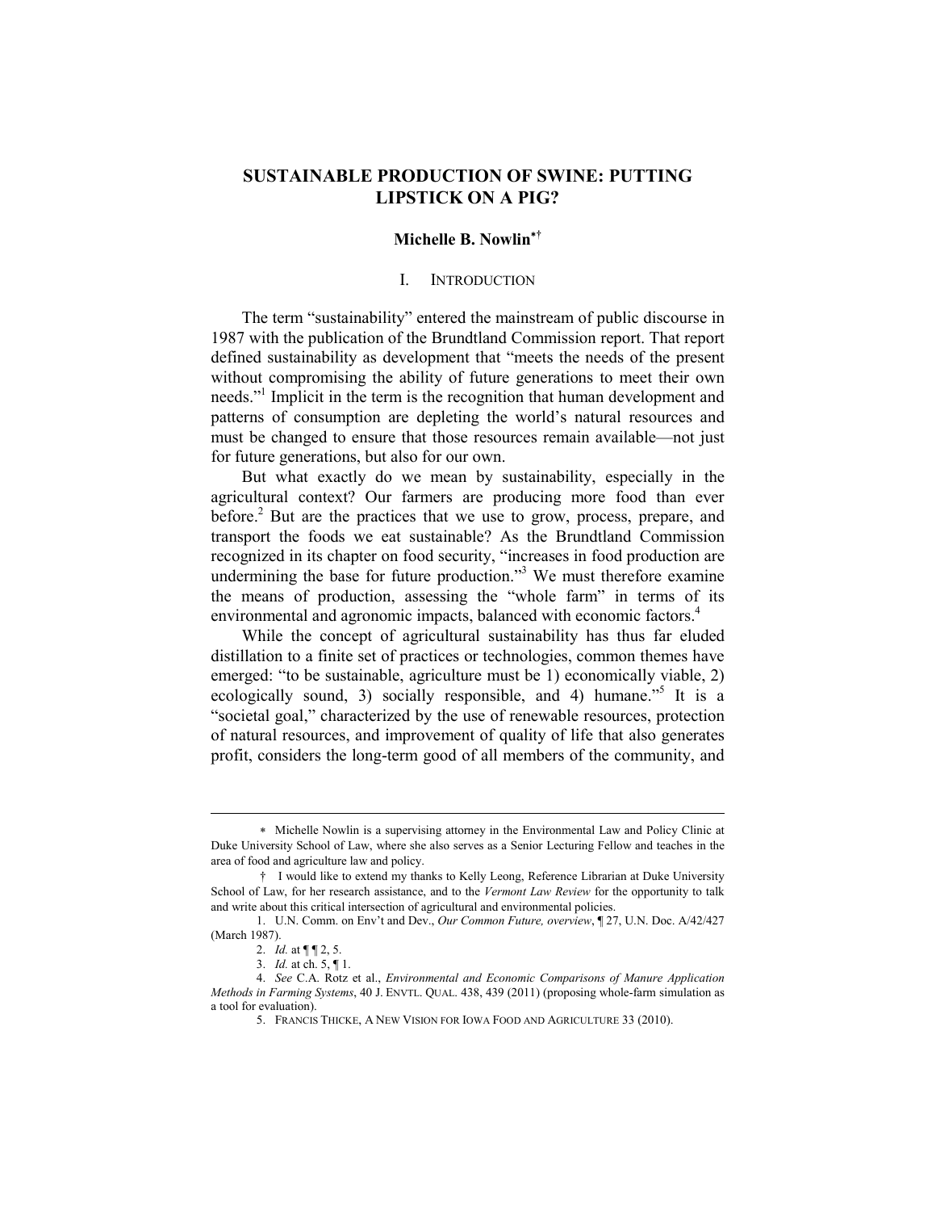# SUSTAINABLE PRODUCTION OF SWINE: PUTTING LIPSTICK ON A PIG?

**Michelle B. Nowlin**[*†]

## I. INTRODUCTION

The term "sustainability" entered the mainstream of public discourse in 1987 with the publication of the Brundtland Commission report. That report defined sustainability as development that "meets the needs of the present without compromising the ability of future generations to meet their own needs."[1] Implicit in the term is the recognition that human development and patterns of consumption are depleting the world's natural resources and must be changed to ensure that those resources remain available—not just for future generations, but also for our own.

But what exactly do we mean by sustainability, especially in the agricultural context? Our farmers are producing more food than ever before.[2] But are the practices that we use to grow, process, prepare, and transport the foods we eat sustainable? As the Brundtland Commission recognized in its chapter on food security, "increases in food production are undermining the base for future production."[3] We must therefore examine the means of production, assessing the "whole farm" in terms of its environmental and agronomic impacts, balanced with economic factors.[4]

While the concept of agricultural sustainability has thus far eluded distillation to a finite set of practices or technologies, common themes have emerged: "to be sustainable, agriculture must be 1) economically viable, 2) ecologically sound, 3) socially responsible, and 4) humane."[5] It is a "societal goal," characterized by the use of renewable resources, protection of natural resources, and improvement of quality of life that also generates profit, considers the long-term good of all members of the community, and

---

\* Michelle Nowlin is a supervising attorney in the Environmental Law and Policy Clinic at Duke University School of Law, where she also serves as a Senior Lecturing Fellow and teaches in the area of food and agriculture law and policy.

† I would like to extend my thanks to Kelly Leong, Reference Librarian at Duke University School of Law, for her research assistance, and to the *Vermont Law Review* for the opportunity to talk and write about this critical intersection of agricultural and environmental policies.

1. U.N. Comm. on Env't and Dev., *Our Common Future, overview*, ¶ 27, U.N. Doc. A/42/427 (March 1987).

2. *Id.* at ¶ ¶ 2, 5.

3. *Id.* at ch. 5, ¶ 1.

4. *See* C.A. Rotz et al., *Environmental and Economic Comparisons of Manure Application Methods in Farming Systems*, 40 J. ENVTL. QUAL. 438, 439 (2011) (proposing whole-farm simulation as a tool for evaluation).

5. FRANCIS THICKE, A NEW VISION FOR IOWA FOOD AND AGRICULTURE 33 (2010).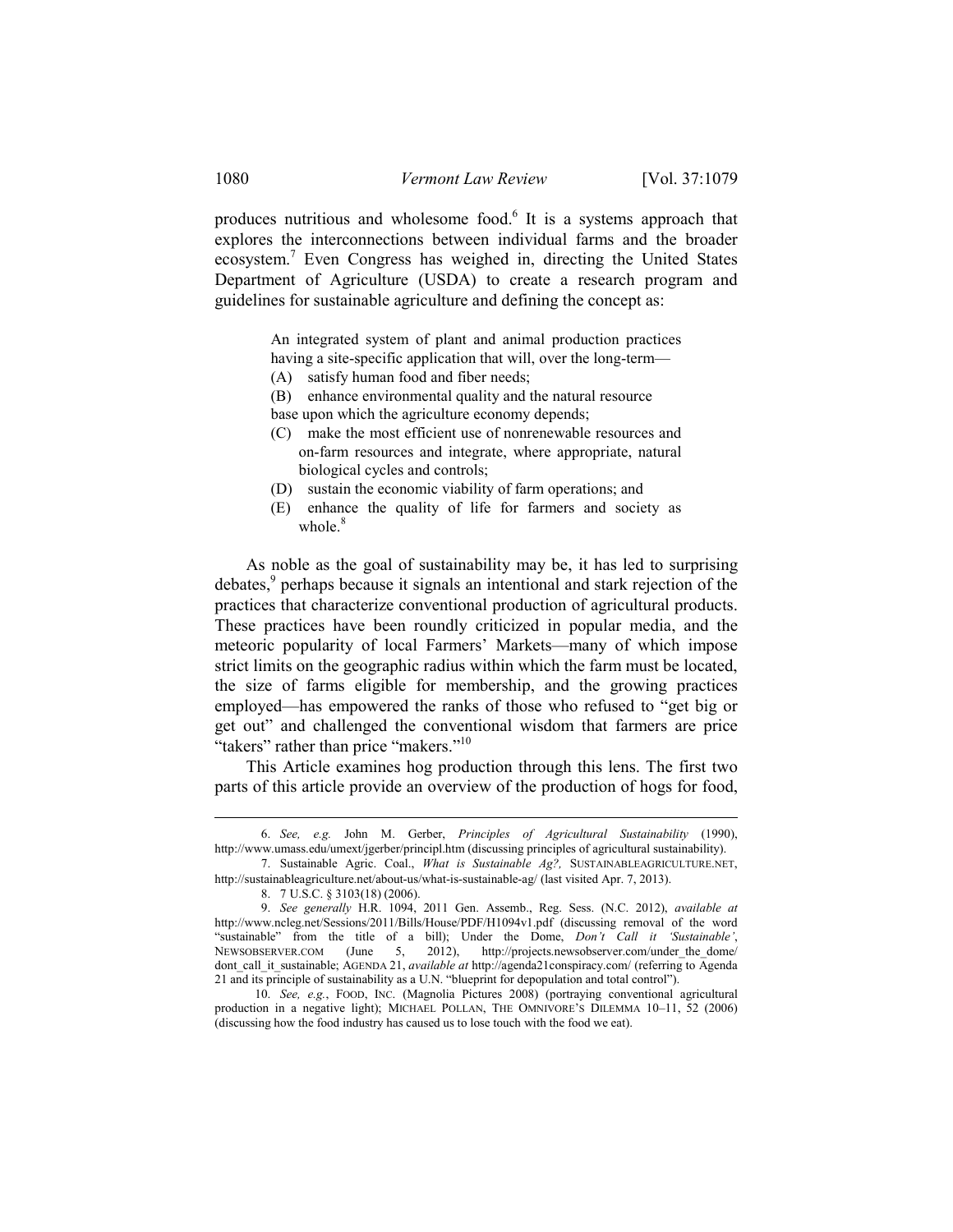produces nutritious and wholesome food.[6] It is a systems approach that explores the interconnections between individual farms and the broader ecosystem.[7] Even Congress has weighed in, directing the United States Department of Agriculture (USDA) to create a research program and guidelines for sustainable agriculture and defining the concept as:

> An integrated system of plant and animal production practices having a site-specific application that will, over the long-term—
>
> (A) satisfy human food and fiber needs;
>
> (B) enhance environmental quality and the natural resource base upon which the agriculture economy depends;
>
> (C) make the most efficient use of nonrenewable resources and on-farm resources and integrate, where appropriate, natural biological cycles and controls;
>
> (D) sustain the economic viability of farm operations; and
>
> (E) enhance the quality of life for farmers and society as whole.[8]

As noble as the goal of sustainability may be, it has led to surprising debates,[9] perhaps because it signals an intentional and stark rejection of the practices that characterize conventional production of agricultural products. These practices have been roundly criticized in popular media, and the meteoric popularity of local Farmers' Markets—many of which impose strict limits on the geographic radius within which the farm must be located, the size of farms eligible for membership, and the growing practices employed—has empowered the ranks of those who refused to "get big or get out" and challenged the conventional wisdom that farmers are price "takers" rather than price "makers."[10]

This Article examines hog production through this lens. The first two parts of this article provide an overview of the production of hogs for food,

---

6. *See, e.g.* John M. Gerber, *Principles of Agricultural Sustainability* (1990), http://www.umass.edu/umext/jgerber/principl.htm (discussing principles of agricultural sustainability).

7. Sustainable Agric. Coal., *What is Sustainable Ag?,* SUSTAINABLEAGRICULTURE.NET, http://sustainableagriculture.net/about-us/what-is-sustainable-ag/ (last visited Apr. 7, 2013).

8. 7 U.S.C. § 3103(18) (2006).

9. *See generally* H.R. 1094, 2011 Gen. Assemb., Reg. Sess. (N.C. 2012), *available at* http://www.ncleg.net/Sessions/2011/Bills/House/PDF/H1094v1.pdf (discussing removal of the word "sustainable" from the title of a bill); Under the Dome, *Don't Call it 'Sustainable'*, NEWSOBSERVER.COM (June 5, 2012), http://projects.newsobserver.com/under_the_dome/dont_call_it_sustainable; AGENDA 21, *available at* http://agenda21conspiracy.com/ (referring to Agenda 21 and its principle of sustainability as a U.N. "blueprint for depopulation and total control").

10. *See, e.g.*, FOOD, INC. (Magnolia Pictures 2008) (portraying conventional agricultural production in a negative light); MICHAEL POLLAN, THE OMNIVORE'S DILEMMA 10–11, 52 (2006) (discussing how the food industry has caused us to lose touch with the food we eat).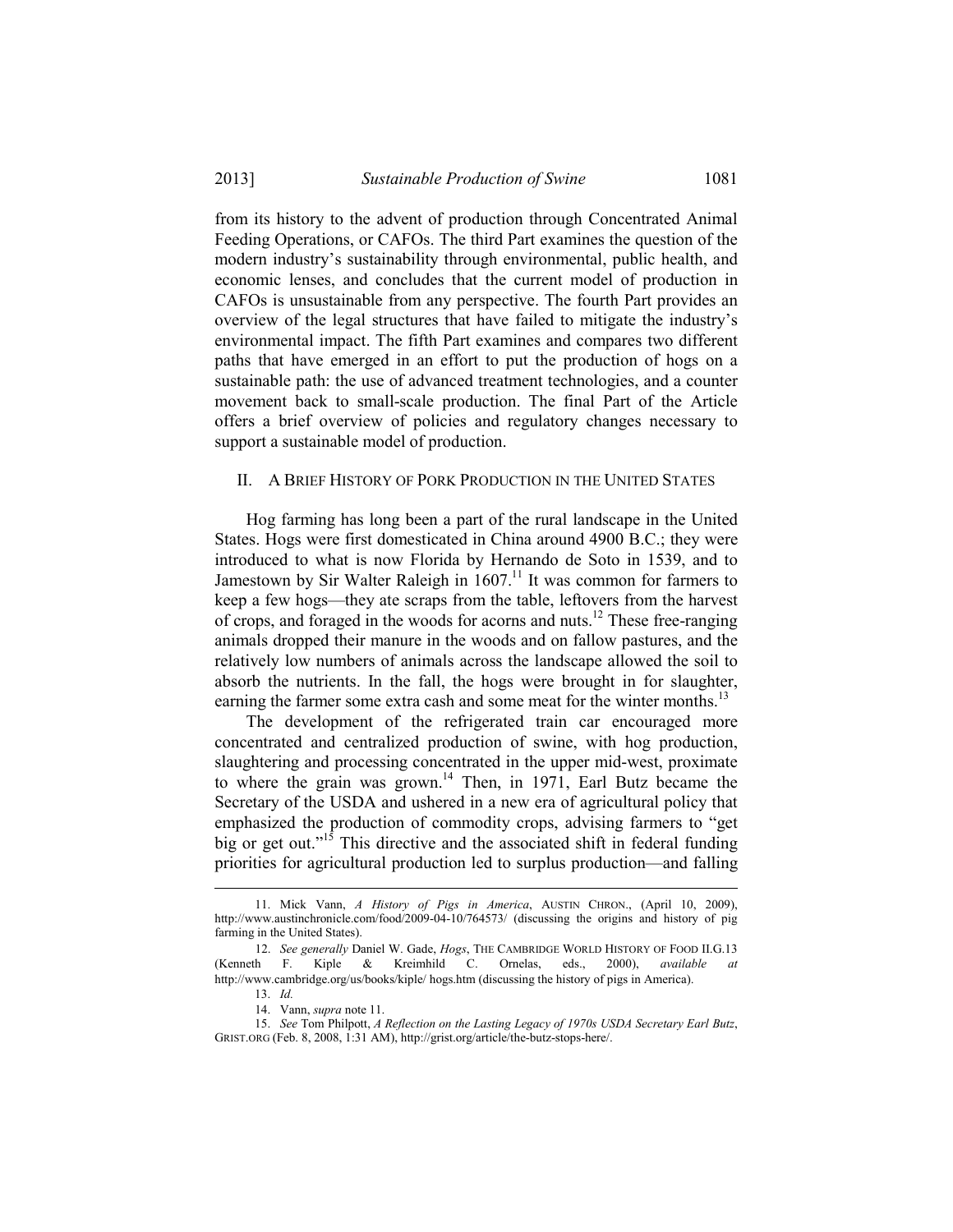from its history to the advent of production through Concentrated Animal Feeding Operations, or CAFOs. The third Part examines the question of the modern industry's sustainability through environmental, public health, and economic lenses, and concludes that the current model of production in CAFOs is unsustainable from any perspective. The fourth Part provides an overview of the legal structures that have failed to mitigate the industry's environmental impact. The fifth Part examines and compares two different paths that have emerged in an effort to put the production of hogs on a sustainable path: the use of advanced treatment technologies, and a counter movement back to small-scale production. The final Part of the Article offers a brief overview of policies and regulatory changes necessary to support a sustainable model of production.

## II. A BRIEF HISTORY OF PORK PRODUCTION IN THE UNITED STATES

Hog farming has long been a part of the rural landscape in the United States. Hogs were first domesticated in China around 4900 B.C.; they were introduced to what is now Florida by Hernando de Soto in 1539, and to Jamestown by Sir Walter Raleigh in 1607.[11] It was common for farmers to keep a few hogs—they ate scraps from the table, leftovers from the harvest of crops, and foraged in the woods for acorns and nuts.[12] These free-ranging animals dropped their manure in the woods and on fallow pastures, and the relatively low numbers of animals across the landscape allowed the soil to absorb the nutrients. In the fall, the hogs were brought in for slaughter, earning the farmer some extra cash and some meat for the winter months.[13]

The development of the refrigerated train car encouraged more concentrated and centralized production of swine, with hog production, slaughtering and processing concentrated in the upper mid-west, proximate to where the grain was grown.[14] Then, in 1971, Earl Butz became the Secretary of the USDA and ushered in a new era of agricultural policy that emphasized the production of commodity crops, advising farmers to "get big or get out."[15] This directive and the associated shift in federal funding priorities for agricultural production led to surplus production—and falling

---

11. Mick Vann, *A History of Pigs in America*, AUSTIN CHRON., (April 10, 2009), http://www.austinchronicle.com/food/2009-04-10/764573/ (discussing the origins and history of pig farming in the United States).

12. *See generally* Daniel W. Gade, *Hogs*, THE CAMBRIDGE WORLD HISTORY OF FOOD II.G.13 (Kenneth F. Kiple & Kreimhild C. Ornelas, eds., 2000), *available at* http://www.cambridge.org/us/books/kiple/ hogs.htm (discussing the history of pigs in America).

13. *Id.*

14. Vann, *supra* note 11.

15. *See* Tom Philpott, *A Reflection on the Lasting Legacy of 1970s USDA Secretary Earl Butz*, GRIST.ORG (Feb. 8, 2008, 1:31 AM), http://grist.org/article/the-butz-stops-here/.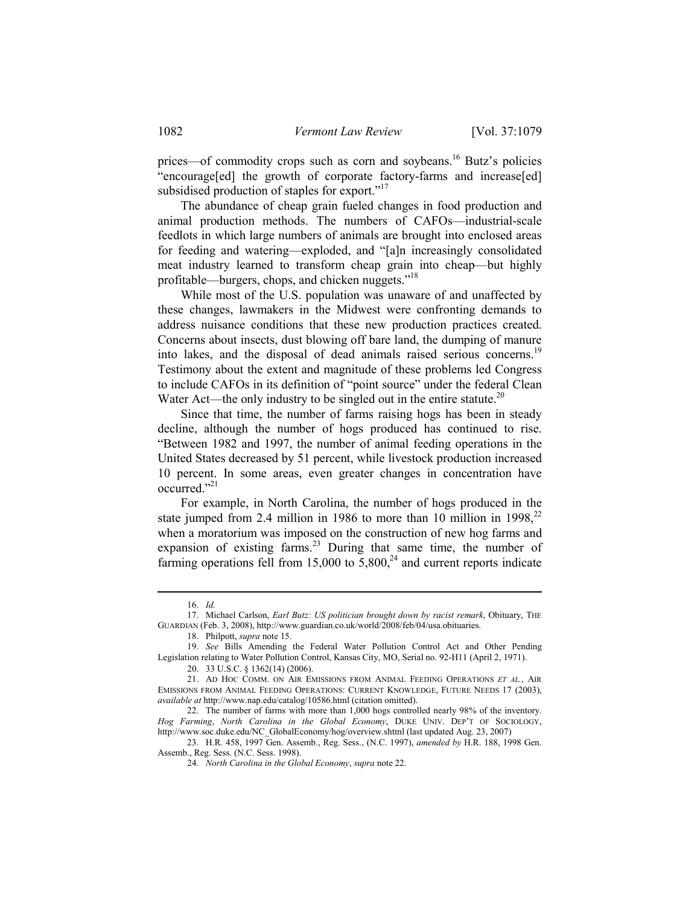prices—of commodity crops such as corn and soybeans.[16] Butz's policies "encourage[ed] the growth of corporate factory-farms and increase[ed] subsidised production of staples for export."[17]

The abundance of cheap grain fueled changes in food production and animal production methods. The numbers of CAFOs—industrial-scale feedlots in which large numbers of animals are brought into enclosed areas for feeding and watering—exploded, and "[a]n increasingly consolidated meat industry learned to transform cheap grain into cheap—but highly profitable—burgers, chops, and chicken nuggets."[18]

While most of the U.S. population was unaware of and unaffected by these changes, lawmakers in the Midwest were confronting demands to address nuisance conditions that these new production practices created. Concerns about insects, dust blowing off bare land, the dumping of manure into lakes, and the disposal of dead animals raised serious concerns.[19] Testimony about the extent and magnitude of these problems led Congress to include CAFOs in its definition of "point source" under the federal Clean Water Act—the only industry to be singled out in the entire statute.[20]

Since that time, the number of farms raising hogs has been in steady decline, although the number of hogs produced has continued to rise. "Between 1982 and 1997, the number of animal feeding operations in the United States decreased by 51 percent, while livestock production increased 10 percent. In some areas, even greater changes in concentration have occurred."[21]

For example, in North Carolina, the number of hogs produced in the state jumped from 2.4 million in 1986 to more than 10 million in 1998,[22] when a moratorium was imposed on the construction of new hog farms and expansion of existing farms.[23] During that same time, the number of farming operations fell from 15,000 to 5,800,[24] and current reports indicate

---

16. *Id.*

17. Michael Carlson, *Earl Butz: US politician brought down by racist remark*, Obituary, THE GUARDIAN (Feb. 3, 2008), http://www.guardian.co.uk/world/2008/feb/04/usa.obituaries.

18. Philpott, *supra* note 15.

19. *See* Bills Amending the Federal Water Pollution Control Act and Other Pending Legislation relating to Water Pollution Control, Kansas City, MO, Serial no. 92-H11 (April 2, 1971).

20. 33 U.S.C. § 1362(14) (2006).

21. AD HOC COMM. ON AIR EMISSIONS FROM ANIMAL FEEDING OPERATIONS *ET AL.*, AIR EMISSIONS FROM ANIMAL FEEDING OPERATIONS: CURRENT KNOWLEDGE, FUTURE NEEDS 17 (2003), *available at* http://www.nap.edu/catalog/10586.html (citation omitted).

22. The number of farms with more than 1,000 hogs controlled nearly 98% of the inventory. *Hog Farming*, *North Carolina in the Global Economy*, DUKE UNIV. DEP'T OF SOCIOLOGY, http://www.soc.duke.edu/NC_GlobalEconomy/hog/overview.shtml (last updated Aug. 23, 2007)

23. H.R. 458, 1997 Gen. Assemb., Reg. Sess., (N.C. 1997), *amended by* H.R. 188, 1998 Gen. Assemb., Reg. Sess. (N.C. Sess. 1998).

24. *North Carolina in the Global Economy*, *supra* note 22.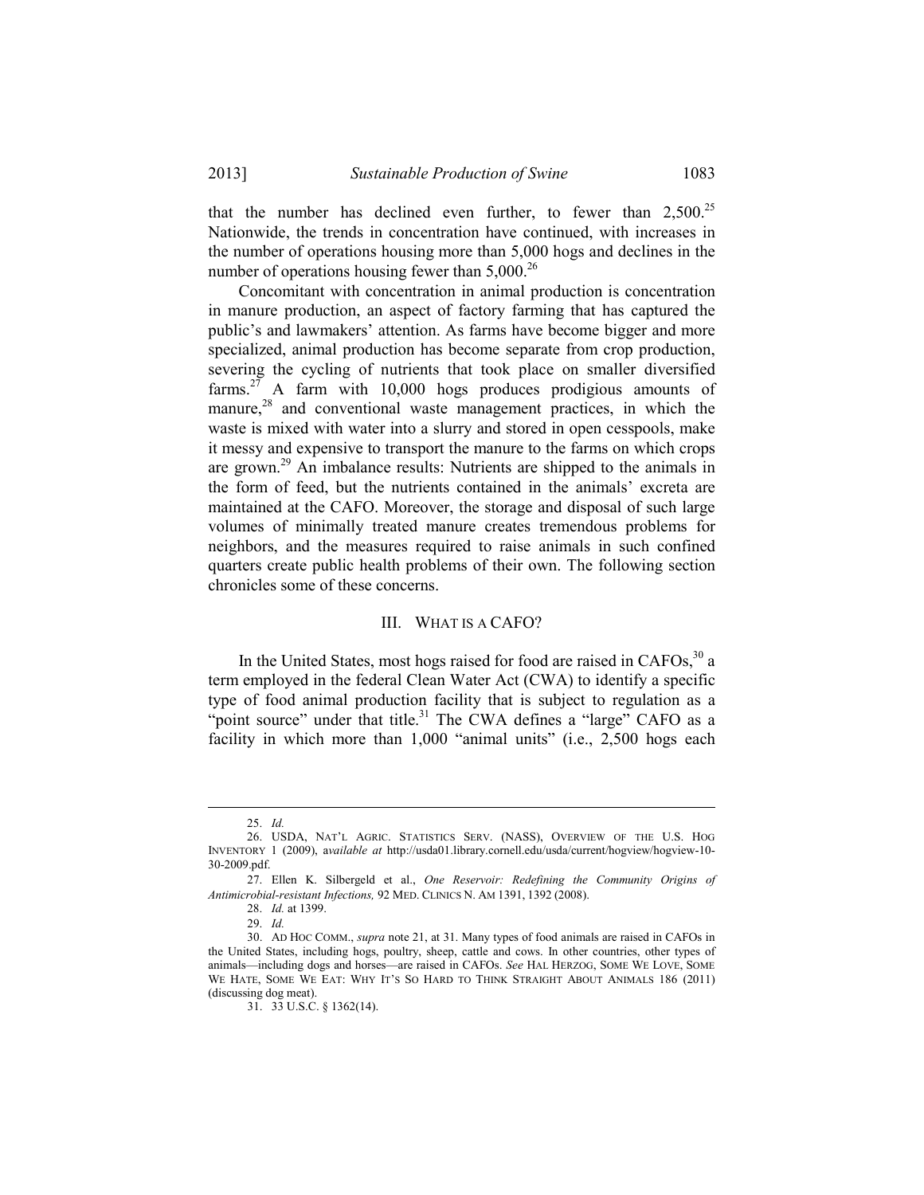that the number has declined even further, to fewer than 2,500.[25] Nationwide, the trends in concentration have continued, with increases in the number of operations housing more than 5,000 hogs and declines in the number of operations housing fewer than 5,000.[26]

Concomitant with concentration in animal production is concentration in manure production, an aspect of factory farming that has captured the public's and lawmakers' attention. As farms have become bigger and more specialized, animal production has become separate from crop production, severing the cycling of nutrients that took place on smaller diversified farms.[27] A farm with 10,000 hogs produces prodigious amounts of manure,[28] and conventional waste management practices, in which the waste is mixed with water into a slurry and stored in open cesspools, make it messy and expensive to transport the manure to the farms on which crops are grown.[29] An imbalance results: Nutrients are shipped to the animals in the form of feed, but the nutrients contained in the animals' excreta are maintained at the CAFO. Moreover, the storage and disposal of such large volumes of minimally treated manure creates tremendous problems for neighbors, and the measures required to raise animals in such confined quarters create public health problems of their own. The following section chronicles some of these concerns.

## III. WHAT IS A CAFO?

In the United States, most hogs raised for food are raised in CAFOs,[30] a term employed in the federal Clean Water Act (CWA) to identify a specific type of food animal production facility that is subject to regulation as a "point source" under that title.[31] The CWA defines a "large" CAFO as a facility in which more than 1,000 "animal units" (i.e., 2,500 hogs each

---

25. *Id.*

26. USDA, NAT'L AGRIC. STATISTICS SERV. (NASS), OVERVIEW OF THE U.S. HOG INVENTORY 1 (2009), *available at* http://usda01.library.cornell.edu/usda/current/hogview/hogview-10-30-2009.pdf.

27. Ellen K. Silbergeld et al., *One Reservoir: Redefining the Community Origins of Antimicrobial-resistant Infections,* 92 MED. CLINICS N. AM 1391, 1392 (2008).

28. *Id.* at 1399.

29. *Id.*

30. AD HOC COMM., *supra* note 21, at 31. Many types of food animals are raised in CAFOs in the United States, including hogs, poultry, sheep, cattle and cows. In other countries, other types of animals—including dogs and horses—are raised in CAFOs. *See* HAL HERZOG, SOME WE LOVE, SOME WE HATE, SOME WE EAT: WHY IT'S SO HARD TO THINK STRAIGHT ABOUT ANIMALS 186 (2011) (discussing dog meat).

31. 33 U.S.C. § 1362(14).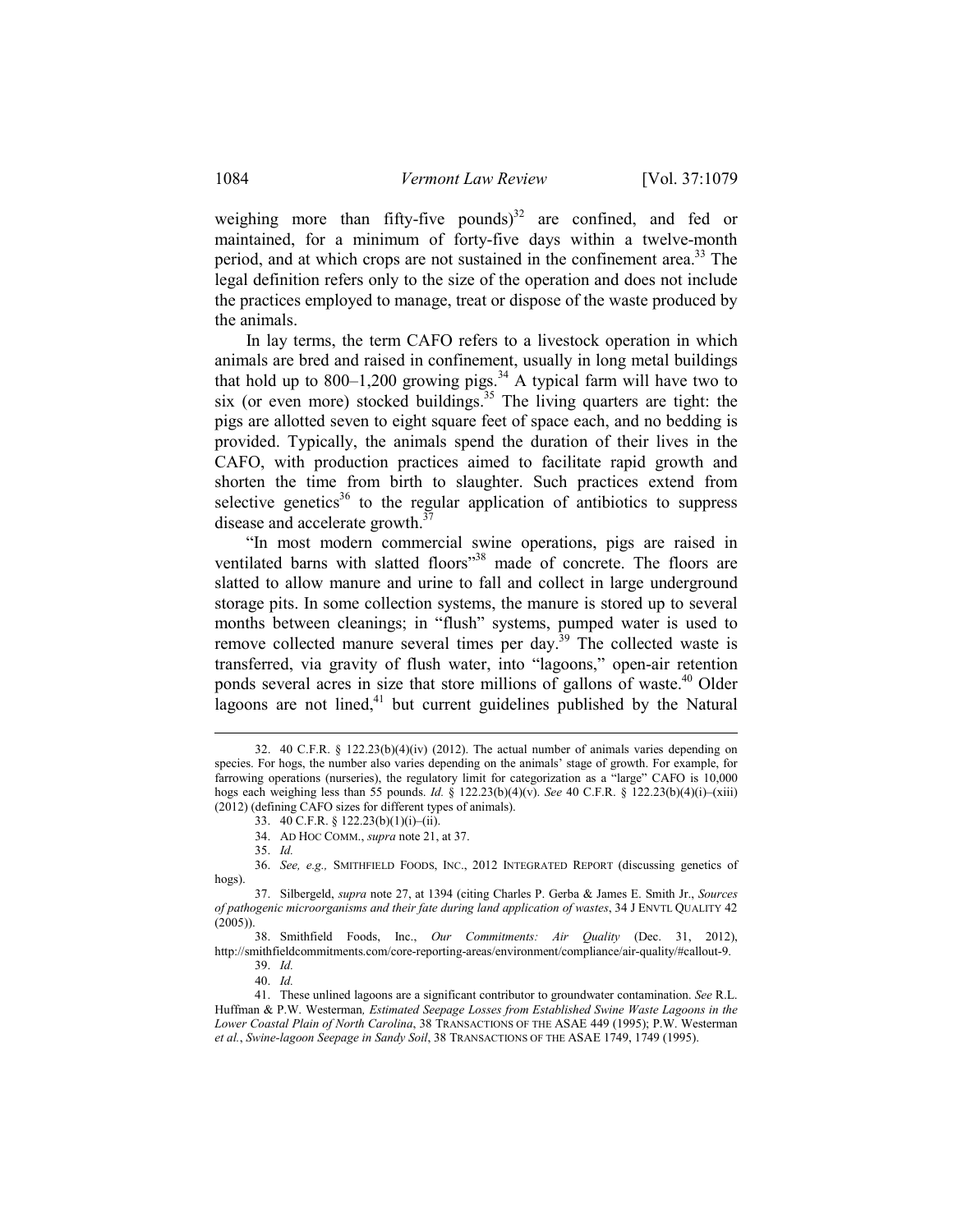weighing more than fifty-five pounds)[32] are confined, and fed or maintained, for a minimum of forty-five days within a twelve-month period, and at which crops are not sustained in the confinement area.[33] The legal definition refers only to the size of the operation and does not include the practices employed to manage, treat or dispose of the waste produced by the animals.

In lay terms, the term CAFO refers to a livestock operation in which animals are bred and raised in confinement, usually in long metal buildings that hold up to 800–1,200 growing pigs.[34] A typical farm will have two to six (or even more) stocked buildings.[35] The living quarters are tight: the pigs are allotted seven to eight square feet of space each, and no bedding is provided. Typically, the animals spend the duration of their lives in the CAFO, with production practices aimed to facilitate rapid growth and shorten the time from birth to slaughter. Such practices extend from selective genetics[36] to the regular application of antibiotics to suppress disease and accelerate growth.[37]

"In most modern commercial swine operations, pigs are raised in ventilated barns with slatted floors"[38] made of concrete. The floors are slatted to allow manure and urine to fall and collect in large underground storage pits. In some collection systems, the manure is stored up to several months between cleanings; in "flush" systems, pumped water is used to remove collected manure several times per day.[39] The collected waste is transferred, via gravity of flush water, into "lagoons," open-air retention ponds several acres in size that store millions of gallons of waste.[40] Older lagoons are not lined,[41] but current guidelines published by the Natural

---

32. 40 C.F.R. § 122.23(b)(4)(iv) (2012). The actual number of animals varies depending on species. For hogs, the number also varies depending on the animals' stage of growth. For example, for farrowing operations (nurseries), the regulatory limit for categorization as a "large" CAFO is 10,000 hogs each weighing less than 55 pounds. *Id.* § 122.23(b)(4)(v). *See* 40 C.F.R. § 122.23(b)(4)(i)–(xiii) (2012) (defining CAFO sizes for different types of animals).

33. 40 C.F.R. § 122.23(b)(1)(i)–(ii).

34. AD HOC COMM., *supra* note 21, at 37.

35. *Id.*

36. *See, e.g.,* SMITHFIELD FOODS, INC., 2012 INTEGRATED REPORT (discussing genetics of hogs).

37. Silbergeld, *supra* note 27, at 1394 (citing Charles P. Gerba & James E. Smith Jr., *Sources of pathogenic microorganisms and their fate during land application of wastes*, 34 J ENVTL QUALITY 42 (2005)).

38. Smithfield Foods, Inc., *Our Commitments: Air Quality* (Dec. 31, 2012), http://smithfieldcommitments.com/core-reporting-areas/environment/compliance/air-quality/#callout-9.

39. *Id.*

40. *Id.*

41. These unlined lagoons are a significant contributor to groundwater contamination. *See* R.L. Huffman & P.W. Westerman*, Estimated Seepage Losses from Established Swine Waste Lagoons in the Lower Coastal Plain of North Carolina*, 38 TRANSACTIONS OF THE ASAE 449 (1995); P.W. Westerman *et al.*, *Swine-lagoon Seepage in Sandy Soil*, 38 TRANSACTIONS OF THE ASAE 1749, 1749 (1995).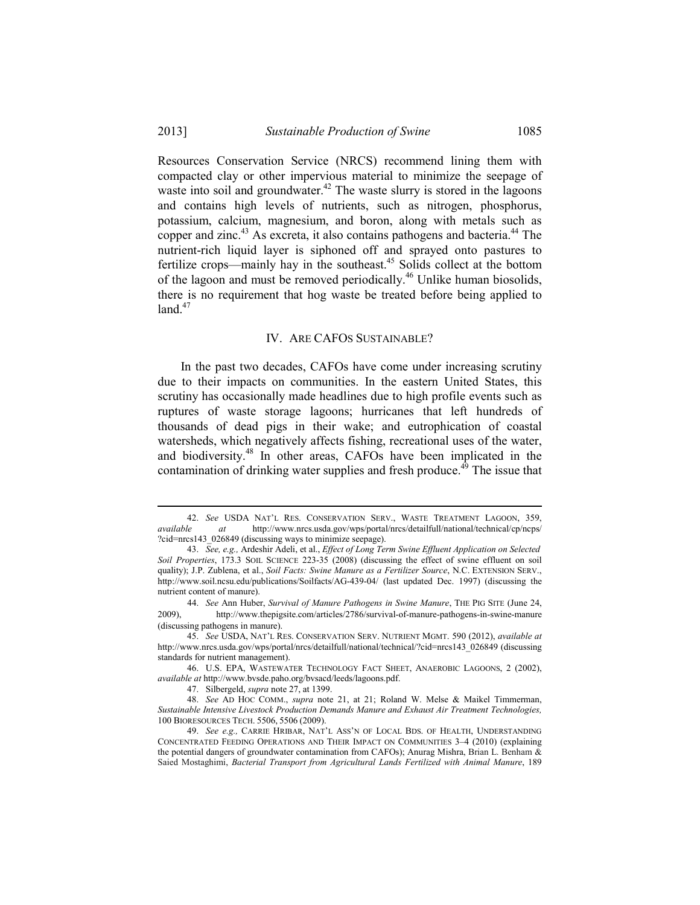Resources Conservation Service (NRCS) recommend lining them with compacted clay or other impervious material to minimize the seepage of waste into soil and groundwater.[42] The waste slurry is stored in the lagoons and contains high levels of nutrients, such as nitrogen, phosphorus, potassium, calcium, magnesium, and boron, along with metals such as copper and zinc.[43] As excreta, it also contains pathogens and bacteria.[44] The nutrient-rich liquid layer is siphoned off and sprayed onto pastures to fertilize crops—mainly hay in the southeast.[45] Solids collect at the bottom of the lagoon and must be removed periodically.[46] Unlike human biosolids, there is no requirement that hog waste be treated before being applied to land.[47]

## IV. ARE CAFOS SUSTAINABLE?

In the past two decades, CAFOs have come under increasing scrutiny due to their impacts on communities. In the eastern United States, this scrutiny has occasionally made headlines due to high profile events such as ruptures of waste storage lagoons; hurricanes that left hundreds of thousands of dead pigs in their wake; and eutrophication of coastal watersheds, which negatively affects fishing, recreational uses of the water, and biodiversity.[48] In other areas, CAFOs have been implicated in the contamination of drinking water supplies and fresh produce.[49] The issue that

---

42. *See* USDA NAT'L RES. CONSERVATION SERV., WASTE TREATMENT LAGOON, 359, *available at* http://www.nrcs.usda.gov/wps/portal/nrcs/detailfull/national/technical/cp/ncps/?cid=nrcs143_026849 (discussing ways to minimize seepage).

43. *See, e.g.,* Ardeshir Adeli, et al., *Effect of Long Term Swine Effluent Application on Selected Soil Properties*, 173.3 SOIL SCIENCE 223-35 (2008) (discussing the effect of swine effluent on soil quality); J.P. Zublena, et al., *Soil Facts: Swine Manure as a Fertilizer Source*, N.C. EXTENSION SERV., http://www.soil.ncsu.edu/publications/Soilfacts/AG-439-04/ (last updated Dec. 1997) (discussing the nutrient content of manure).

44. *See* Ann Huber, *Survival of Manure Pathogens in Swine Manure*, THE PIG SITE (June 24, 2009), http://www.thepigsite.com/articles/2786/survival-of-manure-pathogens-in-swine-manure (discussing pathogens in manure).

45. *See* USDA, NAT'L RES. CONSERVATION SERV. NUTRIENT MGMT. 590 (2012), *available at* http://www.nrcs.usda.gov/wps/portal/nrcs/detailfull/national/technical/?cid=nrcs143_026849 (discussing standards for nutrient management).

46. U.S. EPA, WASTEWATER TECHNOLOGY FACT SHEET, ANAEROBIC LAGOONS, 2 (2002), *available at* http://www.bvsde.paho.org/bvsacd/leeds/lagoons.pdf.

47. Silbergeld, *supra* note 27, at 1399.

48. *See* AD HOC COMM., *supra* note 21, at 21; Roland W. Melse & Maikel Timmerman, *Sustainable Intensive Livestock Production Demands Manure and Exhaust Air Treatment Technologies,* 100 BIORESOURCES TECH. 5506, 5506 (2009).

49. *See e.g.,* CARRIE HRIBAR, NAT'L ASS'N OF LOCAL BDS. OF HEALTH, UNDERSTANDING CONCENTRATED FEEDING OPERATIONS AND THEIR IMPACT ON COMMUNITIES 3–4 (2010) (explaining the potential dangers of groundwater contamination from CAFOs); Anurag Mishra, Brian L. Benham & Saied Mostaghimi, *Bacterial Transport from Agricultural Lands Fertilized with Animal Manure*, 189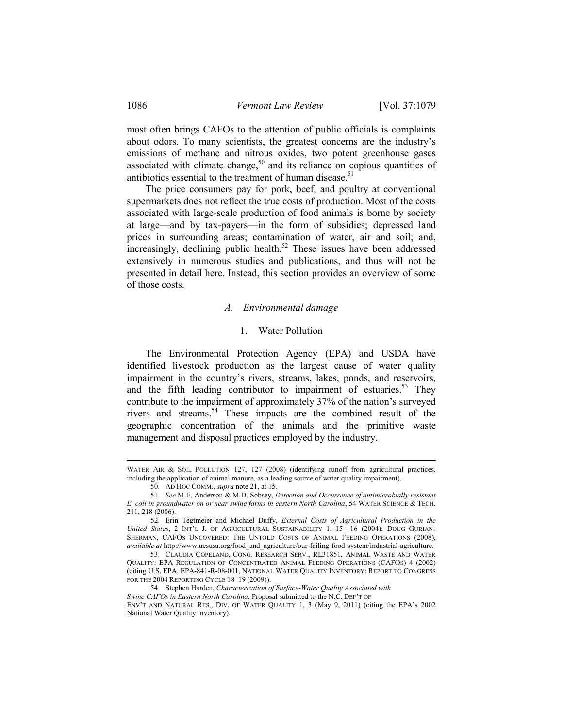most often brings CAFOs to the attention of public officials is complaints about odors. To many scientists, the greatest concerns are the industry's emissions of methane and nitrous oxides, two potent greenhouse gases associated with climate change,[50] and its reliance on copious quantities of antibiotics essential to the treatment of human disease.[51]

The price consumers pay for pork, beef, and poultry at conventional supermarkets does not reflect the true costs of production. Most of the costs associated with large-scale production of food animals is borne by society at large—and by tax-payers—in the form of subsidies; depressed land prices in surrounding areas; contamination of water, air and soil; and, increasingly, declining public health.[52] These issues have been addressed extensively in numerous studies and publications, and thus will not be presented in detail here. Instead, this section provides an overview of some of those costs.

### *A. Environmental damage*

#### 1. Water Pollution

The Environmental Protection Agency (EPA) and USDA have identified livestock production as the largest cause of water quality impairment in the country's rivers, streams, lakes, ponds, and reservoirs, and the fifth leading contributor to impairment of estuaries.[53] They contribute to the impairment of approximately 37% of the nation's surveyed rivers and streams.[54] These impacts are the combined result of the geographic concentration of the animals and the primitive waste management and disposal practices employed by the industry.

---

WATER AIR & SOIL POLLUTION 127, 127 (2008) (identifying runoff from agricultural practices, including the application of animal manure, as a leading source of water quality impairment).

50. AD HOC COMM., *supra* note 21, at 15.

51. *See* M.E. Anderson & M.D. Sobsey, *Detection and Occurrence of antimicrobially resistant E. coli in groundwater on or near swine farms in eastern North Carolina*, 54 WATER SCIENCE & TECH. 211, 218 (2006).

52. Erin Tegtmeier and Michael Duffy, *External Costs of Agricultural Production in the United States*, 2 INT'L J. OF AGRICULTURAL SUSTAINABILITY 1, 15 –16 (2004); DOUG GURIAN-SHERMAN, CAFOS UNCOVERED: THE UNTOLD COSTS OF ANIMAL FEEDING OPERATIONS (2008), *available at* http://www.ucsusa.org/food_and_agriculture/our-failing-food-system/industrial-agriculture.

53. CLAUDIA COPELAND, CONG. RESEARCH SERV., RL31851, ANIMAL WASTE AND WATER QUALITY: EPA REGULATION OF CONCENTRATED ANIMAL FEEDING OPERATIONS (CAFOS) 4 (2002) (citing U.S. EPA, EPA-841-R-08-001, NATIONAL WATER QUALITY INVENTORY: REPORT TO CONGRESS FOR THE 2004 REPORTING CYCLE 18–19 (2009)).

54. Stephen Harden, *Characterization of Surface-Water Quality Associated with Swine CAFOs in Eastern North Carolina*, Proposal submitted to the N.C. DEP'T OF ENV'T AND NATURAL RES., DIV. OF WATER QUALITY 1, 3 (May 9, 2011) (citing the EPA's 2002 National Water Quality Inventory).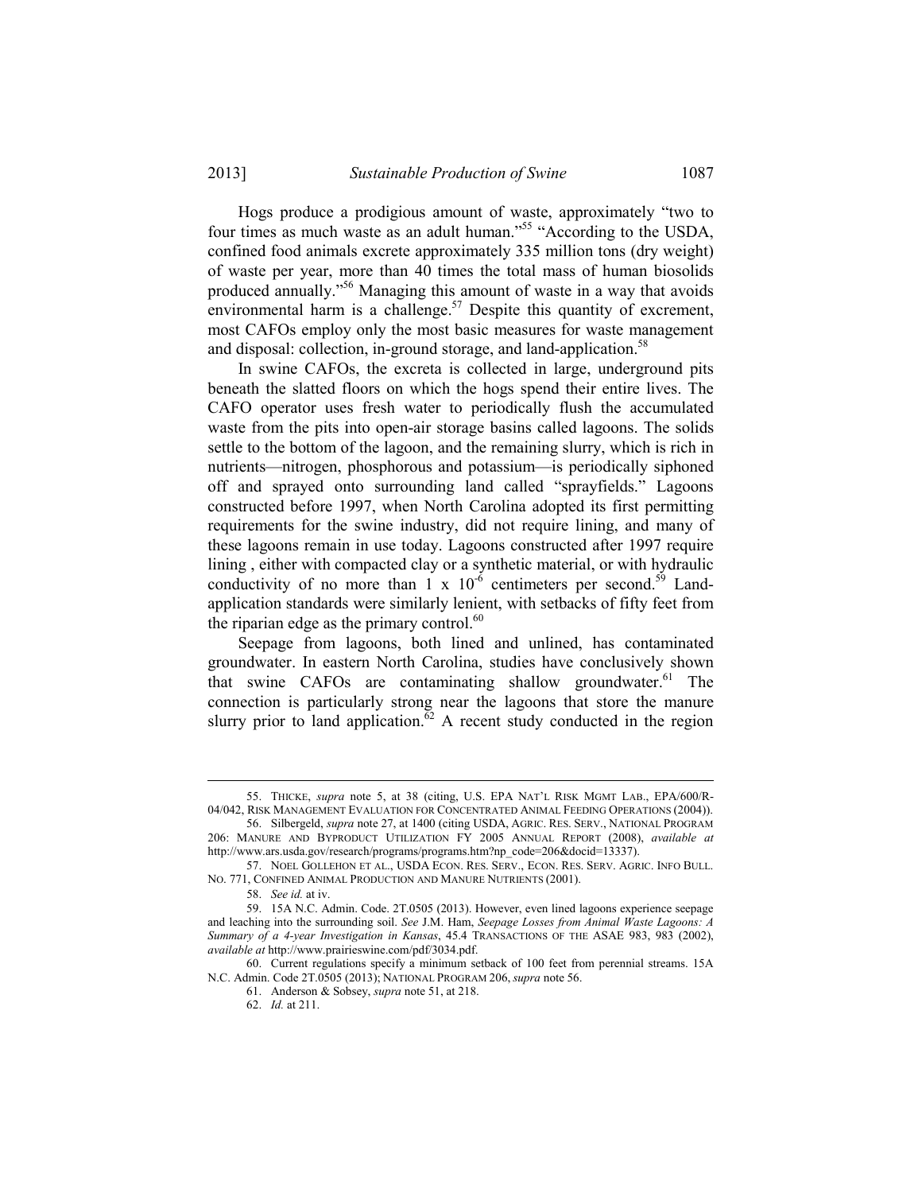Hogs produce a prodigious amount of waste, approximately "two to four times as much waste as an adult human."[55] "According to the USDA, confined food animals excrete approximately 335 million tons (dry weight) of waste per year, more than 40 times the total mass of human biosolids produced annually."[56] Managing this amount of waste in a way that avoids environmental harm is a challenge.[57] Despite this quantity of excrement, most CAFOs employ only the most basic measures for waste management and disposal: collection, in-ground storage, and land-application.[58]

In swine CAFOs, the excreta is collected in large, underground pits beneath the slatted floors on which the hogs spend their entire lives. The CAFO operator uses fresh water to periodically flush the accumulated waste from the pits into open-air storage basins called lagoons. The solids settle to the bottom of the lagoon, and the remaining slurry, which is rich in nutrients—nitrogen, phosphorous and potassium—is periodically siphoned off and sprayed onto surrounding land called "sprayfields." Lagoons constructed before 1997, when North Carolina adopted its first permitting requirements for the swine industry, did not require lining, and many of these lagoons remain in use today. Lagoons constructed after 1997 require lining , either with compacted clay or a synthetic material, or with hydraulic conductivity of no more than $1 \times 10^{-6}$ centimeters per second.[59] Land-application standards were similarly lenient, with setbacks of fifty feet from the riparian edge as the primary control.[60]

Seepage from lagoons, both lined and unlined, has contaminated groundwater. In eastern North Carolina, studies have conclusively shown that swine CAFOs are contaminating shallow groundwater.[61] The connection is particularly strong near the lagoons that store the manure slurry prior to land application.[62] A recent study conducted in the region

---

55. THICKE, *supra* note 5, at 38 (citing, U.S. EPA NAT'L RISK MGMT LAB., EPA/600/R-04/042, RISK MANAGEMENT EVALUATION FOR CONCENTRATED ANIMAL FEEDING OPERATIONS (2004)).

56. Silbergeld, *supra* note 27, at 1400 (citing USDA, AGRIC. RES. SERV., NATIONAL PROGRAM 206: MANURE AND BYPRODUCT UTILIZATION FY 2005 ANNUAL REPORT (2008), *available at* http://www.ars.usda.gov/research/programs/programs.htm?np_code=206&docid=13337).

57. NOEL GOLLEHON ET AL., USDA ECON. RES. SERV., ECON. RES. SERV. AGRIC. INFO BULL. NO. 771, CONFINED ANIMAL PRODUCTION AND MANURE NUTRIENTS (2001).

58. *See id.* at iv.

59. 15A N.C. Admin. Code. 2T.0505 (2013). However, even lined lagoons experience seepage and leaching into the surrounding soil. *See* J.M. Ham, *Seepage Losses from Animal Waste Lagoons: A Summary of a 4-year Investigation in Kansas*, 45.4 TRANSACTIONS OF THE ASAE 983, 983 (2002), *available at* http://www.prairieswine.com/pdf/3034.pdf.

60. Current regulations specify a minimum setback of 100 feet from perennial streams. 15A N.C. Admin. Code 2T.0505 (2013); NATIONAL PROGRAM 206, *supra* note 56.

61. Anderson & Sobsey, *supra* note 51, at 218.

62. *Id.* at 211.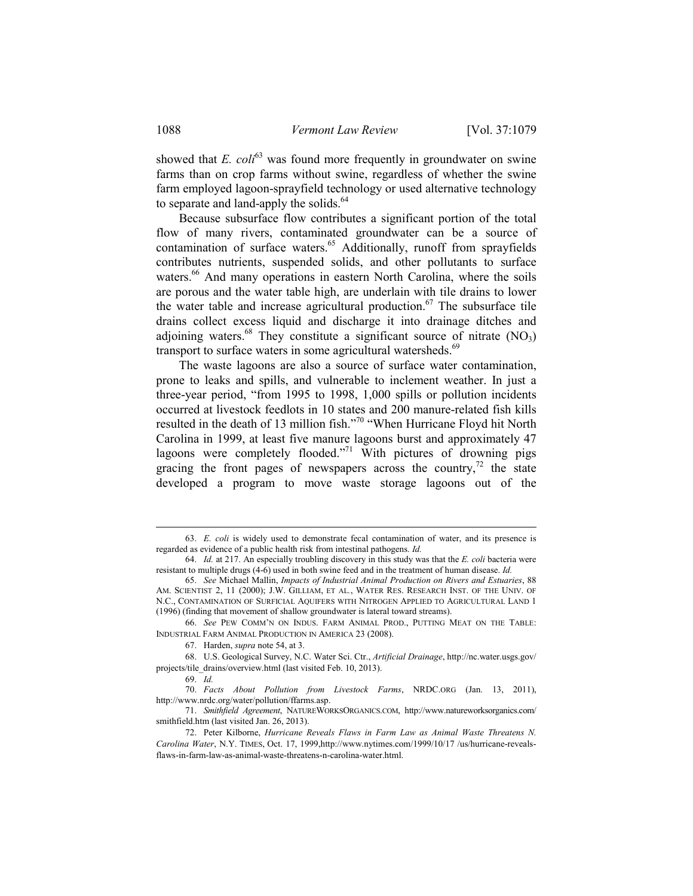showed that *E. coli*[63] was found more frequently in groundwater on swine farms than on crop farms without swine, regardless of whether the swine farm employed lagoon-sprayfield technology or used alternative technology to separate and land-apply the solids.[64]

Because subsurface flow contributes a significant portion of the total flow of many rivers, contaminated groundwater can be a source of contamination of surface waters.[65] Additionally, runoff from sprayfields contributes nutrients, suspended solids, and other pollutants to surface waters.[66] And many operations in eastern North Carolina, where the soils are porous and the water table high, are underlain with tile drains to lower the water table and increase agricultural production.[67] The subsurface tile drains collect excess liquid and discharge it into drainage ditches and adjoining waters.[68] They constitute a significant source of nitrate ($NO_3$) transport to surface waters in some agricultural watersheds.[69]

The waste lagoons are also a source of surface water contamination, prone to leaks and spills, and vulnerable to inclement weather. In just a three-year period, "from 1995 to 1998, 1,000 spills or pollution incidents occurred at livestock feedlots in 10 states and 200 manure-related fish kills resulted in the death of 13 million fish."[70] "When Hurricane Floyd hit North Carolina in 1999, at least five manure lagoons burst and approximately 47 lagoons were completely flooded."[71] With pictures of drowning pigs gracing the front pages of newspapers across the country,[72] the state developed a program to move waste storage lagoons out of the

---

63. *E. coli* is widely used to demonstrate fecal contamination of water, and its presence is regarded as evidence of a public health risk from intestinal pathogens. *Id.*

64. *Id.* at 217. An especially troubling discovery in this study was that the *E. coli* bacteria were resistant to multiple drugs (4-6) used in both swine feed and in the treatment of human disease. *Id.*

65. *See* Michael Mallin, *Impacts of Industrial Animal Production on Rivers and Estuaries*, 88 AM. SCIENTIST 2, 11 (2000); J.W. GILLIAM, ET AL., WATER RES. RESEARCH INST. OF THE UNIV. OF N.C., CONTAMINATION OF SURFICIAL AQUIFERS WITH NITROGEN APPLIED TO AGRICULTURAL LAND 1 (1996) (finding that movement of shallow groundwater is lateral toward streams).

66. *See* PEW COMM'N ON INDUS. FARM ANIMAL PROD., PUTTING MEAT ON THE TABLE: INDUSTRIAL FARM ANIMAL PRODUCTION IN AMERICA 23 (2008).

67. Harden, *supra* note 54, at 3.

68. U.S. Geological Survey, N.C. Water Sci. Ctr., *Artificial Drainage*, http://nc.water.usgs.gov/projects/tile_drains/overview.html (last visited Feb. 10, 2013).

69. *Id.*

70. *Facts About Pollution from Livestock Farms*, NRDC.ORG (Jan. 13, 2011), http://www.nrdc.org/water/pollution/ffarms.asp.

71. *Smithfield Agreement*, NATUREWORKSORGANICS.COM, http://www.natureworksorganics.com/smithfield.htm (last visited Jan. 26, 2013).

72. Peter Kilborne, *Hurricane Reveals Flaws in Farm Law as Animal Waste Threatens N. Carolina Water*, N.Y. TIMES, Oct. 17, 1999,http://www.nytimes.com/1999/10/17 /us/hurricane-reveals-flaws-in-farm-law-as-animal-waste-threatens-n-carolina-water.html.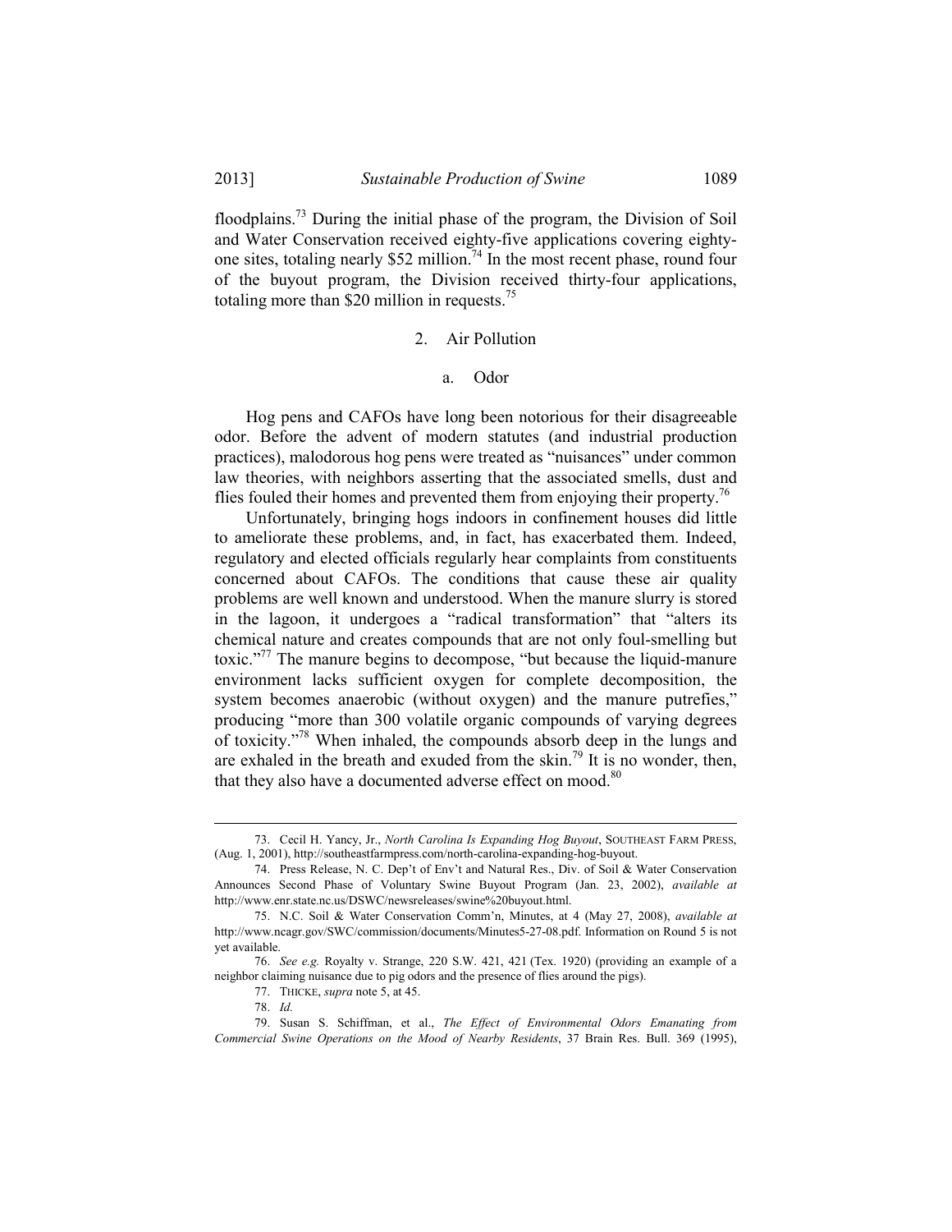floodplains.[73] During the initial phase of the program, the Division of Soil and Water Conservation received eighty-five applications covering eighty-one sites, totaling nearly $52 million.[74] In the most recent phase, round four of the buyout program, the Division received thirty-four applications, totaling more than $20 million in requests.[75]

### 2. Air Pollution

#### a. Odor

Hog pens and CAFOs have long been notorious for their disagreeable odor. Before the advent of modern statutes (and industrial production practices), malodorous hog pens were treated as "nuisances" under common law theories, with neighbors asserting that the associated smells, dust and flies fouled their homes and prevented them from enjoying their property.[76]

Unfortunately, bringing hogs indoors in confinement houses did little to ameliorate these problems, and, in fact, has exacerbated them. Indeed, regulatory and elected officials regularly hear complaints from constituents concerned about CAFOs. The conditions that cause these air quality problems are well known and understood. When the manure slurry is stored in the lagoon, it undergoes a "radical transformation" that "alters its chemical nature and creates compounds that are not only foul-smelling but toxic."[77] The manure begins to decompose, "but because the liquid-manure environment lacks sufficient oxygen for complete decomposition, the system becomes anaerobic (without oxygen) and the manure putrefies," producing "more than 300 volatile organic compounds of varying degrees of toxicity."[78] When inhaled, the compounds absorb deep in the lungs and are exhaled in the breath and exuded from the skin.[79] It is no wonder, then, that they also have a documented adverse effect on mood.[80]

---

73. Cecil H. Yancy, Jr., *North Carolina Is Expanding Hog Buyout*, SOUTHEAST FARM PRESS, (Aug. 1, 2001), http://southeastfarmpress.com/north-carolina-expanding-hog-buyout.

74. Press Release, N. C. Dep't of Env't and Natural Res., Div. of Soil & Water Conservation Announces Second Phase of Voluntary Swine Buyout Program (Jan. 23, 2002), *available at* http://www.enr.state.nc.us/DSWC/newsreleases/swine%20buyout.html.

75. N.C. Soil & Water Conservation Comm'n, Minutes, at 4 (May 27, 2008), *available at* http://www.ncagr.gov/SWC/commission/documents/Minutes5-27-08.pdf. Information on Round 5 is not yet available.

76. *See e.g.* Royalty v. Strange, 220 S.W. 421, 421 (Tex. 1920) (providing an example of a neighbor claiming nuisance due to pig odors and the presence of flies around the pigs).

77. THICKE, *supra* note 5, at 45.

78. *Id.*

79. Susan S. Schiffman, et al., *The Effect of Environmental Odors Emanating from Commercial Swine Operations on the Mood of Nearby Residents*, 37 Brain Res. Bull. 369 (1995),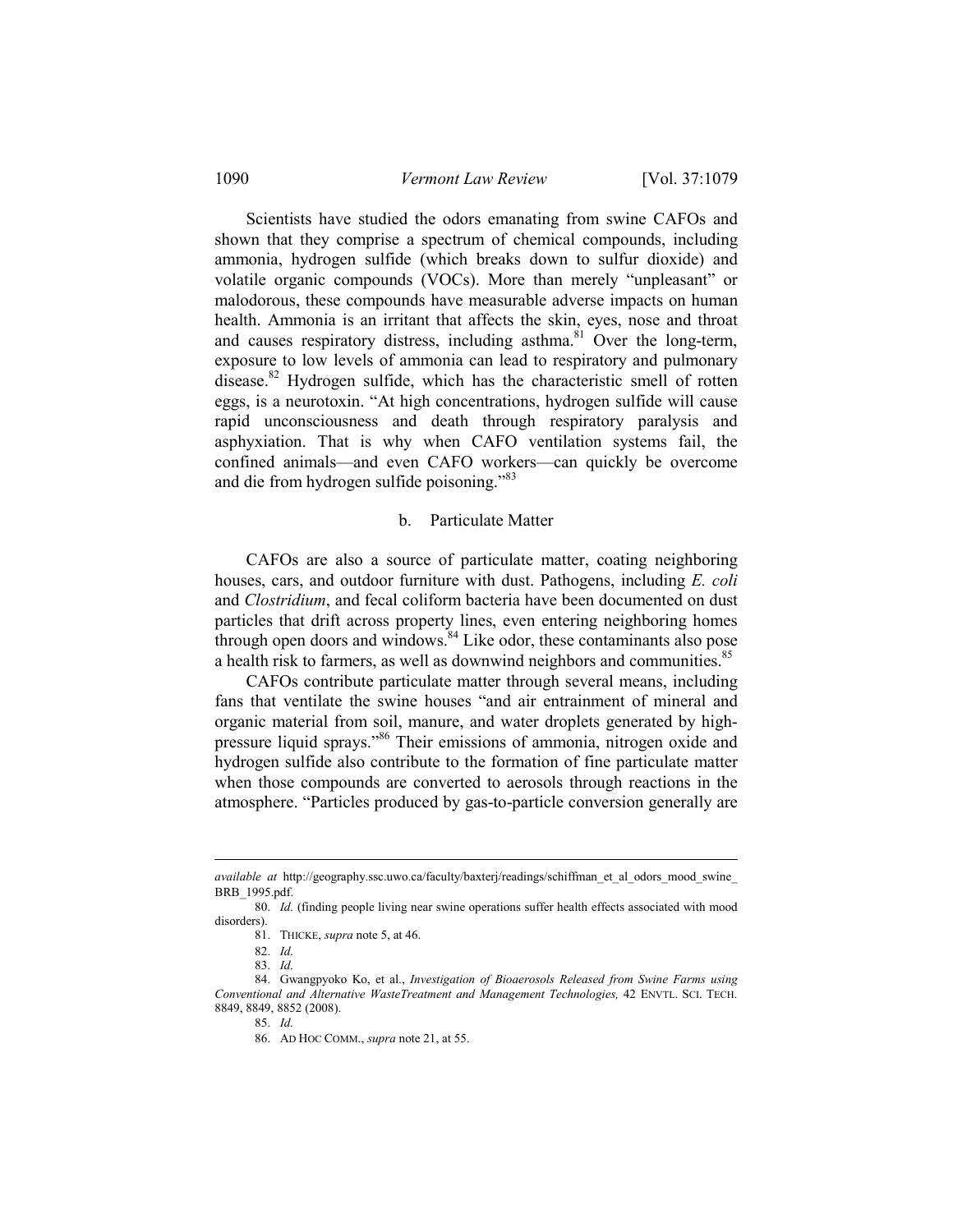Scientists have studied the odors emanating from swine CAFOs and shown that they comprise a spectrum of chemical compounds, including ammonia, hydrogen sulfide (which breaks down to sulfur dioxide) and volatile organic compounds (VOCs). More than merely "unpleasant" or malodorous, these compounds have measurable adverse impacts on human health. Ammonia is an irritant that affects the skin, eyes, nose and throat and causes respiratory distress, including asthma.[81] Over the long-term, exposure to low levels of ammonia can lead to respiratory and pulmonary disease.[82] Hydrogen sulfide, which has the characteristic smell of rotten eggs, is a neurotoxin. "At high concentrations, hydrogen sulfide will cause rapid unconsciousness and death through respiratory paralysis and asphyxiation. That is why when CAFO ventilation systems fail, the confined animals—and even CAFO workers—can quickly be overcome and die from hydrogen sulfide poisoning."[83]

### b. Particulate Matter

CAFOs are also a source of particulate matter, coating neighboring houses, cars, and outdoor furniture with dust. Pathogens, including *E. coli* and *Clostridium*, and fecal coliform bacteria have been documented on dust particles that drift across property lines, even entering neighboring homes through open doors and windows.[84] Like odor, these contaminants also pose a health risk to farmers, as well as downwind neighbors and communities.[85]

CAFOs contribute particulate matter through several means, including fans that ventilate the swine houses "and air entrainment of mineral and organic material from soil, manure, and water droplets generated by high-pressure liquid sprays."[86] Their emissions of ammonia, nitrogen oxide and hydrogen sulfide also contribute to the formation of fine particulate matter when those compounds are converted to aerosols through reactions in the atmosphere. "Particles produced by gas-to-particle conversion generally are

---

*available at* http://geography.ssc.uwo.ca/faculty/baxterj/readings/schiffman_et_al_odors_mood_swine_BRB_1995.pdf.

80. *Id.* (finding people living near swine operations suffer health effects associated with mood disorders).

81. THICKE, *supra* note 5, at 46.

82. *Id.*

83. *Id.*

84. Gwangpyoko Ko, et al., *Investigation of Bioaerosols Released from Swine Farms using Conventional and Alternative WasteTreatment and Management Technologies,* 42 ENVTL. SCI. TECH. 8849, 8849, 8852 (2008).

85. *Id.*

86. AD HOC COMM., *supra* note 21, at 55.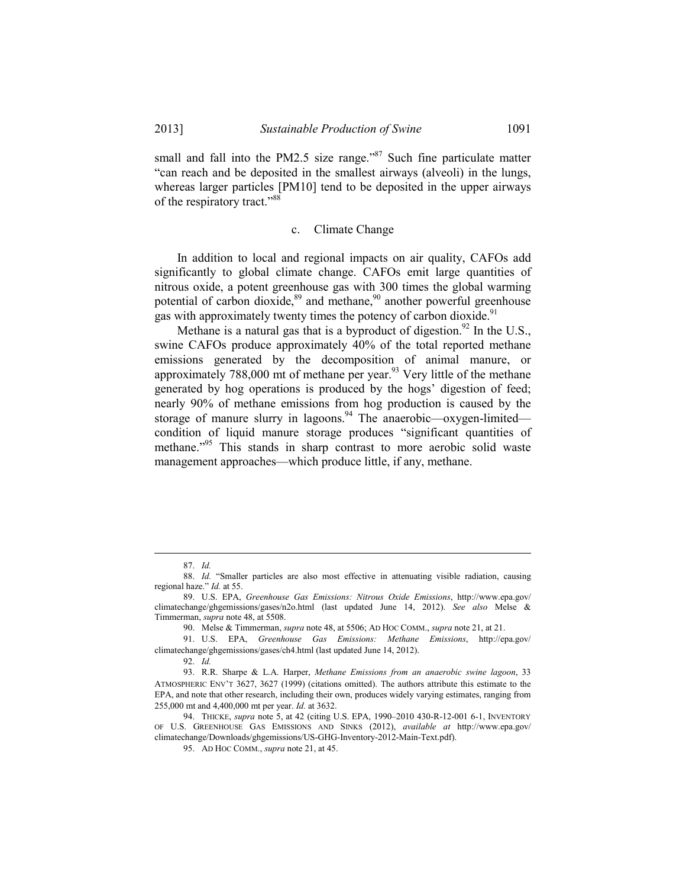small and fall into the PM2.5 size range."[87] Such fine particulate matter "can reach and be deposited in the smallest airways (alveoli) in the lungs, whereas larger particles [PM10] tend to be deposited in the upper airways of the respiratory tract."[88]

### c. Climate Change

In addition to local and regional impacts on air quality, CAFOs add significantly to global climate change. CAFOs emit large quantities of nitrous oxide, a potent greenhouse gas with 300 times the global warming potential of carbon dioxide,[89] and methane,[90] another powerful greenhouse gas with approximately twenty times the potency of carbon dioxide.[91]

Methane is a natural gas that is a byproduct of digestion.[92] In the U.S., swine CAFOs produce approximately 40% of the total reported methane emissions generated by the decomposition of animal manure, or approximately 788,000 mt of methane per year.[93] Very little of the methane generated by hog operations is produced by the hogs' digestion of feed; nearly 90% of methane emissions from hog production is caused by the storage of manure slurry in lagoons.[94] The anaerobic—oxygen-limited—condition of liquid manure storage produces "significant quantities of methane."[95] This stands in sharp contrast to more aerobic solid waste management approaches—which produce little, if any, methane.

---

87. *Id.*

88. *Id.* "Smaller particles are also most effective in attenuating visible radiation, causing regional haze." *Id.* at 55.

89. U.S. EPA, *Greenhouse Gas Emissions: Nitrous Oxide Emissions*, http://www.epa.gov/climatechange/ghgemissions/gases/n2o.html (last updated June 14, 2012). *See also* Melse & Timmerman, *supra* note 48, at 5508.

90. Melse & Timmerman, *supra* note 48, at 5506; AD HOC COMM., *supra* note 21, at 21.

91. U.S. EPA, *Greenhouse Gas Emissions: Methane Emissions*, http://epa.gov/climatechange/ghgemissions/gases/ch4.html (last updated June 14, 2012).

92. *Id.*

93. R.R. Sharpe & L.A. Harper, *Methane Emissions from an anaerobic swine lagoon*, 33 ATMOSPHERIC ENV'T 3627, 3627 (1999) (citations omitted). The authors attribute this estimate to the EPA, and note that other research, including their own, produces widely varying estimates, ranging from 255,000 mt and 4,400,000 mt per year. *Id.* at 3632.

94. THICKE, *supra* note 5, at 42 (citing U.S. EPA, 1990–2010 430-R-12-001 6-1, INVENTORY OF U.S. GREENHOUSE GAS EMISSIONS AND SINKS (2012), *available at* http://www.epa.gov/climatechange/Downloads/ghgemissions/US-GHG-Inventory-2012-Main-Text.pdf).

95. AD HOC COMM., *supra* note 21, at 45.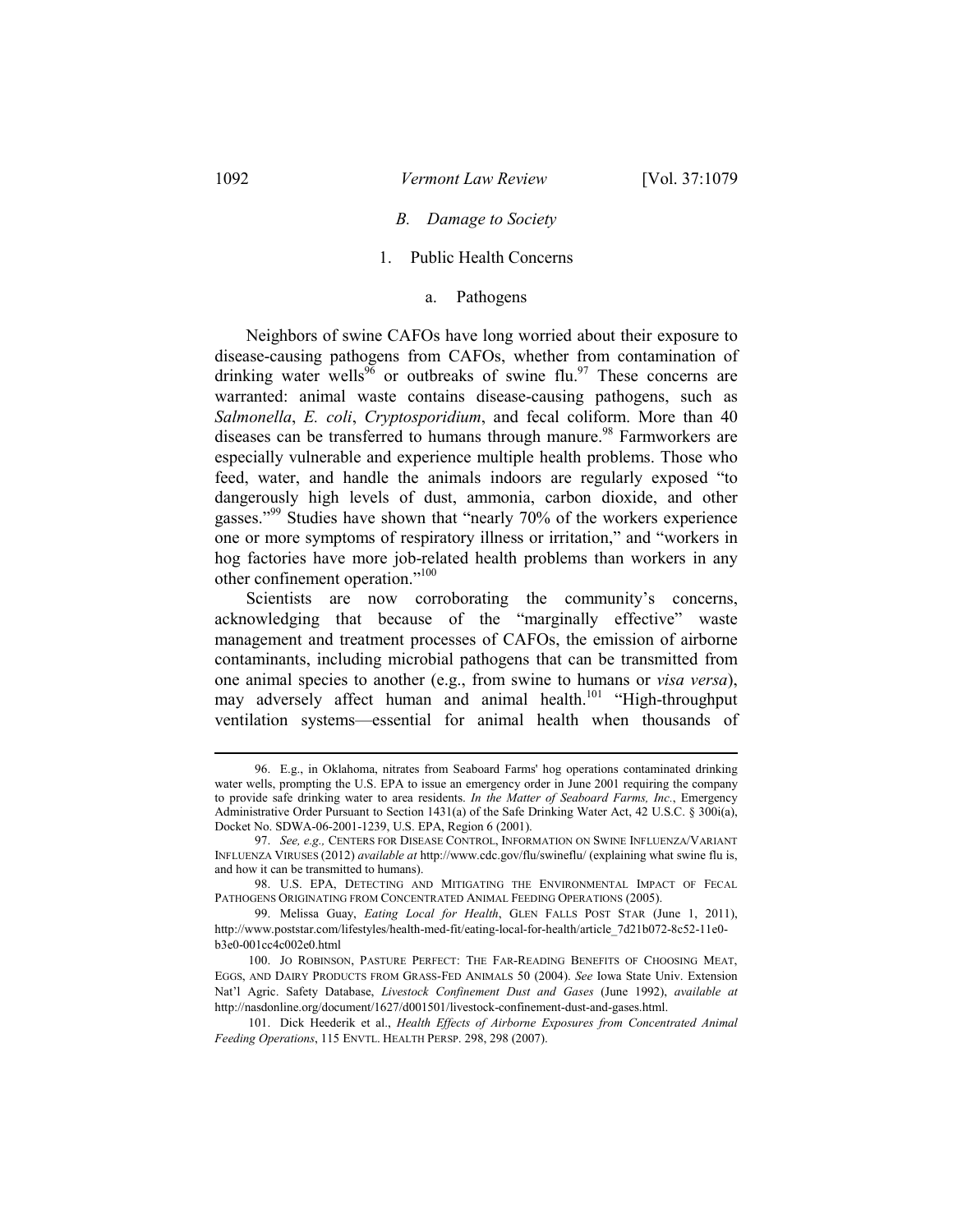### *B. Damage to Society*

#### 1. Public Health Concerns

##### a. Pathogens

Neighbors of swine CAFOs have long worried about their exposure to disease-causing pathogens from CAFOs, whether from contamination of drinking water wells[96] or outbreaks of swine flu.[97] These concerns are warranted: animal waste contains disease-causing pathogens, such as *Salmonella*, *E. coli*, *Cryptosporidium*, and fecal coliform. More than 40 diseases can be transferred to humans through manure.[98] Farmworkers are especially vulnerable and experience multiple health problems. Those who feed, water, and handle the animals indoors are regularly exposed "to dangerously high levels of dust, ammonia, carbon dioxide, and other gasses."[99] Studies have shown that "nearly 70% of the workers experience one or more symptoms of respiratory illness or irritation," and "workers in hog factories have more job-related health problems than workers in any other confinement operation."[100]

Scientists are now corroborating the community's concerns, acknowledging that because of the "marginally effective" waste management and treatment processes of CAFOs, the emission of airborne contaminants, including microbial pathogens that can be transmitted from one animal species to another (e.g., from swine to humans or *visa versa*), may adversely affect human and animal health.[101] "High-throughput ventilation systems—essential for animal health when thousands of

---

96. E.g., in Oklahoma, nitrates from Seaboard Farms' hog operations contaminated drinking water wells, prompting the U.S. EPA to issue an emergency order in June 2001 requiring the company to provide safe drinking water to area residents. *In the Matter of Seaboard Farms, Inc.*, Emergency Administrative Order Pursuant to Section 1431(a) of the Safe Drinking Water Act, 42 U.S.C. § 300i(a), Docket No. SDWA-06-2001-1239, U.S. EPA, Region 6 (2001).

97. *See, e.g.,* CENTERS FOR DISEASE CONTROL, INFORMATION ON SWINE INFLUENZA/VARIANT INFLUENZA VIRUSES (2012) *available at* http://www.cdc.gov/flu/swineflu/ (explaining what swine flu is, and how it can be transmitted to humans).

98. U.S. EPA, DETECTING AND MITIGATING THE ENVIRONMENTAL IMPACT OF FECAL PATHOGENS ORIGINATING FROM CONCENTRATED ANIMAL FEEDING OPERATIONS (2005).

99. Melissa Guay, *Eating Local for Health*, GLEN FALLS POST STAR (June 1, 2011), http://www.poststar.com/lifestyles/health-med-fit/eating-local-for-health/article_7d21b072-8c52-11e0-b3e0-001cc4c002e0.html

100. JO ROBINSON, PASTURE PERFECT: THE FAR-READING BENEFITS OF CHOOSING MEAT, EGGS, AND DAIRY PRODUCTS FROM GRASS-FED ANIMALS 50 (2004). *See* Iowa State Univ. Extension Nat'l Agric. Safety Database, *Livestock Confinement Dust and Gases* (June 1992), *available at* http://nasdonline.org/document/1627/d001501/livestock-confinement-dust-and-gases.html.

101. Dick Heederik et al., *Health Effects of Airborne Exposures from Concentrated Animal Feeding Operations*, 115 ENVTL. HEALTH PERSP. 298, 298 (2007).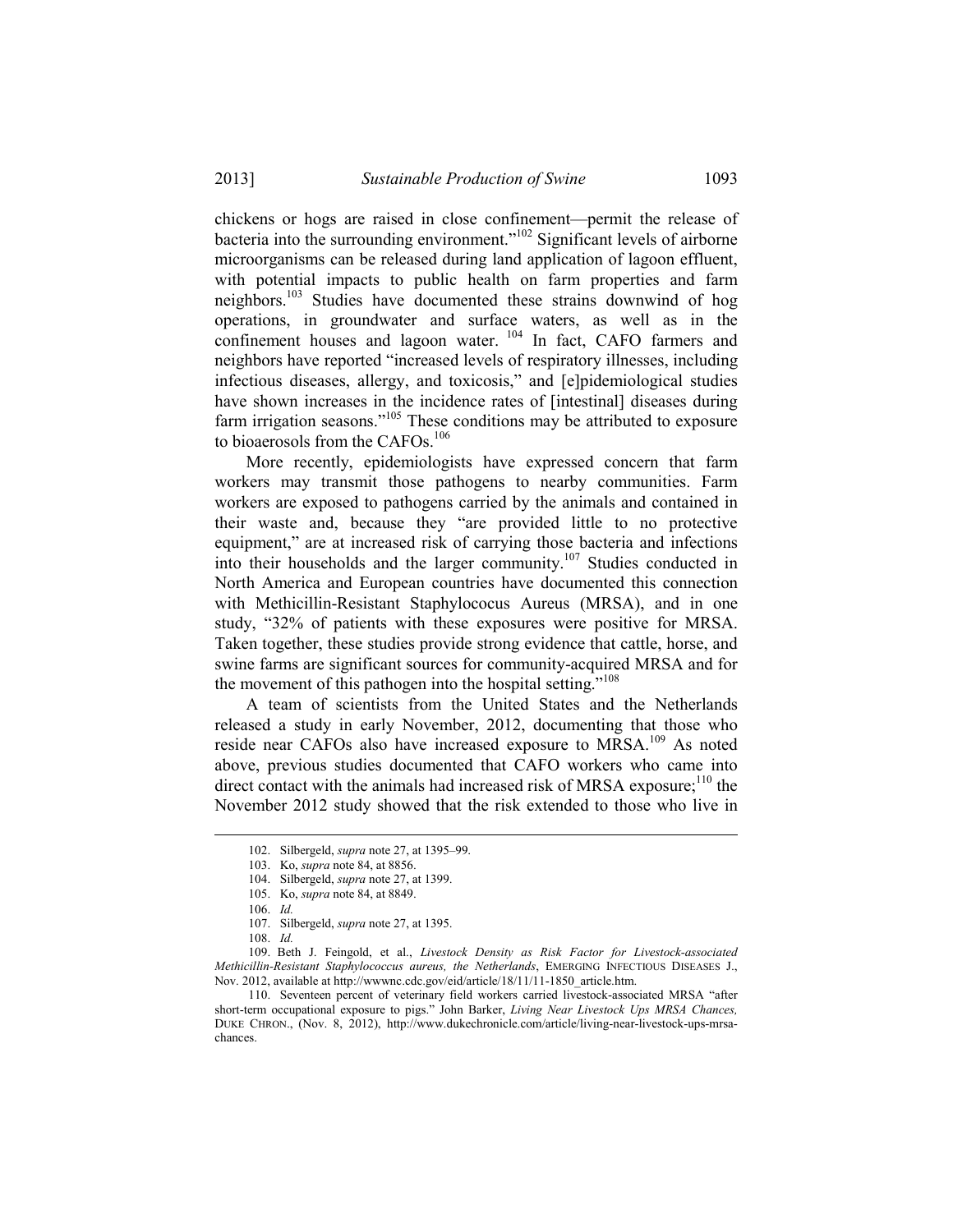chickens or hogs are raised in close confinement—permit the release of bacteria into the surrounding environment."[102] Significant levels of airborne microorganisms can be released during land application of lagoon effluent, with potential impacts to public health on farm properties and farm neighbors.[103] Studies have documented these strains downwind of hog operations, in groundwater and surface waters, as well as in the confinement houses and lagoon water.[104] In fact, CAFO farmers and neighbors have reported "increased levels of respiratory illnesses, including infectious diseases, allergy, and toxicosis," and [e]pidemiological studies have shown increases in the incidence rates of [intestinal] diseases during farm irrigation seasons."[105] These conditions may be attributed to exposure to bioaerosols from the CAFOs.[106]

More recently, epidemiologists have expressed concern that farm workers may transmit those pathogens to nearby communities. Farm workers are exposed to pathogens carried by the animals and contained in their waste and, because they "are provided little to no protective equipment," are at increased risk of carrying those bacteria and infections into their households and the larger community.[107] Studies conducted in North America and European countries have documented this connection with Methicillin-Resistant Staphylococus Aureus (MRSA), and in one study, "32% of patients with these exposures were positive for MRSA. Taken together, these studies provide strong evidence that cattle, horse, and swine farms are significant sources for community-acquired MRSA and for the movement of this pathogen into the hospital setting."[108]

A team of scientists from the United States and the Netherlands released a study in early November, 2012, documenting that those who reside near CAFOs also have increased exposure to MRSA.[109] As noted above, previous studies documented that CAFO workers who came into direct contact with the animals had increased risk of MRSA exposure;[110] the November 2012 study showed that the risk extended to those who live in

---

102. Silbergeld, *supra* note 27, at 1395–99.

103. Ko, *supra* note 84, at 8856.

104. Silbergeld, *supra* note 27, at 1399.

105. Ko, *supra* note 84, at 8849.

106. *Id.*

107. Silbergeld, *supra* note 27, at 1395.

108. *Id.*

109. Beth J. Feingold, et al., *Livestock Density as Risk Factor for Livestock-associated Methicillin-Resistant Staphylococcus aureus, the Netherlands*, EMERGING INFECTIOUS DISEASES J., Nov. 2012, available at http://wwwnc.cdc.gov/eid/article/18/11/11-1850_article.htm.

110. Seventeen percent of veterinary field workers carried livestock-associated MRSA "after short-term occupational exposure to pigs." John Barker, *Living Near Livestock Ups MRSA Chances,* DUKE CHRON., (Nov. 8, 2012), http://www.dukechronicle.com/article/living-near-livestock-ups-mrsa-chances.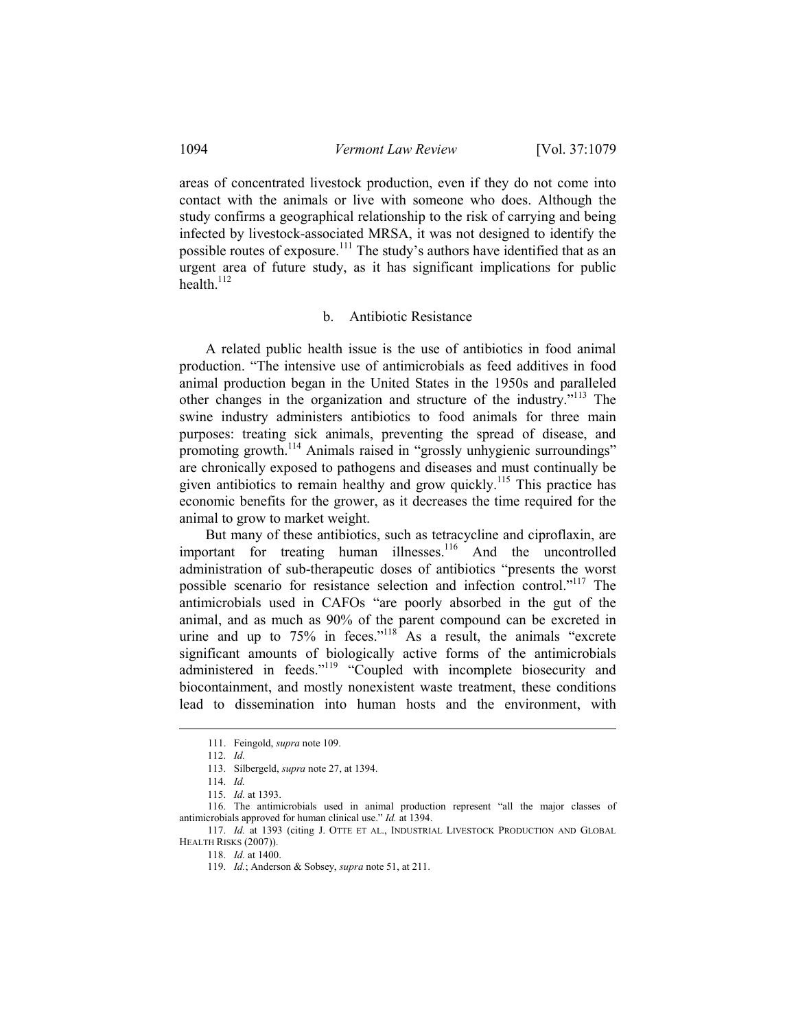areas of concentrated livestock production, even if they do not come into contact with the animals or live with someone who does. Although the study confirms a geographical relationship to the risk of carrying and being infected by livestock-associated MRSA, it was not designed to identify the possible routes of exposure.[111] The study's authors have identified that as an urgent area of future study, as it has significant implications for public health.[112]

### b. Antibiotic Resistance

A related public health issue is the use of antibiotics in food animal production. "The intensive use of antimicrobials as feed additives in food animal production began in the United States in the 1950s and paralleled other changes in the organization and structure of the industry."[113] The swine industry administers antibiotics to food animals for three main purposes: treating sick animals, preventing the spread of disease, and promoting growth.[114] Animals raised in "grossly unhygienic surroundings" are chronically exposed to pathogens and diseases and must continually be given antibiotics to remain healthy and grow quickly.[115] This practice has economic benefits for the grower, as it decreases the time required for the animal to grow to market weight.

But many of these antibiotics, such as tetracycline and ciproflaxin, are important for treating human illnesses.[116] And the uncontrolled administration of sub-therapeutic doses of antibiotics "presents the worst possible scenario for resistance selection and infection control."[117] The antimicrobials used in CAFOs "are poorly absorbed in the gut of the animal, and as much as 90% of the parent compound can be excreted in urine and up to 75% in feces."[118] As a result, the animals "excrete significant amounts of biologically active forms of the antimicrobials administered in feeds."[119] "Coupled with incomplete biosecurity and biocontainment, and mostly nonexistent waste treatment, these conditions lead to dissemination into human hosts and the environment, with

---

111. Feingold, *supra* note 109.

112. *Id.*

113. Silbergeld, *supra* note 27, at 1394.

114. *Id.*

115. *Id.* at 1393.

116. The antimicrobials used in animal production represent "all the major classes of antimicrobials approved for human clinical use." *Id.* at 1394.

117. *Id.* at 1393 (citing J. OTTE ET AL., INDUSTRIAL LIVESTOCK PRODUCTION AND GLOBAL HEALTH RISKS (2007)).

118. *Id.* at 1400.

119. *Id.*; Anderson & Sobsey, *supra* note 51, at 211.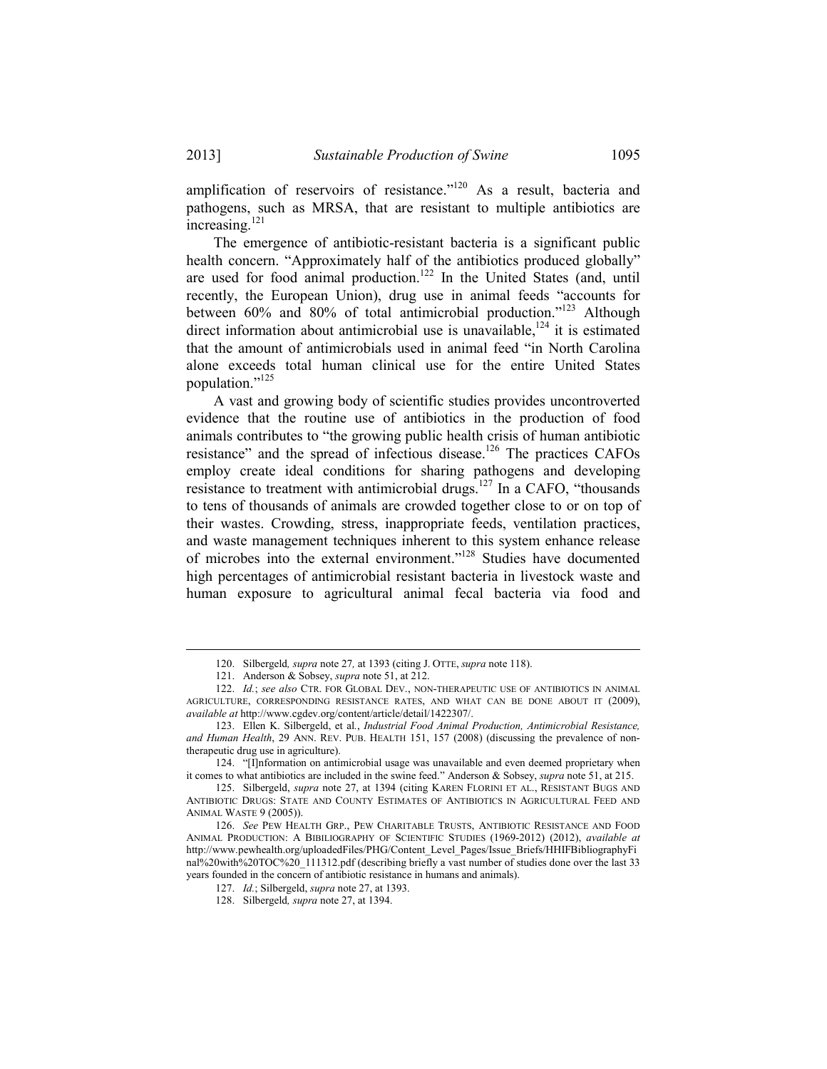amplification of reservoirs of resistance."[120] As a result, bacteria and pathogens, such as MRSA, that are resistant to multiple antibiotics are increasing.[121]

The emergence of antibiotic-resistant bacteria is a significant public health concern. "Approximately half of the antibiotics produced globally" are used for food animal production.[122] In the United States (and, until recently, the European Union), drug use in animal feeds "accounts for between 60% and 80% of total antimicrobial production."[123] Although direct information about antimicrobial use is unavailable,[124] it is estimated that the amount of antimicrobials used in animal feed "in North Carolina alone exceeds total human clinical use for the entire United States population."[125]

A vast and growing body of scientific studies provides uncontroverted evidence that the routine use of antibiotics in the production of food animals contributes to "the growing public health crisis of human antibiotic resistance" and the spread of infectious disease.[126] The practices CAFOs employ create ideal conditions for sharing pathogens and developing resistance to treatment with antimicrobial drugs.[127] In a CAFO, "thousands to tens of thousands of animals are crowded together close to or on top of their wastes. Crowding, stress, inappropriate feeds, ventilation practices, and waste management techniques inherent to this system enhance release of microbes into the external environment."[128] Studies have documented high percentages of antimicrobial resistant bacteria in livestock waste and human exposure to agricultural animal fecal bacteria via food and

---

120. Silbergeld*, supra* note 27*,* at 1393 (citing J. OTTE, *supra* note 118).

121. Anderson & Sobsey, *supra* note 51, at 212.

122. *Id.*; *see also* CTR. FOR GLOBAL DEV., NON-THERAPEUTIC USE OF ANTIBIOTICS IN ANIMAL AGRICULTURE, CORRESPONDING RESISTANCE RATES, AND WHAT CAN BE DONE ABOUT IT (2009), *available at* http://www.cgdev.org/content/article/detail/1422307/.

123. Ellen K. Silbergeld, et al., *Industrial Food Animal Production, Antimicrobial Resistance, and Human Health*, 29 ANN. REV. PUB. HEALTH 151, 157 (2008) (discussing the prevalence of non-therapeutic drug use in agriculture).

124. "[I]nformation on antimicrobial usage was unavailable and even deemed proprietary when it comes to what antibiotics are included in the swine feed." Anderson & Sobsey, *supra* note 51, at 215.

125. Silbergeld, *supra* note 27, at 1394 (citing KAREN FLORINI ET AL., RESISTANT BUGS AND ANTIBIOTIC DRUGS: STATE AND COUNTY ESTIMATES OF ANTIBIOTICS IN AGRICULTURAL FEED AND ANIMAL WASTE 9 (2005)).

126. *See* PEW HEALTH GRP., PEW CHARITABLE TRUSTS, ANTIBIOTIC RESISTANCE AND FOOD ANIMAL PRODUCTION: A BIBILIOGRAPHY OF SCIENTIFIC STUDIES (1969-2012) (2012), *available at* http://www.pewhealth.org/uploadedFiles/PHG/Content_Level_Pages/Issue_Briefs/HHIFBibliographyFinal%20with%20TOC%20_111312.pdf (describing briefly a vast number of studies done over the last 33 years founded in the concern of antibiotic resistance in humans and animals).

127. *Id.*; Silbergeld, *supra* note 27, at 1393.

128. Silbergeld*, supra* note 27, at 1394.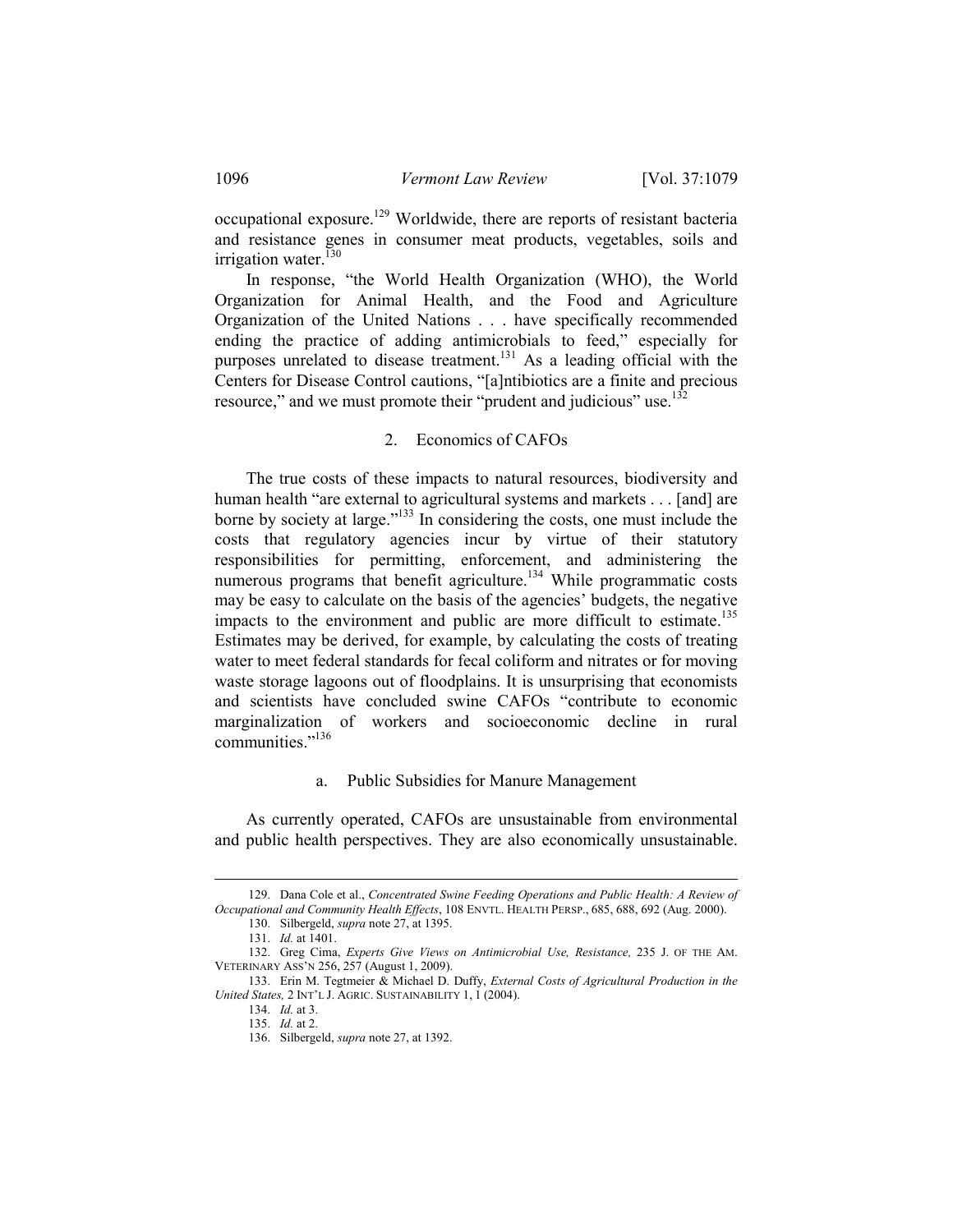occupational exposure.[129] Worldwide, there are reports of resistant bacteria and resistance genes in consumer meat products, vegetables, soils and irrigation water.[130]

In response, "the World Health Organization (WHO), the World Organization for Animal Health, and the Food and Agriculture Organization of the United Nations . . . have specifically recommended ending the practice of adding antimicrobials to feed," especially for purposes unrelated to disease treatment.[131] As a leading official with the Centers for Disease Control cautions, "[a]ntibiotics are a finite and precious resource," and we must promote their "prudent and judicious" use.[132]

### 2. Economics of CAFOs

The true costs of these impacts to natural resources, biodiversity and human health "are external to agricultural systems and markets . . . [and] are borne by society at large."[133] In considering the costs, one must include the costs that regulatory agencies incur by virtue of their statutory responsibilities for permitting, enforcement, and administering the numerous programs that benefit agriculture.[134] While programmatic costs may be easy to calculate on the basis of the agencies' budgets, the negative impacts to the environment and public are more difficult to estimate.[135] Estimates may be derived, for example, by calculating the costs of treating water to meet federal standards for fecal coliform and nitrates or for moving waste storage lagoons out of floodplains. It is unsurprising that economists and scientists have concluded swine CAFOs "contribute to economic marginalization of workers and socioeconomic decline in rural communities."[136]

#### a. Public Subsidies for Manure Management

As currently operated, CAFOs are unsustainable from environmental and public health perspectives. They are also economically unsustainable.

---

129. Dana Cole et al., *Concentrated Swine Feeding Operations and Public Health: A Review of Occupational and Community Health Effects*, 108 ENVTL. HEALTH PERSP., 685, 688, 692 (Aug. 2000).

130. Silbergeld, *supra* note 27, at 1395.

131. *Id.* at 1401.

132. Greg Cima, *Experts Give Views on Antimicrobial Use, Resistance,* 235 J. OF THE AM. VETERINARY ASS'N 256, 257 (August 1, 2009).

133. Erin M. Tegtmeier & Michael D. Duffy, *External Costs of Agricultural Production in the United States,* 2 INT'L J. AGRIC. SUSTAINABILITY 1, 1 (2004).

134. *Id.* at 3.

135. *Id.* at 2.

136. Silbergeld, *supra* note 27, at 1392.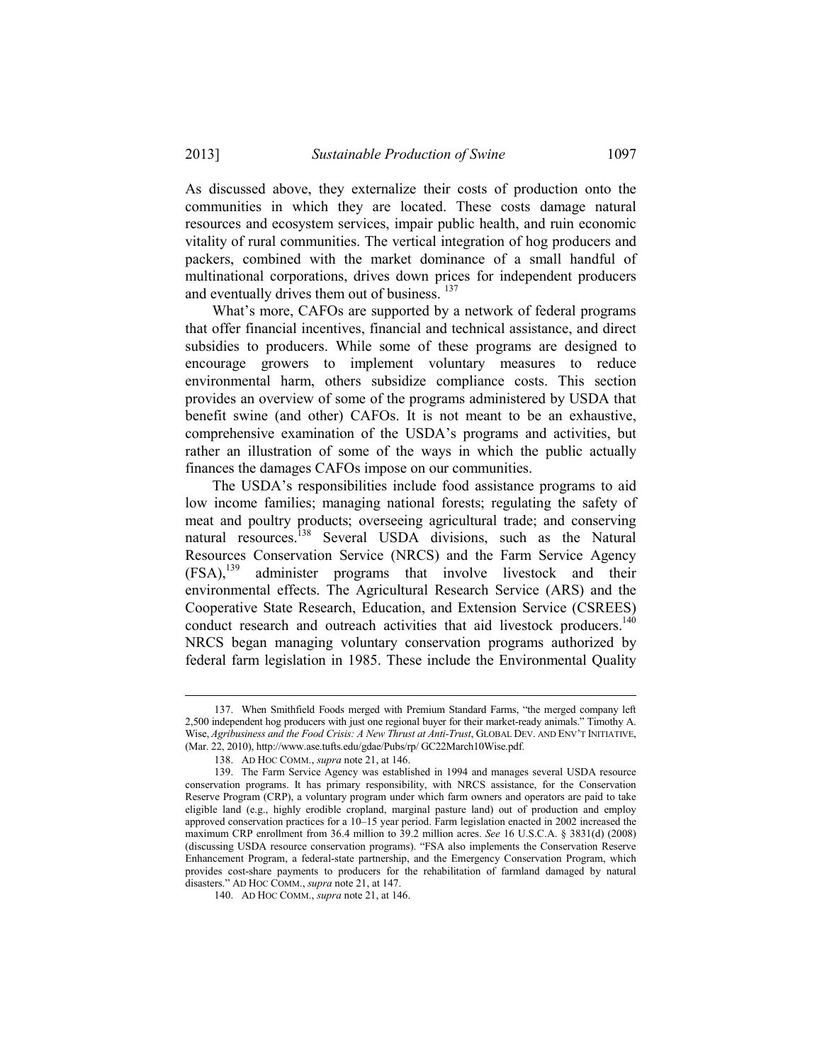As discussed above, they externalize their costs of production onto the communities in which they are located. These costs damage natural resources and ecosystem services, impair public health, and ruin economic vitality of rural communities. The vertical integration of hog producers and packers, combined with the market dominance of a small handful of multinational corporations, drives down prices for independent producers and eventually drives them out of business.[137]

What's more, CAFOs are supported by a network of federal programs that offer financial incentives, financial and technical assistance, and direct subsidies to producers. While some of these programs are designed to encourage growers to implement voluntary measures to reduce environmental harm, others subsidize compliance costs. This section provides an overview of some of the programs administered by USDA that benefit swine (and other) CAFOs. It is not meant to be an exhaustive, comprehensive examination of the USDA's programs and activities, but rather an illustration of some of the ways in which the public actually finances the damages CAFOs impose on our communities.

The USDA's responsibilities include food assistance programs to aid low income families; managing national forests; regulating the safety of meat and poultry products; overseeing agricultural trade; and conserving natural resources.[138] Several USDA divisions, such as the Natural Resources Conservation Service (NRCS) and the Farm Service Agency (FSA),[139] administer programs that involve livestock and their environmental effects. The Agricultural Research Service (ARS) and the Cooperative State Research, Education, and Extension Service (CSREES) conduct research and outreach activities that aid livestock producers.[140] NRCS began managing voluntary conservation programs authorized by federal farm legislation in 1985. These include the Environmental Quality

---

137. When Smithfield Foods merged with Premium Standard Farms, "the merged company left 2,500 independent hog producers with just one regional buyer for their market-ready animals." Timothy A. Wise, *Agribusiness and the Food Crisis: A New Thrust at Anti-Trust*, GLOBAL DEV. AND ENV'T INITIATIVE, (Mar. 22, 2010), http://www.ase.tufts.edu/gdae/Pubs/rp/ GC22March10Wise.pdf.

138. AD HOC COMM., *supra* note 21, at 146.

139. The Farm Service Agency was established in 1994 and manages several USDA resource conservation programs. It has primary responsibility, with NRCS assistance, for the Conservation Reserve Program (CRP), a voluntary program under which farm owners and operators are paid to take eligible land (e.g., highly erodible cropland, marginal pasture land) out of production and employ approved conservation practices for a 10–15 year period. Farm legislation enacted in 2002 increased the maximum CRP enrollment from 36.4 million to 39.2 million acres. *See* 16 U.S.C.A. § 3831(d) (2008) (discussing USDA resource conservation programs). "FSA also implements the Conservation Reserve Enhancement Program, a federal-state partnership, and the Emergency Conservation Program, which provides cost-share payments to producers for the rehabilitation of farmland damaged by natural disasters." AD HOC COMM., *supra* note 21, at 147.

140. AD HOC COMM., *supra* note 21, at 146.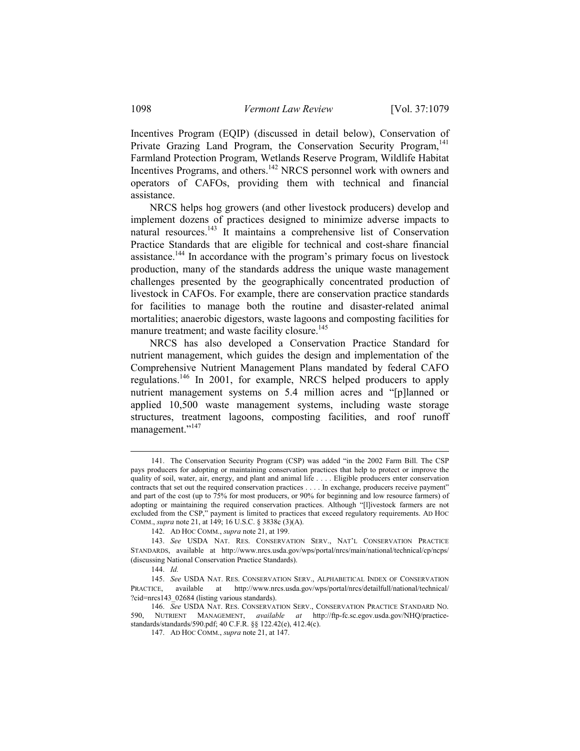Incentives Program (EQIP) (discussed in detail below), Conservation of Private Grazing Land Program, the Conservation Security Program,[141] Farmland Protection Program, Wetlands Reserve Program, Wildlife Habitat Incentives Programs, and others.[142] NRCS personnel work with owners and operators of CAFOs, providing them with technical and financial assistance.

NRCS helps hog growers (and other livestock producers) develop and implement dozens of practices designed to minimize adverse impacts to natural resources.[143] It maintains a comprehensive list of Conservation Practice Standards that are eligible for technical and cost-share financial assistance.[144] In accordance with the program's primary focus on livestock production, many of the standards address the unique waste management challenges presented by the geographically concentrated production of livestock in CAFOs. For example, there are conservation practice standards for facilities to manage both the routine and disaster-related animal mortalities; anaerobic digestors, waste lagoons and composting facilities for manure treatment; and waste facility closure.[145]

NRCS has also developed a Conservation Practice Standard for nutrient management, which guides the design and implementation of the Comprehensive Nutrient Management Plans mandated by federal CAFO regulations.[146] In 2001, for example, NRCS helped producers to apply nutrient management systems on 5.4 million acres and "[p]lanned or applied 10,500 waste management systems, including waste storage structures, treatment lagoons, composting facilities, and roof runoff management."[147]

---

141. The Conservation Security Program (CSP) was added "in the 2002 Farm Bill. The CSP pays producers for adopting or maintaining conservation practices that help to protect or improve the quality of soil, water, air, energy, and plant and animal life . . . . Eligible producers enter conservation contracts that set out the required conservation practices . . . . In exchange, producers receive payment" and part of the cost (up to 75% for most producers, or 90% for beginning and low resource farmers) of adopting or maintaining the required conservation practices. Although "[l]ivestock farmers are not excluded from the CSP," payment is limited to practices that exceed regulatory requirements. AD HOC COMM., *supra* note 21, at 149; 16 U.S.C. § 3838c (3)(A).

142. AD HOC COMM., *supra* note 21, at 199.

143. *See* USDA NAT. RES. CONSERVATION SERV., NAT'L CONSERVATION PRACTICE STANDARDS, available at http://www.nrcs.usda.gov/wps/portal/nrcs/main/national/technical/cp/ncps/ (discussing National Conservation Practice Standards).

144. *Id.*

145. *See* USDA NAT. RES. CONSERVATION SERV., ALPHABETICAL INDEX OF CONSERVATION PRACTICE, available at http://www.nrcs.usda.gov/wps/portal/nrcs/detailfull/national/technical/?cid=nrcs143_02684 (listing various standards).

146. *See* USDA NAT. RES. CONSERVATION SERV., CONSERVATION PRACTICE STANDARD NO. 590, NUTRIENT MANAGEMENT, *available at* http://ftp-fc.sc.egov.usda.gov/NHQ/practice-standards/standards/590.pdf; 40 C.F.R. §§ 122.42(e), 412.4(c).

147. AD HOC COMM., *supra* note 21, at 147.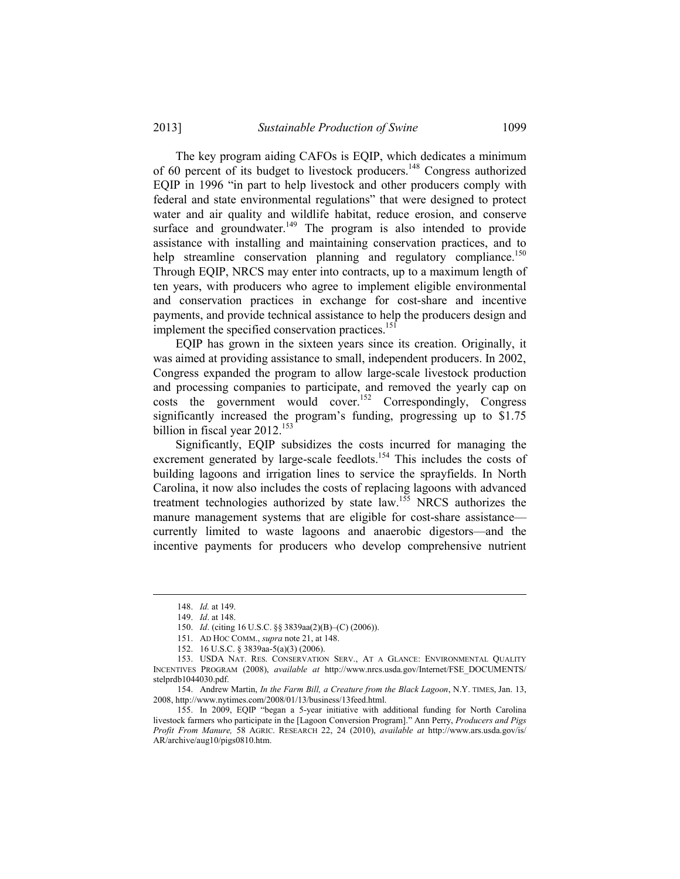The key program aiding CAFOs is EQIP, which dedicates a minimum of 60 percent of its budget to livestock producers.[148] Congress authorized EQIP in 1996 "in part to help livestock and other producers comply with federal and state environmental regulations" that were designed to protect water and air quality and wildlife habitat, reduce erosion, and conserve surface and groundwater.[149] The program is also intended to provide assistance with installing and maintaining conservation practices, and to help streamline conservation planning and regulatory compliance.[150] Through EQIP, NRCS may enter into contracts, up to a maximum length of ten years, with producers who agree to implement eligible environmental and conservation practices in exchange for cost-share and incentive payments, and provide technical assistance to help the producers design and implement the specified conservation practices.[151]

EQIP has grown in the sixteen years since its creation. Originally, it was aimed at providing assistance to small, independent producers. In 2002, Congress expanded the program to allow large-scale livestock production and processing companies to participate, and removed the yearly cap on costs the government would cover.[152] Correspondingly, Congress significantly increased the program's funding, progressing up to $1.75 billion in fiscal year 2012.[153]

Significantly, EQIP subsidizes the costs incurred for managing the excrement generated by large-scale feedlots.[154] This includes the costs of building lagoons and irrigation lines to service the sprayfields. In North Carolina, it now also includes the costs of replacing lagoons with advanced treatment technologies authorized by state law.[155] NRCS authorizes the manure management systems that are eligible for cost-share assistance—currently limited to waste lagoons and anaerobic digestors—and the incentive payments for producers who develop comprehensive nutrient

---

148. *Id.* at 149.

149. *Id*. at 148.

150. *Id*. (citing 16 U.S.C. §§ 3839aa(2)(B)–(C) (2006)).

151. AD HOC COMM., *supra* note 21, at 148.

152. 16 U.S.C. § 3839aa-5(a)(3) (2006).

153. USDA NAT. RES. CONSERVATION SERV., AT A GLANCE: ENVIRONMENTAL QUALITY INCENTIVES PROGRAM (2008), *available at* http://www.nrcs.usda.gov/Internet/FSE_DOCUMENTS/stelprdb1044030.pdf.

154. Andrew Martin, *In the Farm Bill, a Creature from the Black Lagoon*, N.Y. TIMES, Jan. 13, 2008, http://www.nytimes.com/2008/01/13/business/13feed.html.

155. In 2009, EQIP "began a 5-year initiative with additional funding for North Carolina livestock farmers who participate in the [Lagoon Conversion Program]." Ann Perry, *Producers and Pigs Profit From Manure,* 58 AGRIC. RESEARCH 22, 24 (2010), *available at* http://www.ars.usda.gov/is/AR/archive/aug10/pigs0810.htm.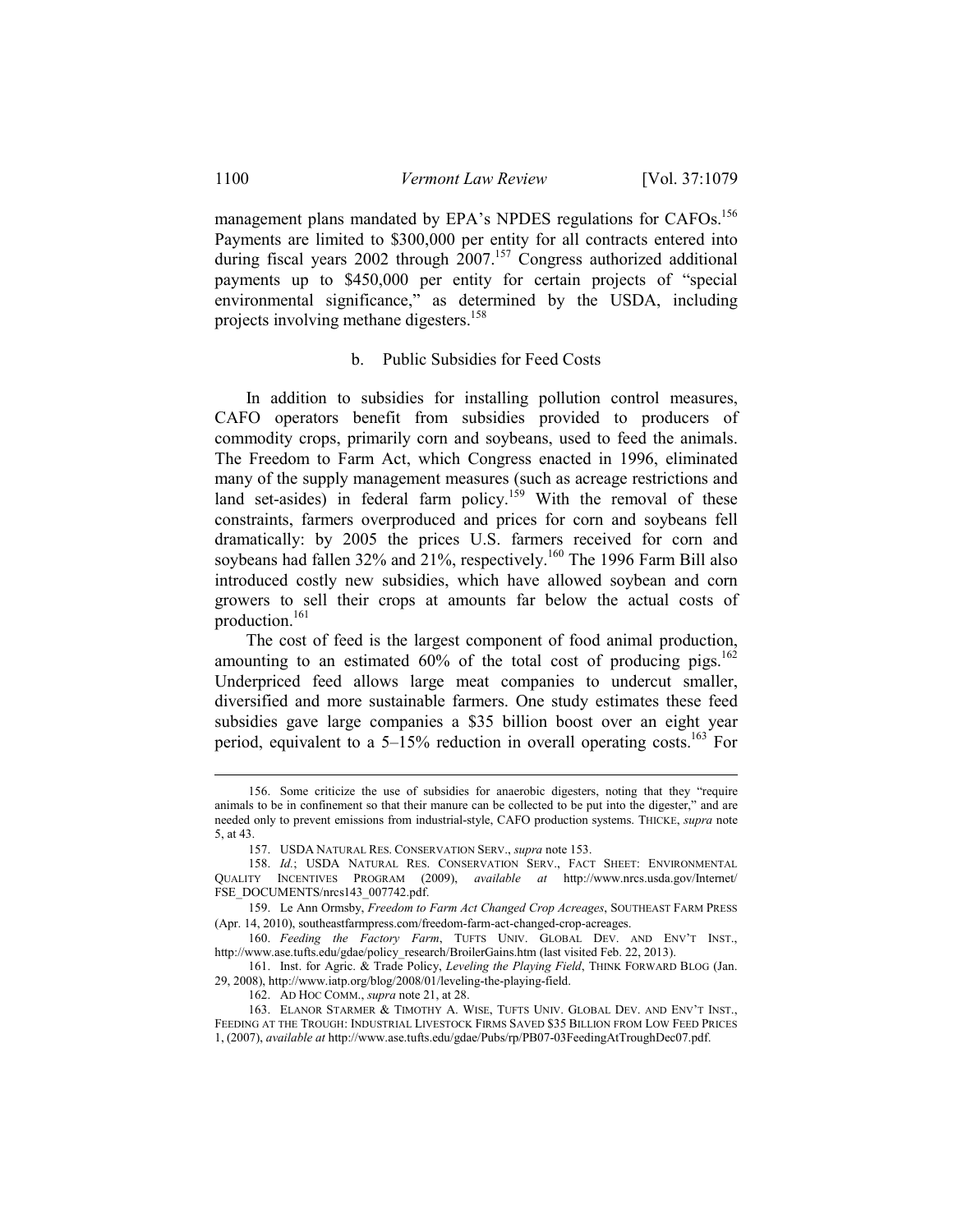management plans mandated by EPA's NPDES regulations for CAFOs.[156] Payments are limited to $300,000 per entity for all contracts entered into during fiscal years 2002 through 2007.[157] Congress authorized additional payments up to $450,000 per entity for certain projects of "special environmental significance," as determined by the USDA, including projects involving methane digesters.[158]

### b. Public Subsidies for Feed Costs

In addition to subsidies for installing pollution control measures, CAFO operators benefit from subsidies provided to producers of commodity crops, primarily corn and soybeans, used to feed the animals. The Freedom to Farm Act, which Congress enacted in 1996, eliminated many of the supply management measures (such as acreage restrictions and land set-asides) in federal farm policy.[159] With the removal of these constraints, farmers overproduced and prices for corn and soybeans fell dramatically: by 2005 the prices U.S. farmers received for corn and soybeans had fallen 32% and 21%, respectively.[160] The 1996 Farm Bill also introduced costly new subsidies, which have allowed soybean and corn growers to sell their crops at amounts far below the actual costs of production.[161]

The cost of feed is the largest component of food animal production, amounting to an estimated 60% of the total cost of producing pigs.[162] Underpriced feed allows large meat companies to undercut smaller, diversified and more sustainable farmers. One study estimates these feed subsidies gave large companies a $35 billion boost over an eight year period, equivalent to a 5–15% reduction in overall operating costs.[163] For

---

156. Some criticize the use of subsidies for anaerobic digesters, noting that they "require animals to be in confinement so that their manure can be collected to be put into the digester," and are needed only to prevent emissions from industrial-style, CAFO production systems. THICKE, *supra* note 5, at 43.

157. USDA NATURAL RES. CONSERVATION SERV., *supra* note 153.

158. *Id.*; USDA NATURAL RES. CONSERVATION SERV., FACT SHEET: ENVIRONMENTAL QUALITY INCENTIVES PROGRAM (2009), *available at* http://www.nrcs.usda.gov/Internet/FSE_DOCUMENTS/nrcs143_007742.pdf.

159. Le Ann Ormsby, *Freedom to Farm Act Changed Crop Acreages*, SOUTHEAST FARM PRESS (Apr. 14, 2010), southeastfarmpress.com/freedom-farm-act-changed-crop-acreages.

160. *Feeding the Factory Farm*, TUFTS UNIV. GLOBAL DEV. AND ENV'T INST., http://www.ase.tufts.edu/gdae/policy_research/BroilerGains.htm (last visited Feb. 22, 2013).

161. Inst. for Agric. & Trade Policy, *Leveling the Playing Field*, THINK FORWARD BLOG (Jan. 29, 2008), http://www.iatp.org/blog/2008/01/leveling-the-playing-field.

162. AD HOC COMM., *supra* note 21, at 28.

163. ELANOR STARMER & TIMOTHY A. WISE, TUFTS UNIV. GLOBAL DEV. AND ENV'T INST., FEEDING AT THE TROUGH: INDUSTRIAL LIVESTOCK FIRMS SAVED $35 BILLION FROM LOW FEED PRICES 1, (2007), *available at* http://www.ase.tufts.edu/gdae/Pubs/rp/PB07-03FeedingAtTroughDec07.pdf.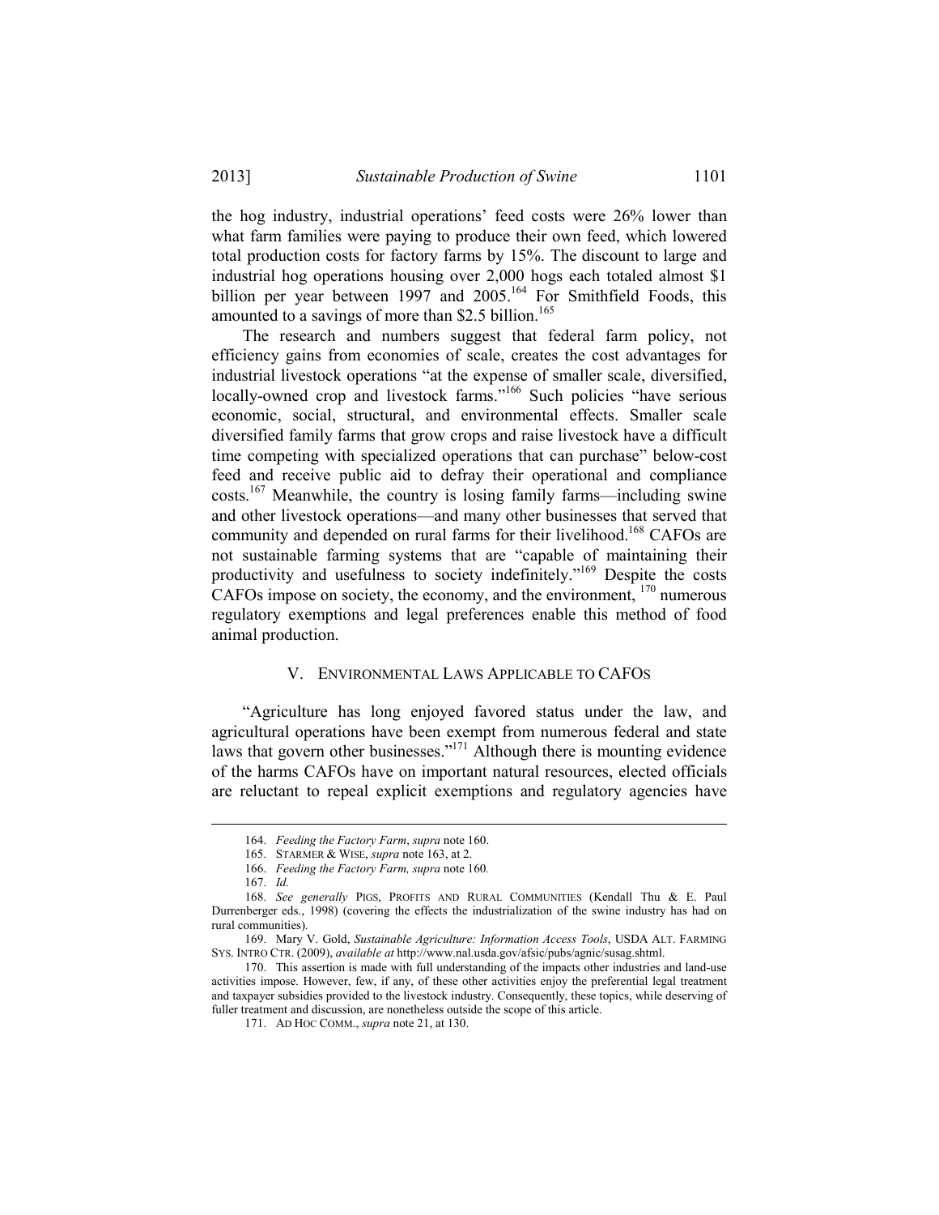the hog industry, industrial operations' feed costs were 26% lower than what farm families were paying to produce their own feed, which lowered total production costs for factory farms by 15%. The discount to large and industrial hog operations housing over 2,000 hogs each totaled almost $1 billion per year between 1997 and 2005.[164] For Smithfield Foods, this amounted to a savings of more than $2.5 billion.[165]

The research and numbers suggest that federal farm policy, not efficiency gains from economies of scale, creates the cost advantages for industrial livestock operations "at the expense of smaller scale, diversified, locally-owned crop and livestock farms."[166] Such policies "have serious economic, social, structural, and environmental effects. Smaller scale diversified family farms that grow crops and raise livestock have a difficult time competing with specialized operations that can purchase" below-cost feed and receive public aid to defray their operational and compliance costs.[167] Meanwhile, the country is losing family farms—including swine and other livestock operations—and many other businesses that served that community and depended on rural farms for their livelihood.[168] CAFOs are not sustainable farming systems that are "capable of maintaining their productivity and usefulness to society indefinitely."[169] Despite the costs CAFOs impose on society, the economy, and the environment, [170] numerous regulatory exemptions and legal preferences enable this method of food animal production.

## V. ENVIRONMENTAL LAWS APPLICABLE TO CAFOS

"Agriculture has long enjoyed favored status under the law, and agricultural operations have been exempt from numerous federal and state laws that govern other businesses."[171] Although there is mounting evidence of the harms CAFOs have on important natural resources, elected officials are reluctant to repeal explicit exemptions and regulatory agencies have

---

164. *Feeding the Factory Farm*, *supra* note 160.

165. STARMER & WISE, *supra* note 163, at 2.

166. *Feeding the Factory Farm, supra* note 160*.*

167. *Id.*

168. *See generally* PIGS, PROFITS AND RURAL COMMUNITIES (Kendall Thu & E. Paul Durrenberger eds., 1998) (covering the effects the industrialization of the swine industry has had on rural communities).

169. Mary V. Gold, *Sustainable Agriculture: Information Access Tools*, USDA ALT. FARMING SYS. INTRO CTR. (2009), *available at* http://www.nal.usda.gov/afsic/pubs/agnic/susag.shtml.

170. This assertion is made with full understanding of the impacts other industries and land-use activities impose. However, few, if any, of these other activities enjoy the preferential legal treatment and taxpayer subsidies provided to the livestock industry. Consequently, these topics, while deserving of fuller treatment and discussion, are nonetheless outside the scope of this article.

171. AD HOC COMM., *supra* note 21, at 130.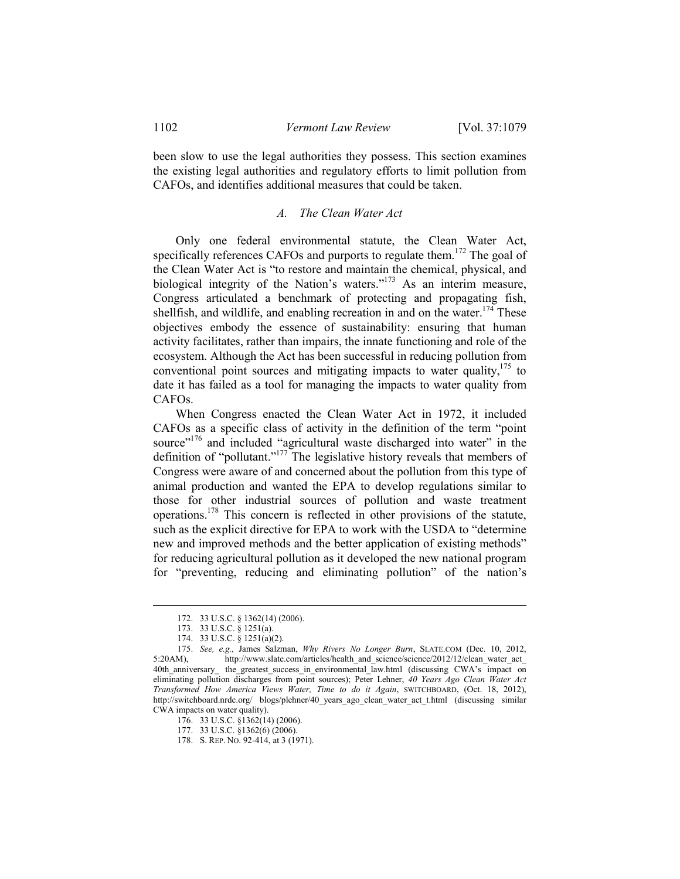been slow to use the legal authorities they possess. This section examines the existing legal authorities and regulatory efforts to limit pollution from CAFOs, and identifies additional measures that could be taken.

### *A. The Clean Water Act*

Only one federal environmental statute, the Clean Water Act, specifically references CAFOs and purports to regulate them.[172] The goal of the Clean Water Act is "to restore and maintain the chemical, physical, and biological integrity of the Nation's waters."[173] As an interim measure, Congress articulated a benchmark of protecting and propagating fish, shellfish, and wildlife, and enabling recreation in and on the water.[174] These objectives embody the essence of sustainability: ensuring that human activity facilitates, rather than impairs, the innate functioning and role of the ecosystem. Although the Act has been successful in reducing pollution from conventional point sources and mitigating impacts to water quality,[175] to date it has failed as a tool for managing the impacts to water quality from CAFOs.

When Congress enacted the Clean Water Act in 1972, it included CAFOs as a specific class of activity in the definition of the term "point source"[176] and included "agricultural waste discharged into water" in the definition of "pollutant."[177] The legislative history reveals that members of Congress were aware of and concerned about the pollution from this type of animal production and wanted the EPA to develop regulations similar to those for other industrial sources of pollution and waste treatment operations.[178] This concern is reflected in other provisions of the statute, such as the explicit directive for EPA to work with the USDA to "determine new and improved methods and the better application of existing methods" for reducing agricultural pollution as it developed the new national program for "preventing, reducing and eliminating pollution" of the nation's

---

172. 33 U.S.C. § 1362(14) (2006).

173. 33 U.S.C. § 1251(a).

174. 33 U.S.C. § 1251(a)(2).

175. *See, e.g.,* James Salzman, *Why Rivers No Longer Burn*, SLATE.COM (Dec. 10, 2012, 5:20AM), http://www.slate.com/articles/health_and_science/science/2012/12/clean_water_act_ 40th_anniversary_ the_greatest_success_in_environmental_law.html (discussing CWA's impact on eliminating pollution discharges from point sources); Peter Lehner, *40 Years Ago Clean Water Act Transformed How America Views Water, Time to do it Again*, SWITCHBOARD, (Oct. 18, 2012), http://switchboard.nrdc.org/ blogs/plehner/40_years_ago_clean_water_act_t.html (discussing similar CWA impacts on water quality).

176. 33 U.S.C. §1362(14) (2006).

177. 33 U.S.C. §1362(6) (2006).

178. S. REP. NO. 92-414, at 3 (1971).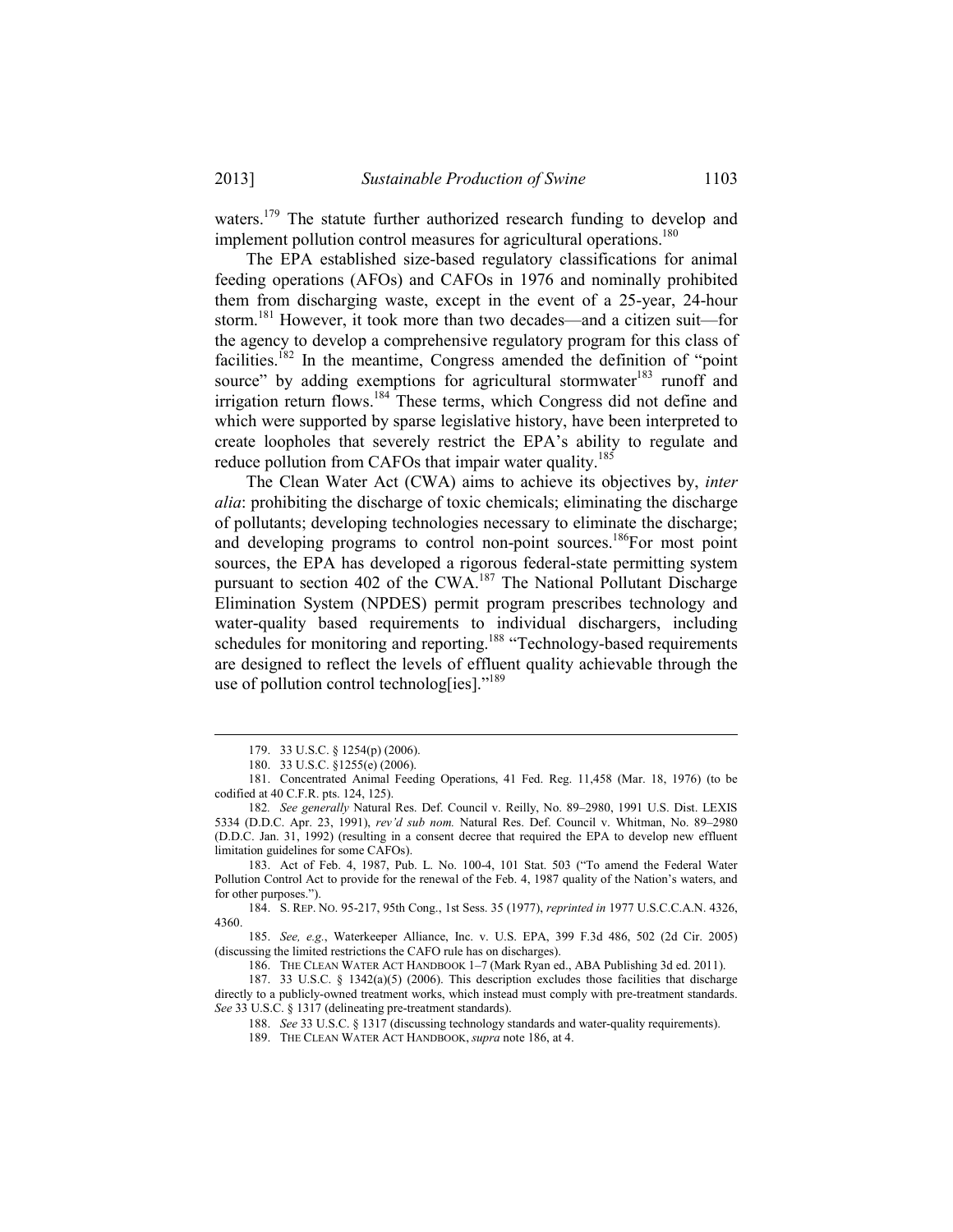waters.[179] The statute further authorized research funding to develop and implement pollution control measures for agricultural operations.[180]

The EPA established size-based regulatory classifications for animal feeding operations (AFOs) and CAFOs in 1976 and nominally prohibited them from discharging waste, except in the event of a 25-year, 24-hour storm.[181] However, it took more than two decades—and a citizen suit—for the agency to develop a comprehensive regulatory program for this class of facilities.[182] In the meantime, Congress amended the definition of "point source" by adding exemptions for agricultural stormwater[183] runoff and irrigation return flows.[184] These terms, which Congress did not define and which were supported by sparse legislative history, have been interpreted to create loopholes that severely restrict the EPA's ability to regulate and reduce pollution from CAFOs that impair water quality.[185]

The Clean Water Act (CWA) aims to achieve its objectives by, *inter alia*: prohibiting the discharge of toxic chemicals; eliminating the discharge of pollutants; developing technologies necessary to eliminate the discharge; and developing programs to control non-point sources.[186]For most point sources, the EPA has developed a rigorous federal-state permitting system pursuant to section 402 of the CWA.[187] The National Pollutant Discharge Elimination System (NPDES) permit program prescribes technology and water-quality based requirements to individual dischargers, including schedules for monitoring and reporting.[188] "Technology-based requirements are designed to reflect the levels of effluent quality achievable through the use of pollution control technolog[ies]."[189]

---

179. 33 U.S.C. § 1254(p) (2006).

180. 33 U.S.C. §1255(e) (2006).

181. Concentrated Animal Feeding Operations, 41 Fed. Reg. 11,458 (Mar. 18, 1976) (to be codified at 40 C.F.R. pts. 124, 125).

182. *See generally* Natural Res. Def. Council v. Reilly, No. 89–2980, 1991 U.S. Dist. LEXIS 5334 (D.D.C. Apr. 23, 1991), *rev'd sub nom.* Natural Res. Def. Council v. Whitman, No. 89–2980 (D.D.C. Jan. 31, 1992) (resulting in a consent decree that required the EPA to develop new effluent limitation guidelines for some CAFOs).

183. Act of Feb. 4, 1987, Pub. L. No. 100-4, 101 Stat. 503 ("To amend the Federal Water Pollution Control Act to provide for the renewal of the Feb. 4, 1987 quality of the Nation's waters, and for other purposes.").

184. S. REP. NO. 95-217, 95th Cong., 1st Sess. 35 (1977), *reprinted in* 1977 U.S.C.C.A.N. 4326, 4360.

185. *See, e.g.*, Waterkeeper Alliance, Inc. v. U.S. EPA, 399 F.3d 486, 502 (2d Cir. 2005) (discussing the limited restrictions the CAFO rule has on discharges).

186. THE CLEAN WATER ACT HANDBOOK 1–7 (Mark Ryan ed., ABA Publishing 3d ed. 2011).

187. 33 U.S.C. § 1342(a)(5) (2006). This description excludes those facilities that discharge directly to a publicly-owned treatment works, which instead must comply with pre-treatment standards. *See* 33 U.S.C. § 1317 (delineating pre-treatment standards).

188. *See* 33 U.S.C. § 1317 (discussing technology standards and water-quality requirements).

189. THE CLEAN WATER ACT HANDBOOK, *supra* note 186, at 4.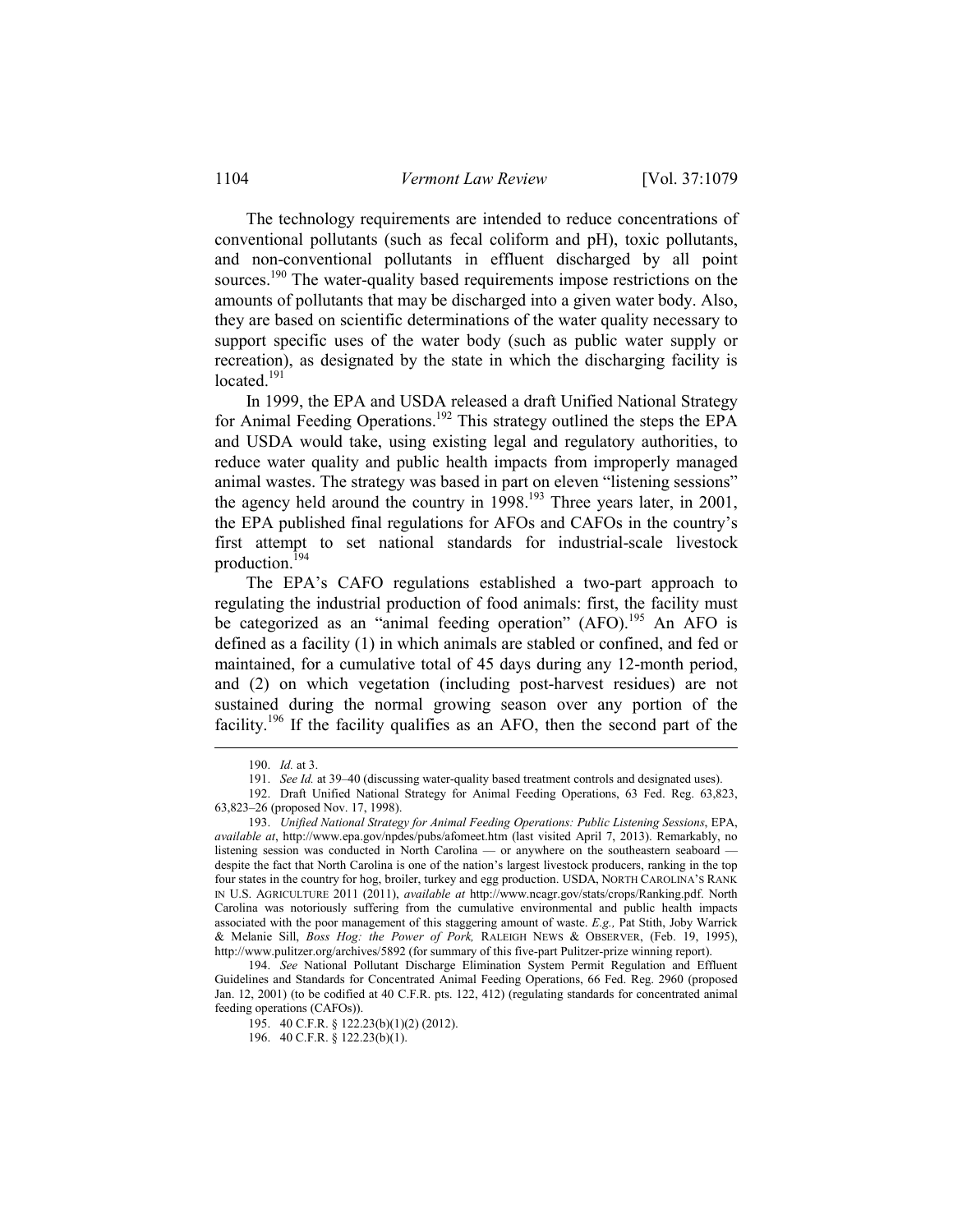The technology requirements are intended to reduce concentrations of conventional pollutants (such as fecal coliform and pH), toxic pollutants, and non-conventional pollutants in effluent discharged by all point sources.[190] The water-quality based requirements impose restrictions on the amounts of pollutants that may be discharged into a given water body. Also, they are based on scientific determinations of the water quality necessary to support specific uses of the water body (such as public water supply or recreation), as designated by the state in which the discharging facility is located.[191]

In 1999, the EPA and USDA released a draft Unified National Strategy for Animal Feeding Operations.[192] This strategy outlined the steps the EPA and USDA would take, using existing legal and regulatory authorities, to reduce water quality and public health impacts from improperly managed animal wastes. The strategy was based in part on eleven "listening sessions" the agency held around the country in 1998.[193] Three years later, in 2001, the EPA published final regulations for AFOs and CAFOs in the country's first attempt to set national standards for industrial-scale livestock production.[194]

The EPA's CAFO regulations established a two-part approach to regulating the industrial production of food animals: first, the facility must be categorized as an "animal feeding operation" (AFO).[195] An AFO is defined as a facility (1) in which animals are stabled or confined, and fed or maintained, for a cumulative total of 45 days during any 12-month period, and (2) on which vegetation (including post-harvest residues) are not sustained during the normal growing season over any portion of the facility.[196] If the facility qualifies as an AFO, then the second part of the

---

190. *Id.* at 3.

191. *See Id.* at 39–40 (discussing water-quality based treatment controls and designated uses).

192. Draft Unified National Strategy for Animal Feeding Operations, 63 Fed. Reg. 63,823, 63,823–26 (proposed Nov. 17, 1998).

193. *Unified National Strategy for Animal Feeding Operations: Public Listening Sessions*, EPA, *available at*, http://www.epa.gov/npdes/pubs/afomeet.htm (last visited April 7, 2013). Remarkably, no listening session was conducted in North Carolina — or anywhere on the southeastern seaboard — despite the fact that North Carolina is one of the nation's largest livestock producers, ranking in the top four states in the country for hog, broiler, turkey and egg production. USDA, NORTH CAROLINA'S RANK IN U.S. AGRICULTURE 2011 (2011), *available at* http://www.ncagr.gov/stats/crops/Ranking.pdf. North Carolina was notoriously suffering from the cumulative environmental and public health impacts associated with the poor management of this staggering amount of waste. *E.g.,* Pat Stith, Joby Warrick & Melanie Sill, *Boss Hog: the Power of Pork,* RALEIGH NEWS & OBSERVER, (Feb. 19, 1995), http://www.pulitzer.org/archives/5892 (for summary of this five-part Pulitzer-prize winning report).

194. *See* National Pollutant Discharge Elimination System Permit Regulation and Effluent Guidelines and Standards for Concentrated Animal Feeding Operations, 66 Fed. Reg. 2960 (proposed Jan. 12, 2001) (to be codified at 40 C.F.R. pts. 122, 412) (regulating standards for concentrated animal feeding operations (CAFOs)).

195. 40 C.F.R. § 122.23(b)(1)(2) (2012).

196. 40 C.F.R. § 122.23(b)(1).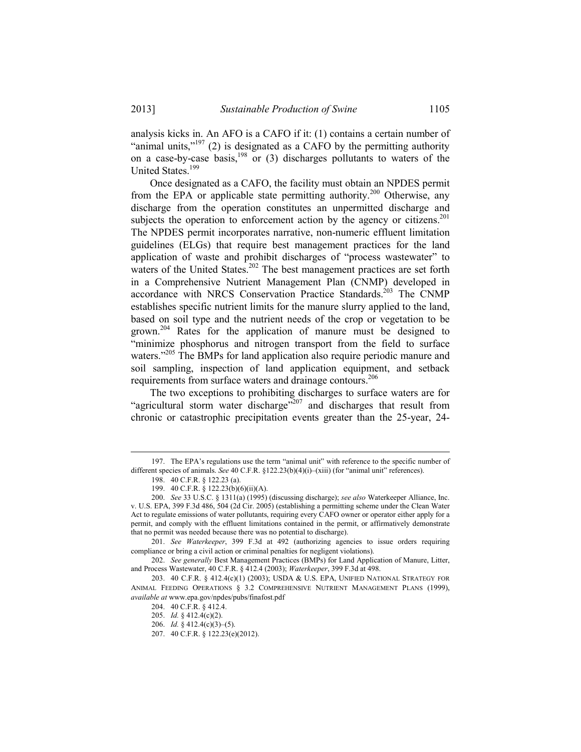analysis kicks in. An AFO is a CAFO if it: (1) contains a certain number of "animal units,"[197] (2) is designated as a CAFO by the permitting authority on a case-by-case basis,[198] or (3) discharges pollutants to waters of the United States.[199]

Once designated as a CAFO, the facility must obtain an NPDES permit from the EPA or applicable state permitting authority.[200] Otherwise, any discharge from the operation constitutes an unpermitted discharge and subjects the operation to enforcement action by the agency or citizens.[201] The NPDES permit incorporates narrative, non-numeric effluent limitation guidelines (ELGs) that require best management practices for the land application of waste and prohibit discharges of "process wastewater" to waters of the United States.[202] The best management practices are set forth in a Comprehensive Nutrient Management Plan (CNMP) developed in accordance with NRCS Conservation Practice Standards.[203] The CNMP establishes specific nutrient limits for the manure slurry applied to the land, based on soil type and the nutrient needs of the crop or vegetation to be grown.[204] Rates for the application of manure must be designed to "minimize phosphorus and nitrogen transport from the field to surface waters."[205] The BMPs for land application also require periodic manure and soil sampling, inspection of land application equipment, and setback requirements from surface waters and drainage contours.[206]

The two exceptions to prohibiting discharges to surface waters are for "agricultural storm water discharge"[207] and discharges that result from chronic or catastrophic precipitation events greater than the 25-year, 24-

---

197. The EPA's regulations use the term "animal unit" with reference to the specific number of different species of animals. *See* 40 C.F.R. §122.23(b)(4)(i)–(xiii) (for "animal unit" references).

198. 40 C.F.R. § 122.23 (a).

199. 40 C.F.R. § 122.23(b)(6)(ii)(A).

200. *See* 33 U.S.C. § 1311(a) (1995) (discussing discharge); *see also* Waterkeeper Alliance, Inc. v. U.S. EPA, 399 F.3d 486, 504 (2d Cir. 2005) (establishing a permitting scheme under the Clean Water Act to regulate emissions of water pollutants, requiring every CAFO owner or operator either apply for a permit, and comply with the effluent limitations contained in the permit, or affirmatively demonstrate that no permit was needed because there was no potential to discharge).

201. *See Waterkeeper*, 399 F.3d at 492 (authorizing agencies to issue orders requiring compliance or bring a civil action or criminal penalties for negligent violations).

202. *See generally* Best Management Practices (BMPs) for Land Application of Manure, Litter, and Process Wastewater, 40 C.F.R. § 412.4 (2003); *Waterkeeper*, 399 F.3d at 498.

203. 40 C.F.R. § 412.4(c)(1) (2003); USDA & U.S. EPA, UNIFIED NATIONAL STRATEGY FOR ANIMAL FEEDING OPERATIONS § 3.2 COMPREHENSIVE NUTRIENT MANAGEMENT PLANS (1999), *available at* www.epa.gov/npdes/pubs/finafost.pdf

204. 40 C.F.R. § 412.4.

205. *Id.* § 412.4(c)(2).

206. *Id.* § 412.4(c)(3)–(5).

207. 40 C.F.R. § 122.23(e)(2012).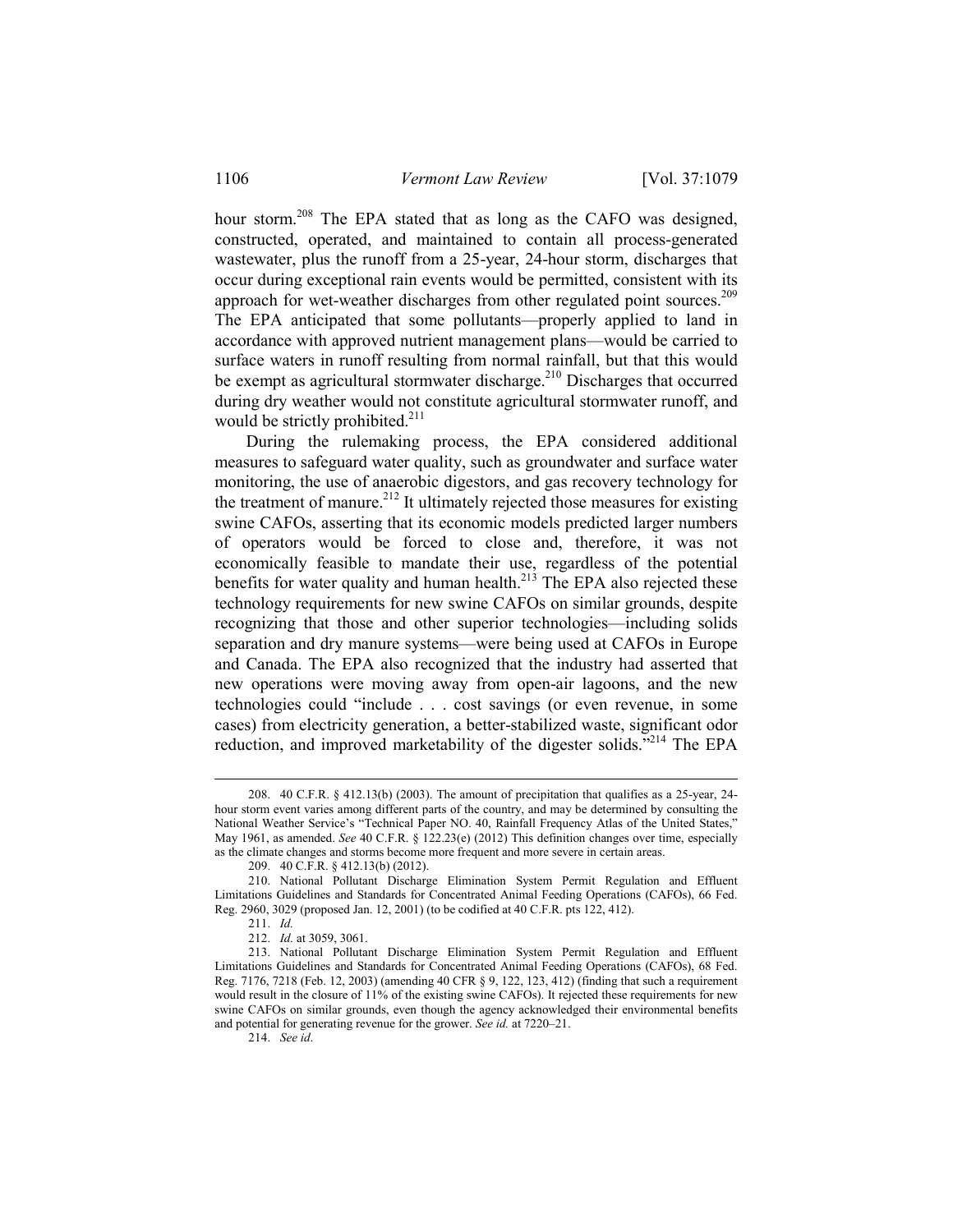hour storm.[208] The EPA stated that as long as the CAFO was designed, constructed, operated, and maintained to contain all process-generated wastewater, plus the runoff from a 25-year, 24-hour storm, discharges that occur during exceptional rain events would be permitted, consistent with its approach for wet-weather discharges from other regulated point sources.[209] The EPA anticipated that some pollutants—properly applied to land in accordance with approved nutrient management plans—would be carried to surface waters in runoff resulting from normal rainfall, but that this would be exempt as agricultural stormwater discharge.[210] Discharges that occurred during dry weather would not constitute agricultural stormwater runoff, and would be strictly prohibited.[211]

During the rulemaking process, the EPA considered additional measures to safeguard water quality, such as groundwater and surface water monitoring, the use of anaerobic digestors, and gas recovery technology for the treatment of manure.[212] It ultimately rejected those measures for existing swine CAFOs, asserting that its economic models predicted larger numbers of operators would be forced to close and, therefore, it was not economically feasible to mandate their use, regardless of the potential benefits for water quality and human health.[213] The EPA also rejected these technology requirements for new swine CAFOs on similar grounds, despite recognizing that those and other superior technologies—including solids separation and dry manure systems—were being used at CAFOs in Europe and Canada. The EPA also recognized that the industry had asserted that new operations were moving away from open-air lagoons, and the new technologies could "include . . . cost savings (or even revenue, in some cases) from electricity generation, a better-stabilized waste, significant odor reduction, and improved marketability of the digester solids."[214] The EPA

---

208. 40 C.F.R. § 412.13(b) (2003). The amount of precipitation that qualifies as a 25-year, 24-hour storm event varies among different parts of the country, and may be determined by consulting the National Weather Service's "Technical Paper NO. 40, Rainfall Frequency Atlas of the United States," May 1961, as amended. *See* 40 C.F.R. § 122.23(e) (2012) This definition changes over time, especially as the climate changes and storms become more frequent and more severe in certain areas.

209. 40 C.F.R. § 412.13(b) (2012).

210. National Pollutant Discharge Elimination System Permit Regulation and Effluent Limitations Guidelines and Standards for Concentrated Animal Feeding Operations (CAFOs), 66 Fed. Reg. 2960, 3029 (proposed Jan. 12, 2001) (to be codified at 40 C.F.R. pts 122, 412).

211. *Id.*

212. *Id.* at 3059, 3061.

213. National Pollutant Discharge Elimination System Permit Regulation and Effluent Limitations Guidelines and Standards for Concentrated Animal Feeding Operations (CAFOs), 68 Fed. Reg. 7176, 7218 (Feb. 12, 2003) (amending 40 CFR § 9, 122, 123, 412) (finding that such a requirement would result in the closure of 11% of the existing swine CAFOs). It rejected these requirements for new swine CAFOs on similar grounds, even though the agency acknowledged their environmental benefits and potential for generating revenue for the grower. *See id.* at 7220–21.

214. *See id*.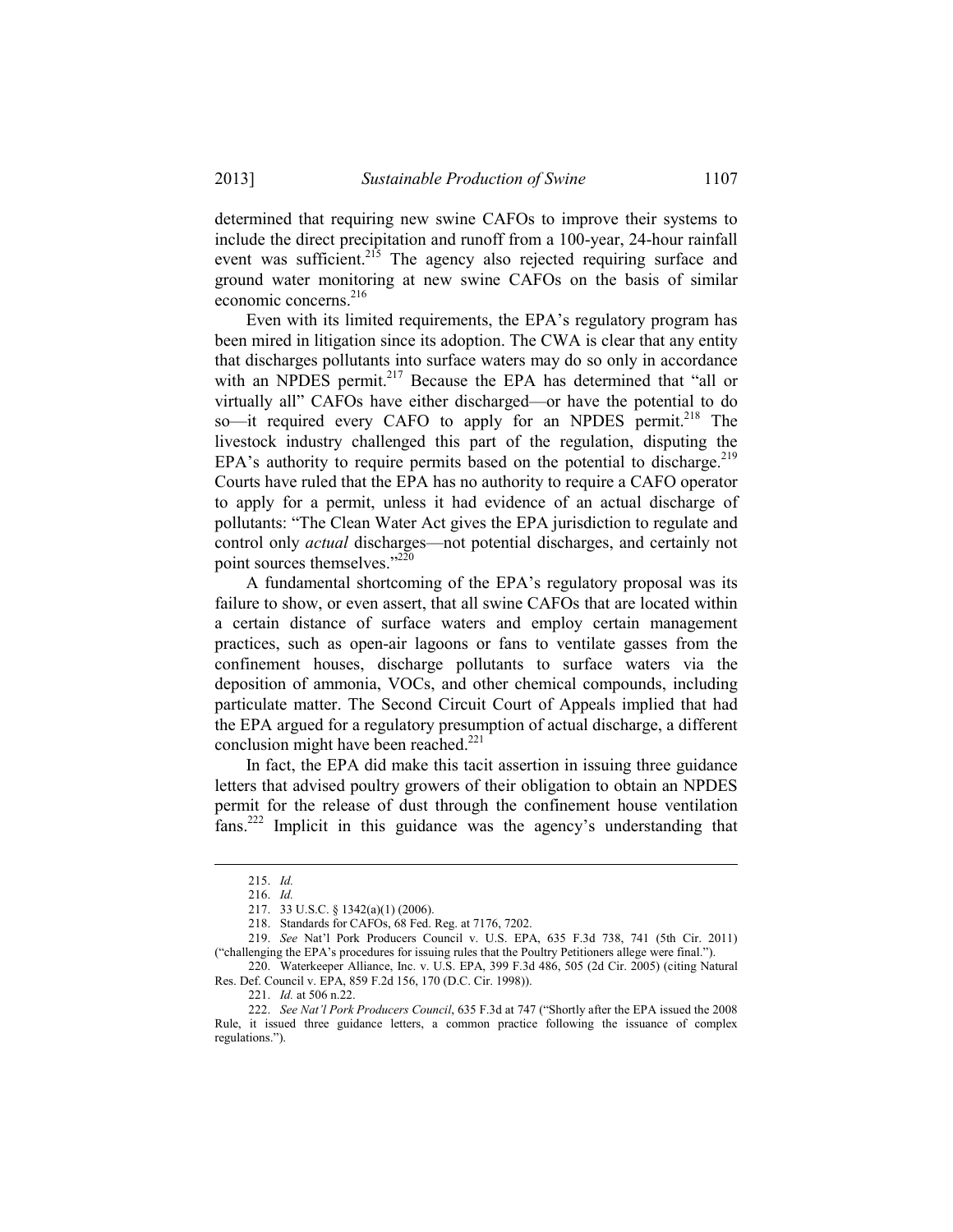determined that requiring new swine CAFOs to improve their systems to include the direct precipitation and runoff from a 100-year, 24-hour rainfall event was sufficient.[215] The agency also rejected requiring surface and ground water monitoring at new swine CAFOs on the basis of similar economic concerns.[216]

Even with its limited requirements, the EPA's regulatory program has been mired in litigation since its adoption. The CWA is clear that any entity that discharges pollutants into surface waters may do so only in accordance with an NPDES permit.[217] Because the EPA has determined that "all or virtually all" CAFOs have either discharged—or have the potential to do so—it required every CAFO to apply for an NPDES permit.[218] The livestock industry challenged this part of the regulation, disputing the EPA's authority to require permits based on the potential to discharge.[219] Courts have ruled that the EPA has no authority to require a CAFO operator to apply for a permit, unless it had evidence of an actual discharge of pollutants: "The Clean Water Act gives the EPA jurisdiction to regulate and control only *actual* discharges—not potential discharges, and certainly not point sources themselves."[220]

A fundamental shortcoming of the EPA's regulatory proposal was its failure to show, or even assert, that all swine CAFOs that are located within a certain distance of surface waters and employ certain management practices, such as open-air lagoons or fans to ventilate gasses from the confinement houses, discharge pollutants to surface waters via the deposition of ammonia, VOCs, and other chemical compounds, including particulate matter. The Second Circuit Court of Appeals implied that had the EPA argued for a regulatory presumption of actual discharge, a different conclusion might have been reached.[221]

In fact, the EPA did make this tacit assertion in issuing three guidance letters that advised poultry growers of their obligation to obtain an NPDES permit for the release of dust through the confinement house ventilation fans.[222] Implicit in this guidance was the agency's understanding that

---

215. *Id.*

216. *Id.*

217. 33 U.S.C. § 1342(a)(1) (2006).

218. Standards for CAFOs, 68 Fed. Reg. at 7176, 7202.

219. *See* Nat'l Pork Producers Council v. U.S. EPA, 635 F.3d 738, 741 (5th Cir. 2011) ("challenging the EPA's procedures for issuing rules that the Poultry Petitioners allege were final.").

220. Waterkeeper Alliance, Inc. v. U.S. EPA, 399 F.3d 486, 505 (2d Cir. 2005) (citing Natural Res. Def. Council v. EPA, 859 F.2d 156, 170 (D.C. Cir. 1998)).

221. *Id.* at 506 n.22.

222. *See Nat'l Pork Producers Council*, 635 F.3d at 747 ("Shortly after the EPA issued the 2008 Rule, it issued three guidance letters, a common practice following the issuance of complex regulations.").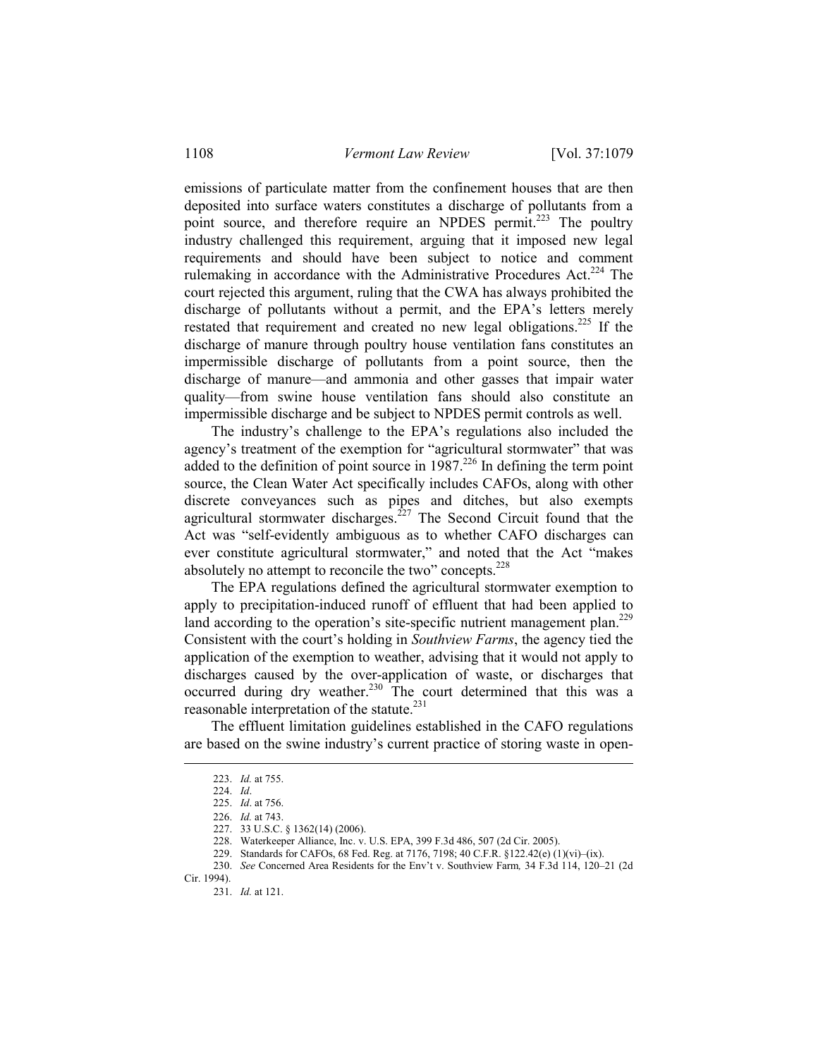emissions of particulate matter from the confinement houses that are then deposited into surface waters constitutes a discharge of pollutants from a point source, and therefore require an NPDES permit.[223] The poultry industry challenged this requirement, arguing that it imposed new legal requirements and should have been subject to notice and comment rulemaking in accordance with the Administrative Procedures Act.[224] The court rejected this argument, ruling that the CWA has always prohibited the discharge of pollutants without a permit, and the EPA's letters merely restated that requirement and created no new legal obligations.[225] If the discharge of manure through poultry house ventilation fans constitutes an impermissible discharge of pollutants from a point source, then the discharge of manure—and ammonia and other gasses that impair water quality—from swine house ventilation fans should also constitute an impermissible discharge and be subject to NPDES permit controls as well.

The industry's challenge to the EPA's regulations also included the agency's treatment of the exemption for "agricultural stormwater" that was added to the definition of point source in 1987.[226] In defining the term point source, the Clean Water Act specifically includes CAFOs, along with other discrete conveyances such as pipes and ditches, but also exempts agricultural stormwater discharges.[227] The Second Circuit found that the Act was "self-evidently ambiguous as to whether CAFO discharges can ever constitute agricultural stormwater," and noted that the Act "makes absolutely no attempt to reconcile the two" concepts.[228]

The EPA regulations defined the agricultural stormwater exemption to apply to precipitation-induced runoff of effluent that had been applied to land according to the operation's site-specific nutrient management plan.[229] Consistent with the court's holding in *Southview Farms*, the agency tied the application of the exemption to weather, advising that it would not apply to discharges caused by the over-application of waste, or discharges that occurred during dry weather.[230] The court determined that this was a reasonable interpretation of the statute.[231]

The effluent limitation guidelines established in the CAFO regulations are based on the swine industry's current practice of storing waste in open-

223. *Id.* at 755.

224. *Id*.

225. *Id*. at 756.

226. *Id.* at 743.

227. 33 U.S.C. § 1362(14) (2006).

228. Waterkeeper Alliance, Inc. v. U.S. EPA, 399 F.3d 486, 507 (2d Cir. 2005).

229. Standards for CAFOs, 68 Fed. Reg. at 7176, 7198; 40 C.F.R. §122.42(e) (1)(vi)–(ix).

230. *See* Concerned Area Residents for the Env't v. Southview Farm*,* 34 F.3d 114, 120–21 (2d Cir. 1994).

231. *Id.* at 121.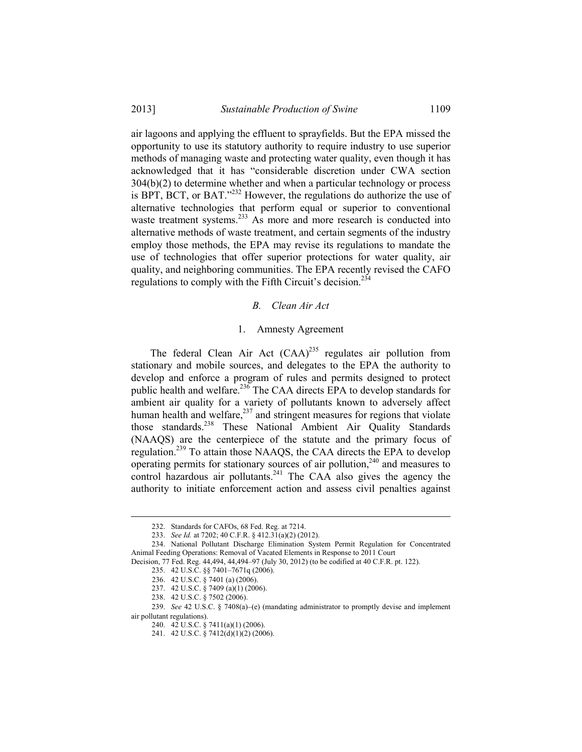air lagoons and applying the effluent to sprayfields. But the EPA missed the opportunity to use its statutory authority to require industry to use superior methods of managing waste and protecting water quality, even though it has acknowledged that it has "considerable discretion under CWA section 304(b)(2) to determine whether and when a particular technology or process is BPT, BCT, or BAT."[232] However, the regulations do authorize the use of alternative technologies that perform equal or superior to conventional waste treatment systems.[233] As more and more research is conducted into alternative methods of waste treatment, and certain segments of the industry employ those methods, the EPA may revise its regulations to mandate the use of technologies that offer superior protections for water quality, air quality, and neighboring communities. The EPA recently revised the CAFO regulations to comply with the Fifth Circuit's decision.[234]

### *B. Clean Air Act*

#### 1. Amnesty Agreement

The federal Clean Air Act (CAA)[235] regulates air pollution from stationary and mobile sources, and delegates to the EPA the authority to develop and enforce a program of rules and permits designed to protect public health and welfare.[236] The CAA directs EPA to develop standards for ambient air quality for a variety of pollutants known to adversely affect human health and welfare,[237] and stringent measures for regions that violate those standards.[238] These National Ambient Air Quality Standards (NAAQS) are the centerpiece of the statute and the primary focus of regulation.[239] To attain those NAAQS, the CAA directs the EPA to develop operating permits for stationary sources of air pollution,[240] and measures to control hazardous air pollutants.[241] The CAA also gives the agency the authority to initiate enforcement action and assess civil penalties against

---

232. Standards for CAFOs, 68 Fed. Reg. at 7214.

233. *See Id.* at 7202; 40 C.F.R. § 412.31(a)(2) (2012).

234. National Pollutant Discharge Elimination System Permit Regulation for Concentrated Animal Feeding Operations: Removal of Vacated Elements in Response to 2011 Court Decision, 77 Fed. Reg. 44,494, 44,494–97 (July 30, 2012) (to be codified at 40 C.F.R. pt. 122).

235. 42 U.S.C. §§ 7401–7671q (2006).

236. 42 U.S.C. § 7401 (a) (2006).

237. 42 U.S.C. § 7409 (a)(1) (2006).

238. 42 U.S.C. § 7502 (2006).

239. *See* 42 U.S.C. § 7408(a)–(e) (mandating administrator to promptly devise and implement air pollutant regulations).

240. 42 U.S.C. § 7411(a)(1) (2006).

241. 42 U.S.C. § 7412(d)(1)(2) (2006).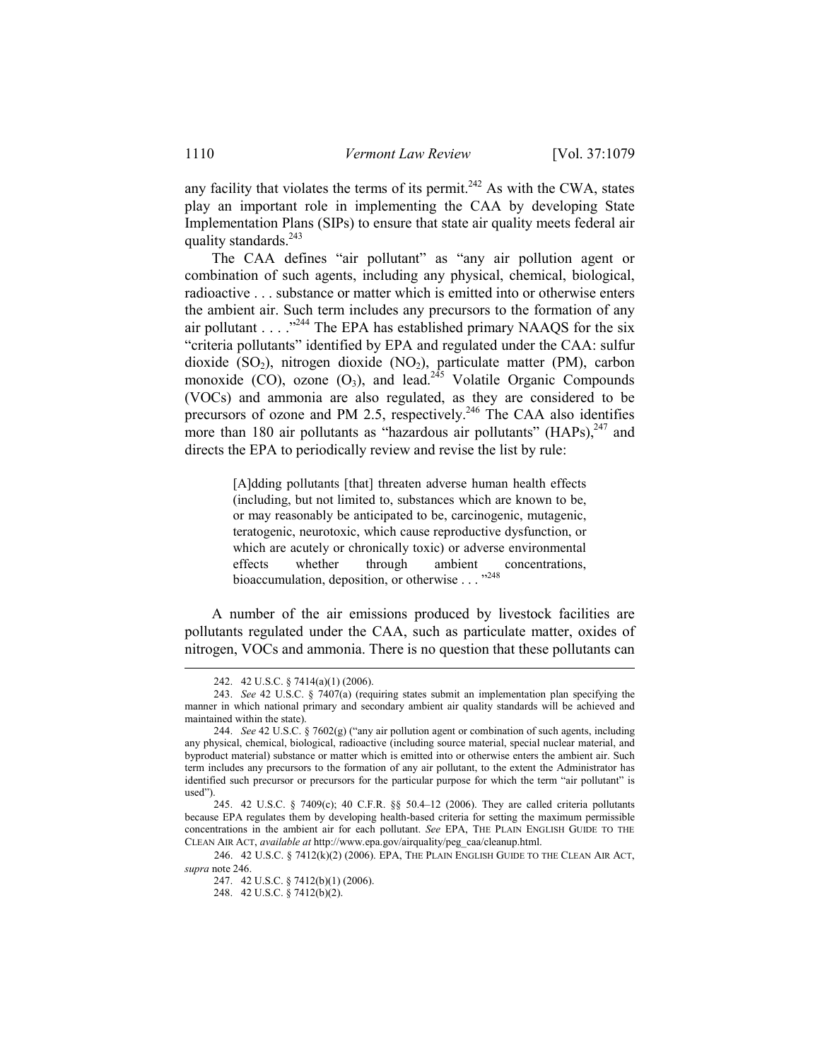any facility that violates the terms of its permit.[242] As with the CWA, states play an important role in implementing the CAA by developing State Implementation Plans (SIPs) to ensure that state air quality meets federal air quality standards.[243]

The CAA defines "air pollutant" as "any air pollution agent or combination of such agents, including any physical, chemical, biological, radioactive . . . substance or matter which is emitted into or otherwise enters the ambient air. Such term includes any precursors to the formation of any air pollutant . . . ."[244] The EPA has established primary NAAQS for the six "criteria pollutants" identified by EPA and regulated under the CAA: sulfur dioxide ($SO_2$), nitrogen dioxide ($NO_2$), particulate matter (PM), carbon monoxide (CO), ozone ($O_3$), and lead.[245] Volatile Organic Compounds (VOCs) and ammonia are also regulated, as they are considered to be precursors of ozone and PM 2.5, respectively.[246] The CAA also identifies more than 180 air pollutants as "hazardous air pollutants" (HAPs),[247] and directs the EPA to periodically review and revise the list by rule:

> [A]dding pollutants [that] threaten adverse human health effects (including, but not limited to, substances which are known to be, or may reasonably be anticipated to be, carcinogenic, mutagenic, teratogenic, neurotoxic, which cause reproductive dysfunction, or which are acutely or chronically toxic) or adverse environmental effects whether through ambient concentrations, bioaccumulation, deposition, or otherwise . . . ."[248]

A number of the air emissions produced by livestock facilities are pollutants regulated under the CAA, such as particulate matter, oxides of nitrogen, VOCs and ammonia. There is no question that these pollutants can

---

242. 42 U.S.C. § 7414(a)(1) (2006).

243. *See* 42 U.S.C. § 7407(a) (requiring states submit an implementation plan specifying the manner in which national primary and secondary ambient air quality standards will be achieved and maintained within the state).

244. *See* 42 U.S.C. § 7602(g) ("any air pollution agent or combination of such agents, including any physical, chemical, biological, radioactive (including source material, special nuclear material, and byproduct material) substance or matter which is emitted into or otherwise enters the ambient air. Such term includes any precursors to the formation of any air pollutant, to the extent the Administrator has identified such precursor or precursors for the particular purpose for which the term "air pollutant" is used").

245. 42 U.S.C. § 7409(c); 40 C.F.R. §§ 50.4–12 (2006). They are called criteria pollutants because EPA regulates them by developing health-based criteria for setting the maximum permissible concentrations in the ambient air for each pollutant. *See* EPA, THE PLAIN ENGLISH GUIDE TO THE CLEAN AIR ACT, *available at* http://www.epa.gov/airquality/peg_caa/cleanup.html.

246. 42 U.S.C. § 7412(k)(2) (2006). EPA, THE PLAIN ENGLISH GUIDE TO THE CLEAN AIR ACT, *supra* note 246.

247. 42 U.S.C. § 7412(b)(1) (2006).

248. 42 U.S.C. § 7412(b)(2).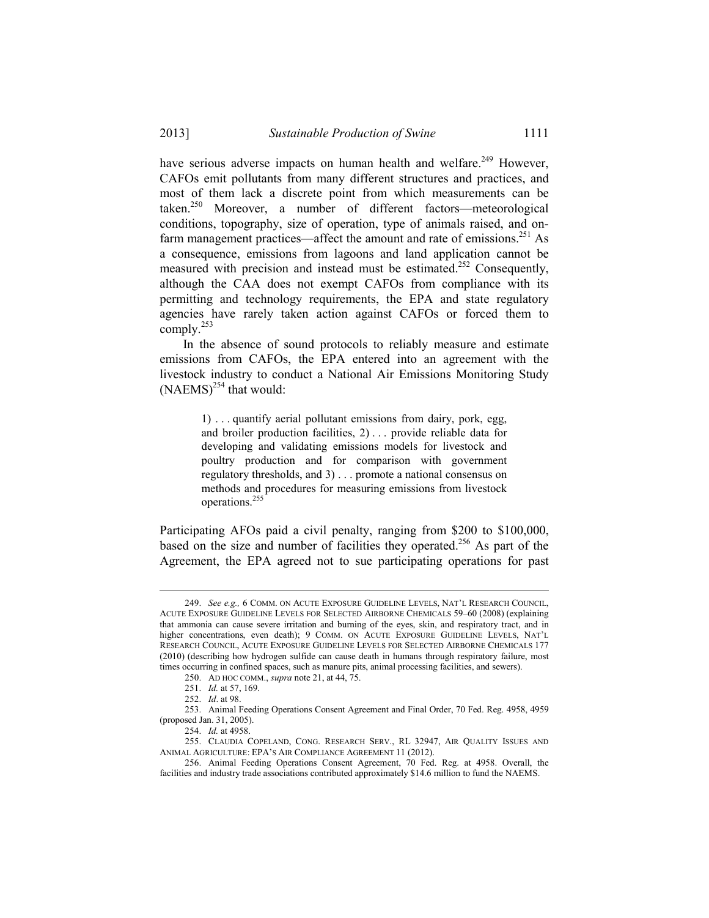have serious adverse impacts on human health and welfare.[249] However, CAFOs emit pollutants from many different structures and practices, and most of them lack a discrete point from which measurements can be taken.[250] Moreover, a number of different factors—meteorological conditions, topography, size of operation, type of animals raised, and on-farm management practices—affect the amount and rate of emissions.[251] As a consequence, emissions from lagoons and land application cannot be measured with precision and instead must be estimated.[252] Consequently, although the CAA does not exempt CAFOs from compliance with its permitting and technology requirements, the EPA and state regulatory agencies have rarely taken action against CAFOs or forced them to comply.[253]

In the absence of sound protocols to reliably measure and estimate emissions from CAFOs, the EPA entered into an agreement with the livestock industry to conduct a National Air Emissions Monitoring Study (NAEMS)[254] that would:

> 1) . . . quantify aerial pollutant emissions from dairy, pork, egg, and broiler production facilities, 2) . . . provide reliable data for developing and validating emissions models for livestock and poultry production and for comparison with government regulatory thresholds, and 3) . . . promote a national consensus on methods and procedures for measuring emissions from livestock operations.[255]

Participating AFOs paid a civil penalty, ranging from $200 to $100,000, based on the size and number of facilities they operated.[256] As part of the Agreement, the EPA agreed not to sue participating operations for past

---

249. *See e.g.,* 6 COMM. ON ACUTE EXPOSURE GUIDELINE LEVELS, NAT'L RESEARCH COUNCIL, ACUTE EXPOSURE GUIDELINE LEVELS FOR SELECTED AIRBORNE CHEMICALS 59–60 (2008) (explaining that ammonia can cause severe irritation and burning of the eyes, skin, and respiratory tract, and in higher concentrations, even death); 9 COMM. ON ACUTE EXPOSURE GUIDELINE LEVELS, NAT'L RESEARCH COUNCIL, ACUTE EXPOSURE GUIDELINE LEVELS FOR SELECTED AIRBORNE CHEMICALS 177 (2010) (describing how hydrogen sulfide can cause death in humans through respiratory failure, most times occurring in confined spaces, such as manure pits, animal processing facilities, and sewers).

250. AD HOC COMM., *supra* note 21, at 44, 75.

251. *Id.* at 57, 169.

252. *Id*. at 98.

253. Animal Feeding Operations Consent Agreement and Final Order, 70 Fed. Reg. 4958, 4959 (proposed Jan. 31, 2005).

254. *Id.* at 4958.

255. CLAUDIA COPELAND, CONG. RESEARCH SERV., RL 32947, AIR QUALITY ISSUES AND ANIMAL AGRICULTURE: EPA'S AIR COMPLIANCE AGREEMENT 11 (2012).

256. Animal Feeding Operations Consent Agreement, 70 Fed. Reg. at 4958. Overall, the facilities and industry trade associations contributed approximately $14.6 million to fund the NAEMS.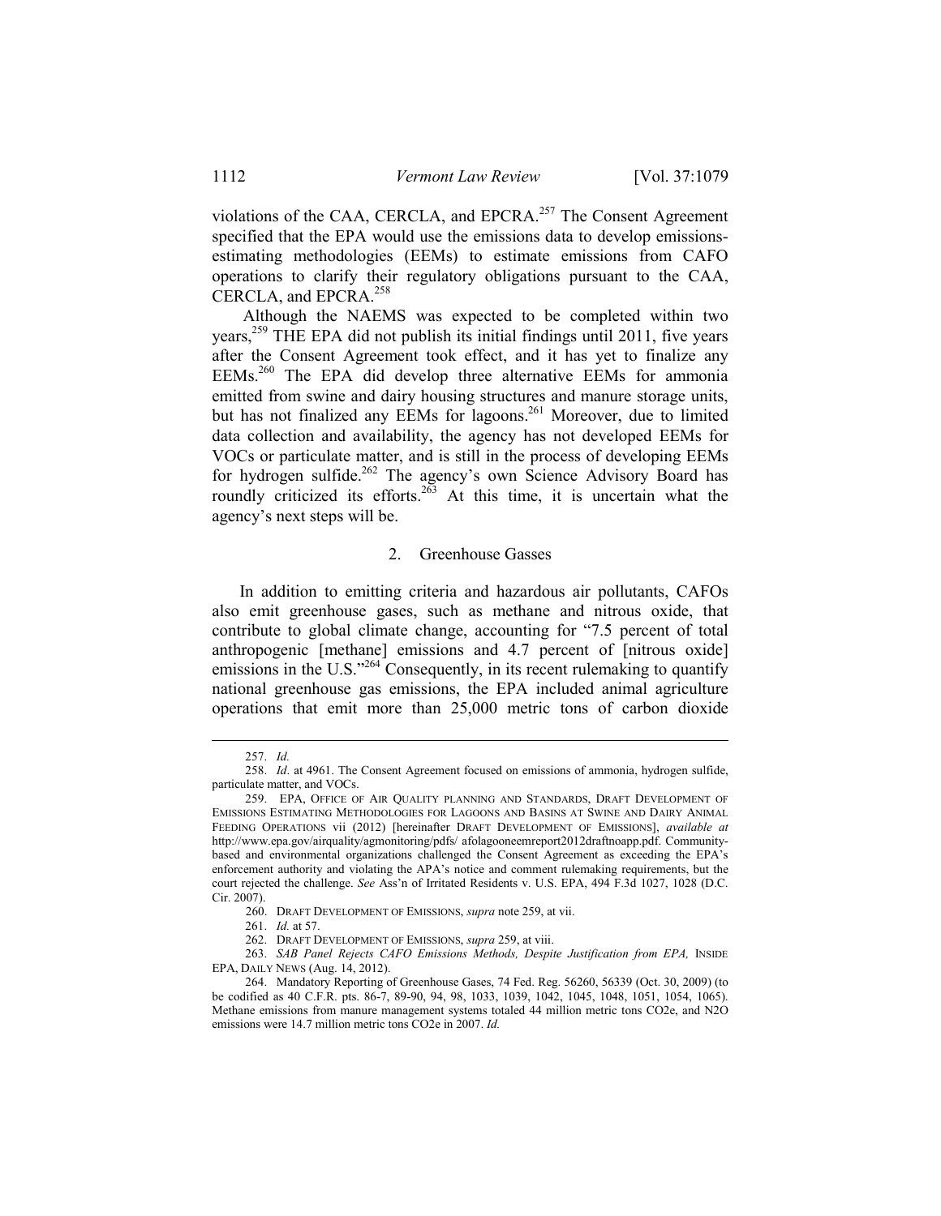violations of the CAA, CERCLA, and EPCRA.[257] The Consent Agreement specified that the EPA would use the emissions data to develop emissions-estimating methodologies (EEMs) to estimate emissions from CAFO operations to clarify their regulatory obligations pursuant to the CAA, CERCLA, and EPCRA.[258]

Although the NAEMS was expected to be completed within two years,[259] THE EPA did not publish its initial findings until 2011, five years after the Consent Agreement took effect, and it has yet to finalize any EEMs.[260] The EPA did develop three alternative EEMs for ammonia emitted from swine and dairy housing structures and manure storage units, but has not finalized any EEMs for lagoons.[261] Moreover, due to limited data collection and availability, the agency has not developed EEMs for VOCs or particulate matter, and is still in the process of developing EEMs for hydrogen sulfide.[262] The agency's own Science Advisory Board has roundly criticized its efforts.[263] At this time, it is uncertain what the agency's next steps will be.

### 2. Greenhouse Gasses

In addition to emitting criteria and hazardous air pollutants, CAFOs also emit greenhouse gases, such as methane and nitrous oxide, that contribute to global climate change, accounting for "7.5 percent of total anthropogenic [methane] emissions and 4.7 percent of [nitrous oxide] emissions in the U.S."[264] Consequently, in its recent rulemaking to quantify national greenhouse gas emissions, the EPA included animal agriculture operations that emit more than 25,000 metric tons of carbon dioxide

---

257. *Id.*

258. *Id*. at 4961. The Consent Agreement focused on emissions of ammonia, hydrogen sulfide, particulate matter, and VOCs.

259. EPA, OFFICE OF AIR QUALITY PLANNING AND STANDARDS, DRAFT DEVELOPMENT OF EMISSIONS ESTIMATING METHODOLOGIES FOR LAGOONS AND BASINS AT SWINE AND DAIRY ANIMAL FEEDING OPERATIONS vii (2012) [hereinafter DRAFT DEVELOPMENT OF EMISSIONS], *available at* http://www.epa.gov/airquality/agmonitoring/pdfs/ afolagooneemreport2012draftnoapp.pdf. Community-based and environmental organizations challenged the Consent Agreement as exceeding the EPA's enforcement authority and violating the APA's notice and comment rulemaking requirements, but the court rejected the challenge. *See* Ass'n of Irritated Residents v. U.S. EPA, 494 F.3d 1027, 1028 (D.C. Cir. 2007).

260. DRAFT DEVELOPMENT OF EMISSIONS, *supra* note 259, at vii.

261. *Id.* at 57.

262. DRAFT DEVELOPMENT OF EMISSIONS, *supra* 259, at viii.

263. *SAB Panel Rejects CAFO Emissions Methods, Despite Justification from EPA,* INSIDE EPA, DAILY NEWS (Aug. 14, 2012).

264. Mandatory Reporting of Greenhouse Gases, 74 Fed. Reg. 56260, 56339 (Oct. 30, 2009) (to be codified as 40 C.F.R. pts. 86-7, 89-90, 94, 98, 1033, 1039, 1042, 1045, 1048, 1051, 1054, 1065). Methane emissions from manure management systems totaled 44 million metric tons CO2e, and N2O emissions were 14.7 million metric tons CO2e in 2007. *Id.*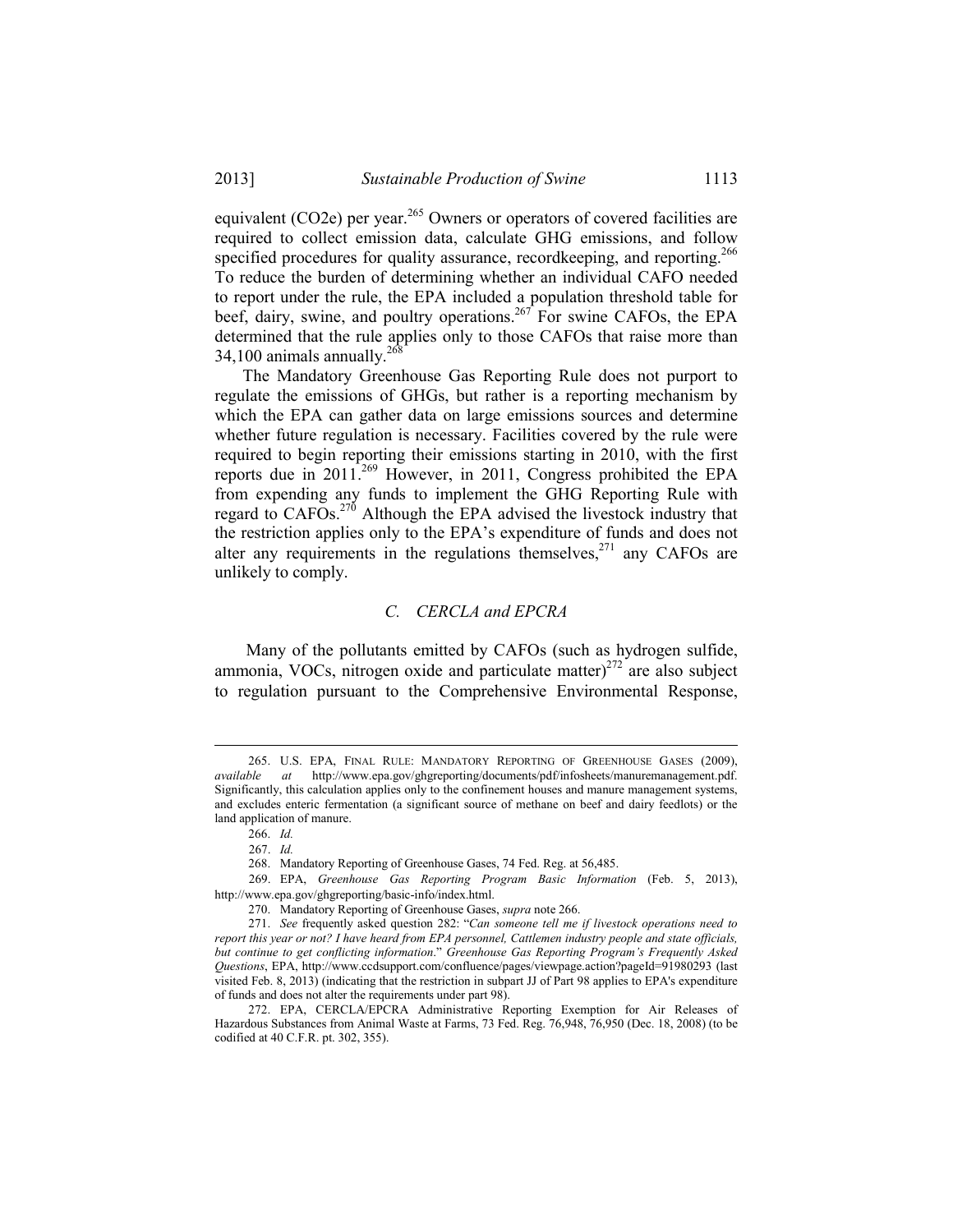equivalent (CO2e) per year.[265] Owners or operators of covered facilities are required to collect emission data, calculate GHG emissions, and follow specified procedures for quality assurance, recordkeeping, and reporting.[266] To reduce the burden of determining whether an individual CAFO needed to report under the rule, the EPA included a population threshold table for beef, dairy, swine, and poultry operations.[267] For swine CAFOs, the EPA determined that the rule applies only to those CAFOs that raise more than 34,100 animals annually.[268]

The Mandatory Greenhouse Gas Reporting Rule does not purport to regulate the emissions of GHGs, but rather is a reporting mechanism by which the EPA can gather data on large emissions sources and determine whether future regulation is necessary. Facilities covered by the rule were required to begin reporting their emissions starting in 2010, with the first reports due in 2011.[269] However, in 2011, Congress prohibited the EPA from expending any funds to implement the GHG Reporting Rule with regard to CAFOs.[270] Although the EPA advised the livestock industry that the restriction applies only to the EPA's expenditure of funds and does not alter any requirements in the regulations themselves,[271] any CAFOs are unlikely to comply.

### *C. CERCLA and EPCRA*

Many of the pollutants emitted by CAFOs (such as hydrogen sulfide, ammonia, VOCs, nitrogen oxide and particulate matter)[272] are also subject to regulation pursuant to the Comprehensive Environmental Response,

---

265. U.S. EPA, FINAL RULE: MANDATORY REPORTING OF GREENHOUSE GASES (2009), *available at* http://www.epa.gov/ghgreporting/documents/pdf/infosheets/manuremanagement.pdf. Significantly, this calculation applies only to the confinement houses and manure management systems, and excludes enteric fermentation (a significant source of methane on beef and dairy feedlots) or the land application of manure.

266. *Id.*

267. *Id.*

268. Mandatory Reporting of Greenhouse Gases, 74 Fed. Reg. at 56,485.

269. EPA, *Greenhouse Gas Reporting Program Basic Information* (Feb. 5, 2013), http://www.epa.gov/ghgreporting/basic-info/index.html.

270. Mandatory Reporting of Greenhouse Gases, *supra* note 266.

271. *See* frequently asked question 282: "*Can someone tell me if livestock operations need to report this year or not? I have heard from EPA personnel, Cattlemen industry people and state officials, but continue to get conflicting information*." *Greenhouse Gas Reporting Program's Frequently Asked Questions*, EPA, http://www.ccdsupport.com/confluence/pages/viewpage.action?pageId=91980293 (last visited Feb. 8, 2013) (indicating that the restriction in subpart JJ of Part 98 applies to EPA's expenditure of funds and does not alter the requirements under part 98).

272. EPA, CERCLA/EPCRA Administrative Reporting Exemption for Air Releases of Hazardous Substances from Animal Waste at Farms, 73 Fed. Reg. 76,948, 76,950 (Dec. 18, 2008) (to be codified at 40 C.F.R. pt. 302, 355).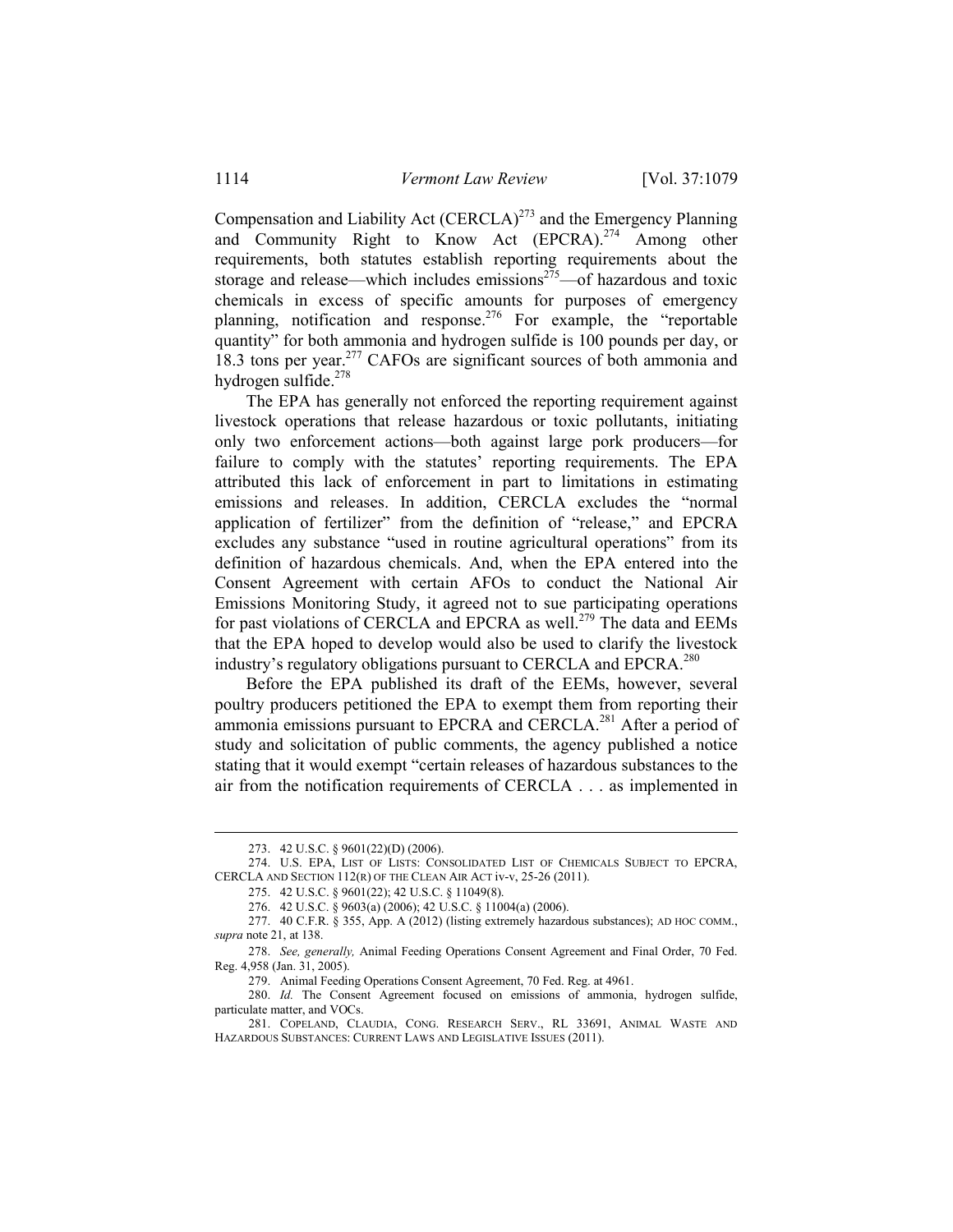Compensation and Liability Act (CERCLA)[273] and the Emergency Planning and Community Right to Know Act (EPCRA).[274] Among other requirements, both statutes establish reporting requirements about the storage and release—which includes emissions[275]—of hazardous and toxic chemicals in excess of specific amounts for purposes of emergency planning, notification and response.[276] For example, the "reportable quantity" for both ammonia and hydrogen sulfide is 100 pounds per day, or 18.3 tons per year.[277] CAFOs are significant sources of both ammonia and hydrogen sulfide.[278]

The EPA has generally not enforced the reporting requirement against livestock operations that release hazardous or toxic pollutants, initiating only two enforcement actions—both against large pork producers—for failure to comply with the statutes' reporting requirements. The EPA attributed this lack of enforcement in part to limitations in estimating emissions and releases. In addition, CERCLA excludes the "normal application of fertilizer" from the definition of "release," and EPCRA excludes any substance "used in routine agricultural operations" from its definition of hazardous chemicals. And, when the EPA entered into the Consent Agreement with certain AFOs to conduct the National Air Emissions Monitoring Study, it agreed not to sue participating operations for past violations of CERCLA and EPCRA as well.[279] The data and EEMs that the EPA hoped to develop would also be used to clarify the livestock industry's regulatory obligations pursuant to CERCLA and EPCRA.[280]

Before the EPA published its draft of the EEMs, however, several poultry producers petitioned the EPA to exempt them from reporting their ammonia emissions pursuant to EPCRA and CERCLA.[281] After a period of study and solicitation of public comments, the agency published a notice stating that it would exempt "certain releases of hazardous substances to the air from the notification requirements of CERCLA . . . as implemented in

---

273. 42 U.S.C. § 9601(22)(D) (2006).

274. U.S. EPA, LIST OF LISTS: CONSOLIDATED LIST OF CHEMICALS SUBJECT TO EPCRA, CERCLA AND SECTION 112(R) OF THE CLEAN AIR ACT iv-v, 25-26 (2011).

275. 42 U.S.C. § 9601(22); 42 U.S.C. § 11049(8).

276. 42 U.S.C. § 9603(a) (2006); 42 U.S.C. § 11004(a) (2006).

277. 40 C.F.R. § 355, App. A (2012) (listing extremely hazardous substances); AD HOC COMM., *supra* note 21, at 138.

278. *See, generally,* Animal Feeding Operations Consent Agreement and Final Order, 70 Fed. Reg. 4,958 (Jan. 31, 2005).

279. Animal Feeding Operations Consent Agreement, 70 Fed. Reg. at 4961.

280. *Id.* The Consent Agreement focused on emissions of ammonia, hydrogen sulfide, particulate matter, and VOCs.

281. COPELAND, CLAUDIA, CONG. RESEARCH SERV., RL 33691, ANIMAL WASTE AND HAZARDOUS SUBSTANCES: CURRENT LAWS AND LEGISLATIVE ISSUES (2011).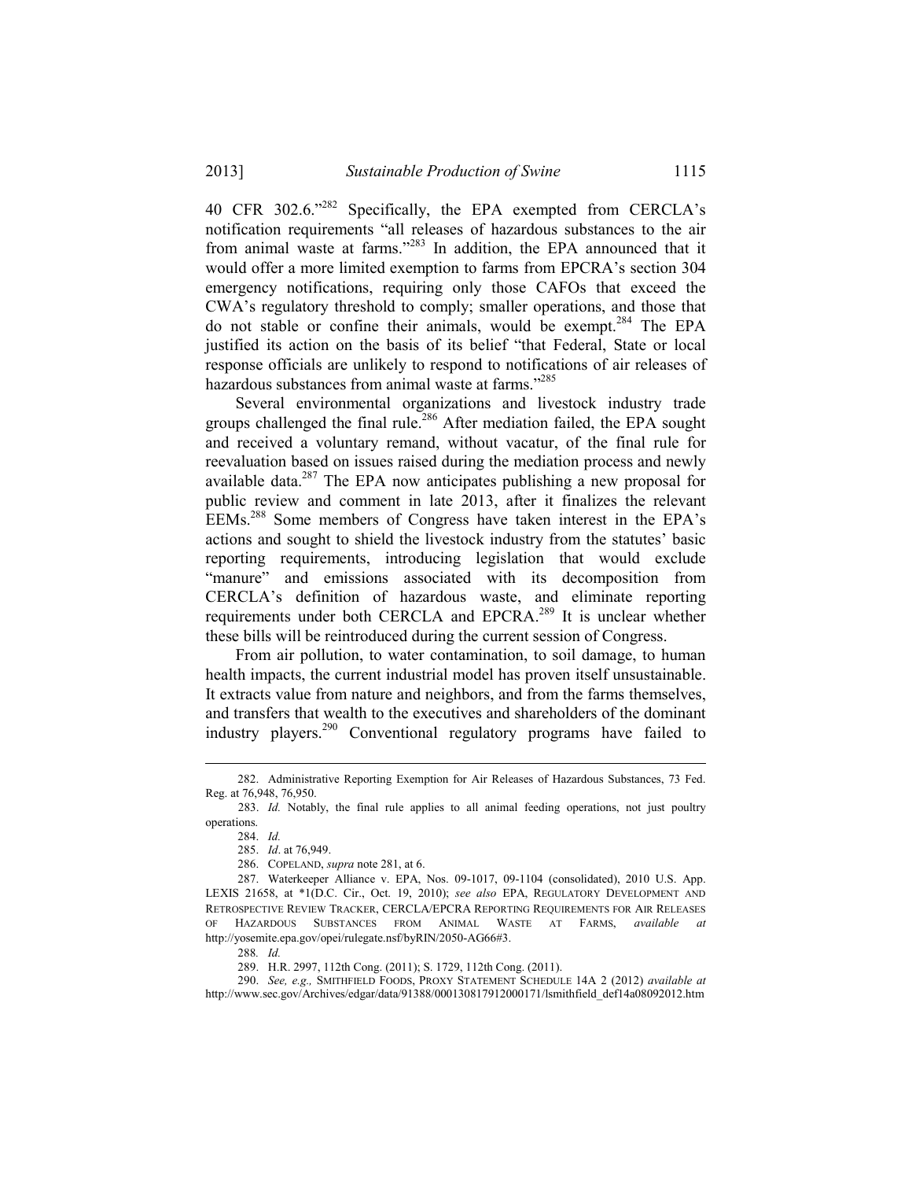40 CFR 302.6."[282] Specifically, the EPA exempted from CERCLA's notification requirements "all releases of hazardous substances to the air from animal waste at farms."[283] In addition, the EPA announced that it would offer a more limited exemption to farms from EPCRA's section 304 emergency notifications, requiring only those CAFOs that exceed the CWA's regulatory threshold to comply; smaller operations, and those that do not stable or confine their animals, would be exempt.[284] The EPA justified its action on the basis of its belief "that Federal, State or local response officials are unlikely to respond to notifications of air releases of hazardous substances from animal waste at farms."[285]

Several environmental organizations and livestock industry trade groups challenged the final rule.[286] After mediation failed, the EPA sought and received a voluntary remand, without vacatur, of the final rule for reevaluation based on issues raised during the mediation process and newly available data.[287] The EPA now anticipates publishing a new proposal for public review and comment in late 2013, after it finalizes the relevant EEMs.[288] Some members of Congress have taken interest in the EPA's actions and sought to shield the livestock industry from the statutes' basic reporting requirements, introducing legislation that would exclude "manure" and emissions associated with its decomposition from CERCLA's definition of hazardous waste, and eliminate reporting requirements under both CERCLA and EPCRA.[289] It is unclear whether these bills will be reintroduced during the current session of Congress.

From air pollution, to water contamination, to soil damage, to human health impacts, the current industrial model has proven itself unsustainable. It extracts value from nature and neighbors, and from the farms themselves, and transfers that wealth to the executives and shareholders of the dominant industry players.[290] Conventional regulatory programs have failed to

---

282. Administrative Reporting Exemption for Air Releases of Hazardous Substances, 73 Fed. Reg. at 76,948, 76,950.

283. *Id.* Notably, the final rule applies to all animal feeding operations, not just poultry operations.

284. *Id.*

285. *Id*. at 76,949.

286. COPELAND, *supra* note 281, at 6.

287. Waterkeeper Alliance v. EPA, Nos. 09-1017, 09-1104 (consolidated), 2010 U.S. App. LEXIS 21658, at *1(D.C. Cir., Oct. 19, 2010); *see also* EPA, REGULATORY DEVELOPMENT AND RETROSPECTIVE REVIEW TRACKER, CERCLA/EPCRA REPORTING REQUIREMENTS FOR AIR RELEASES OF HAZARDOUS SUBSTANCES FROM ANIMAL WASTE AT FARMS, *available at* http://yosemite.epa.gov/opei/rulegate.nsf/byRIN/2050-AG66#3.

288. *Id.*

289. H.R. 2997, 112th Cong. (2011); S. 1729, 112th Cong. (2011).

290. *See, e.g.,* SMITHFIELD FOODS, PROXY STATEMENT SCHEDULE 14A 2 (2012) *available at* http://www.sec.gov/Archives/edgar/data/91388/000130817912000171/lsmithfield_def14a08092012.htm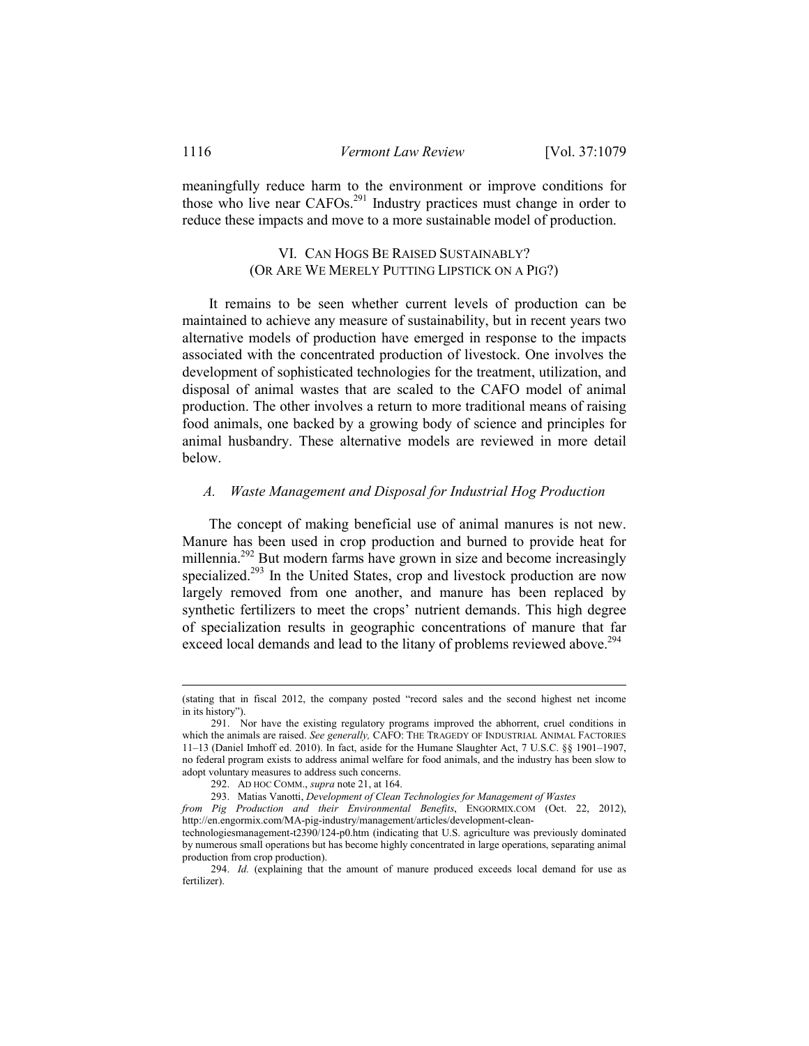meaningfully reduce harm to the environment or improve conditions for those who live near CAFOs.[291] Industry practices must change in order to reduce these impacts and move to a more sustainable model of production.

## VI. CAN HOGS BE RAISED SUSTAINABLY? (OR ARE WE MERELY PUTTING LIPSTICK ON A PIG?)

It remains to be seen whether current levels of production can be maintained to achieve any measure of sustainability, but in recent years two alternative models of production have emerged in response to the impacts associated with the concentrated production of livestock. One involves the development of sophisticated technologies for the treatment, utilization, and disposal of animal wastes that are scaled to the CAFO model of animal production. The other involves a return to more traditional means of raising food animals, one backed by a growing body of science and principles for animal husbandry. These alternative models are reviewed in more detail below.

### *A. Waste Management and Disposal for Industrial Hog Production*

The concept of making beneficial use of animal manures is not new. Manure has been used in crop production and burned to provide heat for millennia.[292] But modern farms have grown in size and become increasingly specialized.[293] In the United States, crop and livestock production are now largely removed from one another, and manure has been replaced by synthetic fertilizers to meet the crops' nutrient demands. This high degree of specialization results in geographic concentrations of manure that far exceed local demands and lead to the litany of problems reviewed above.[294]

---

(stating that in fiscal 2012, the company posted "record sales and the second highest net income in its history").

291. Nor have the existing regulatory programs improved the abhorrent, cruel conditions in which the animals are raised. *See generally,* CAFO: THE TRAGEDY OF INDUSTRIAL ANIMAL FACTORIES 11–13 (Daniel Imhoff ed. 2010). In fact, aside for the Humane Slaughter Act, 7 U.S.C. §§ 1901–1907, no federal program exists to address animal welfare for food animals, and the industry has been slow to adopt voluntary measures to address such concerns.

292. AD HOC COMM., *supra* note 21, at 164.

293. Matias Vanotti, *Development of Clean Technologies for Management of Wastes from Pig Production and their Environmental Benefits*, ENGORMIX.COM (Oct. 22, 2012), http://en.engormix.com/MA-pig-industry/management/articles/development-clean-technologiesmanagement-t2390/124-p0.htm (indicating that U.S. agriculture was previously dominated by numerous small operations but has become highly concentrated in large operations, separating animal production from crop production).

294. *Id.* (explaining that the amount of manure produced exceeds local demand for use as fertilizer).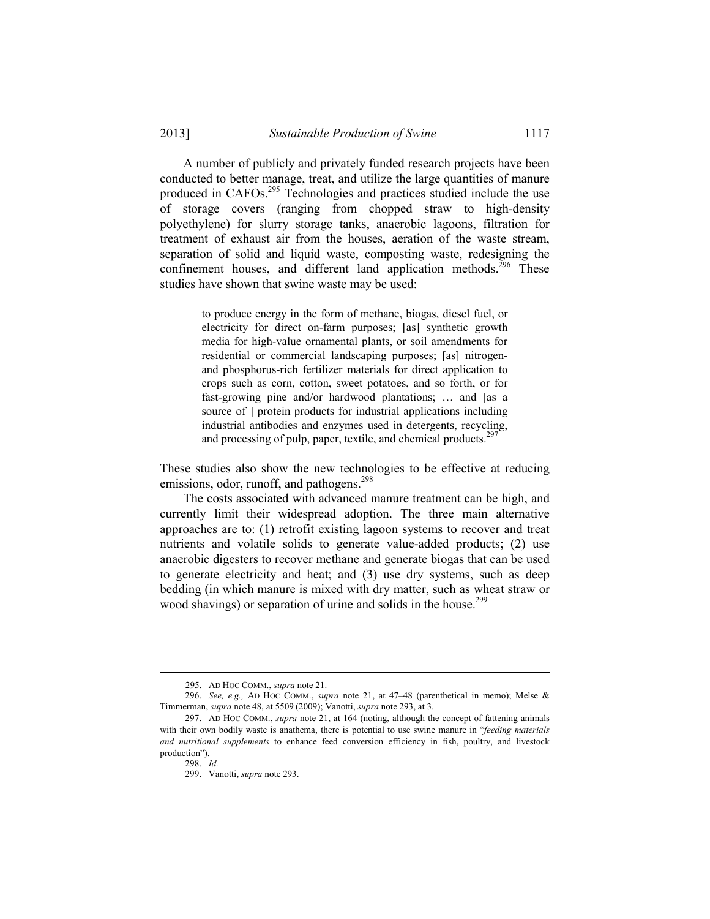A number of publicly and privately funded research projects have been conducted to better manage, treat, and utilize the large quantities of manure produced in CAFOs.[295] Technologies and practices studied include the use of storage covers (ranging from chopped straw to high-density polyethylene) for slurry storage tanks, anaerobic lagoons, filtration for treatment of exhaust air from the houses, aeration of the waste stream, separation of solid and liquid waste, composting waste, redesigning the confinement houses, and different land application methods.[296] These studies have shown that swine waste may be used:

> to produce energy in the form of methane, biogas, diesel fuel, or electricity for direct on-farm purposes; [as] synthetic growth media for high-value ornamental plants, or soil amendments for residential or commercial landscaping purposes; [as] nitrogen- and phosphorus-rich fertilizer materials for direct application to crops such as corn, cotton, sweet potatoes, and so forth, or for fast-growing pine and/or hardwood plantations; … and [as a source of ] protein products for industrial applications including industrial antibodies and enzymes used in detergents, recycling, and processing of pulp, paper, textile, and chemical products.[297]

These studies also show the new technologies to be effective at reducing emissions, odor, runoff, and pathogens.[298]

The costs associated with advanced manure treatment can be high, and currently limit their widespread adoption. The three main alternative approaches are to: (1) retrofit existing lagoon systems to recover and treat nutrients and volatile solids to generate value-added products; (2) use anaerobic digesters to recover methane and generate biogas that can be used to generate electricity and heat; and (3) use dry systems, such as deep bedding (in which manure is mixed with dry matter, such as wheat straw or wood shavings) or separation of urine and solids in the house.[299]

---

295. AD HOC COMM., *supra* note 21.

296. *See, e.g.,* AD HOC COMM., *supra* note 21, at 47–48 (parenthetical in memo); Melse & Timmerman, *supra* note 48, at 5509 (2009); Vanotti, *supra* note 293, at 3.

297. AD HOC COMM., *supra* note 21, at 164 (noting, although the concept of fattening animals with their own bodily waste is anathema, there is potential to use swine manure in "*feeding materials and nutritional supplements* to enhance feed conversion efficiency in fish, poultry, and livestock production").

298. *Id.*

299. Vanotti, *supra* note 293.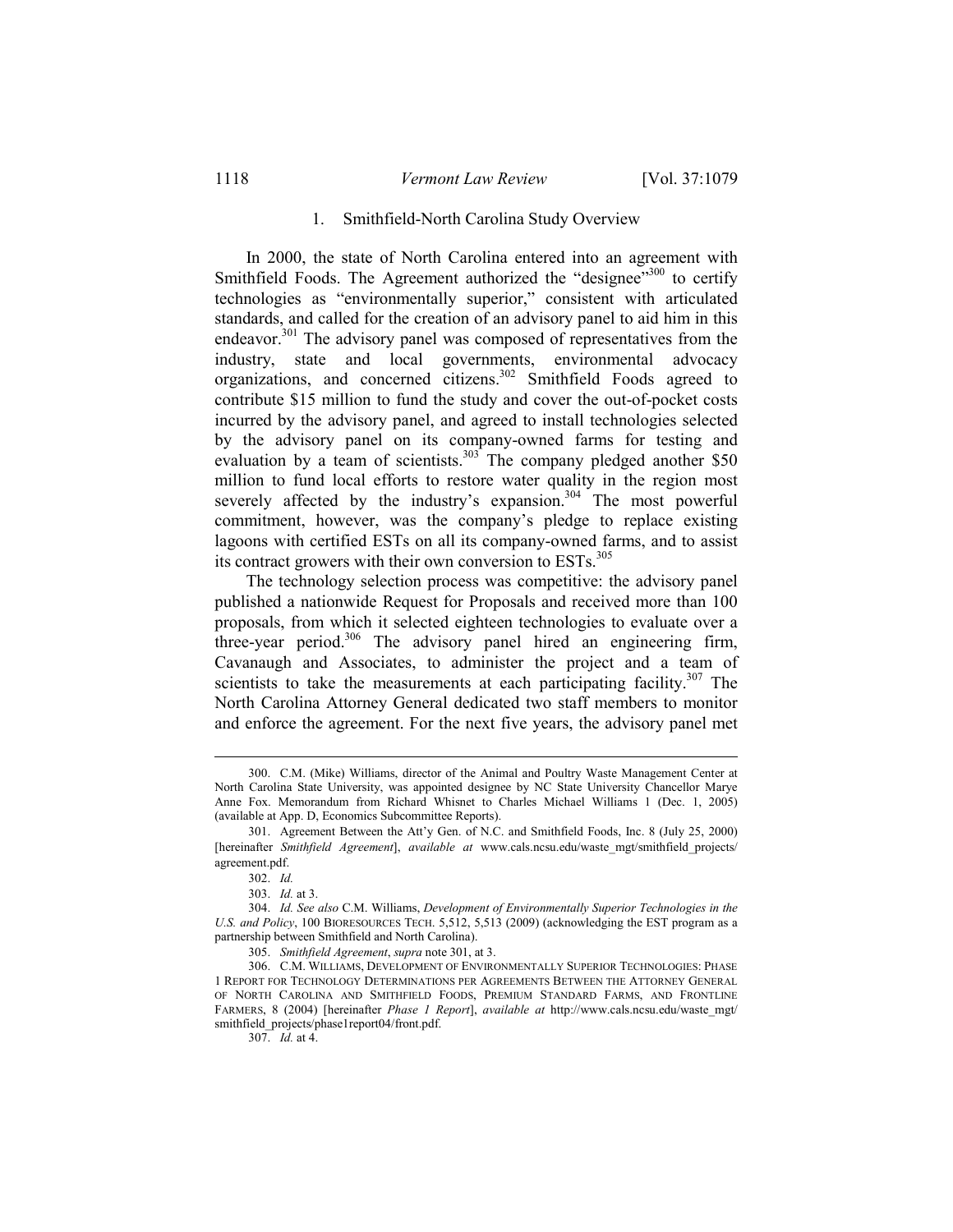### 1. Smithfield-North Carolina Study Overview

In 2000, the state of North Carolina entered into an agreement with Smithfield Foods. The Agreement authorized the "designee"[300] to certify technologies as "environmentally superior," consistent with articulated standards, and called for the creation of an advisory panel to aid him in this endeavor.[301] The advisory panel was composed of representatives from the industry, state and local governments, environmental advocacy organizations, and concerned citizens.[302] Smithfield Foods agreed to contribute $15 million to fund the study and cover the out-of-pocket costs incurred by the advisory panel, and agreed to install technologies selected by the advisory panel on its company-owned farms for testing and evaluation by a team of scientists.[303] The company pledged another $50 million to fund local efforts to restore water quality in the region most severely affected by the industry's expansion.[304] The most powerful commitment, however, was the company's pledge to replace existing lagoons with certified ESTs on all its company-owned farms, and to assist its contract growers with their own conversion to ESTs.[305]

The technology selection process was competitive: the advisory panel published a nationwide Request for Proposals and received more than 100 proposals, from which it selected eighteen technologies to evaluate over a three-year period.[306] The advisory panel hired an engineering firm, Cavanaugh and Associates, to administer the project and a team of scientists to take the measurements at each participating facility.[307] The North Carolina Attorney General dedicated two staff members to monitor and enforce the agreement. For the next five years, the advisory panel met

---

300. C.M. (Mike) Williams, director of the Animal and Poultry Waste Management Center at North Carolina State University, was appointed designee by NC State University Chancellor Marye Anne Fox. Memorandum from Richard Whisnet to Charles Michael Williams 1 (Dec. 1, 2005) (available at App. D, Economics Subcommittee Reports).

301. Agreement Between the Att'y Gen. of N.C. and Smithfield Foods, Inc. 8 (July 25, 2000) [hereinafter *Smithfield Agreement*], *available at* www.cals.ncsu.edu/waste_mgt/smithfield_projects/agreement.pdf.

302. *Id.*

303. *Id.* at 3.

304. *Id. See also* C.M. Williams, *Development of Environmentally Superior Technologies in the U.S. and Policy*, 100 BIORESOURCES TECH. 5,512, 5,513 (2009) (acknowledging the EST program as a partnership between Smithfield and North Carolina).

305. *Smithfield Agreement*, *supra* note 301, at 3.

306. C.M. WILLIAMS, DEVELOPMENT OF ENVIRONMENTALLY SUPERIOR TECHNOLOGIES: PHASE 1 REPORT FOR TECHNOLOGY DETERMINATIONS PER AGREEMENTS BETWEEN THE ATTORNEY GENERAL OF NORTH CAROLINA AND SMITHFIELD FOODS, PREMIUM STANDARD FARMS, AND FRONTLINE FARMERS, 8 (2004) [hereinafter *Phase 1 Report*], *available at* http://www.cals.ncsu.edu/waste_mgt/smithfield_projects/phase1report04/front.pdf.

307. *Id.* at 4.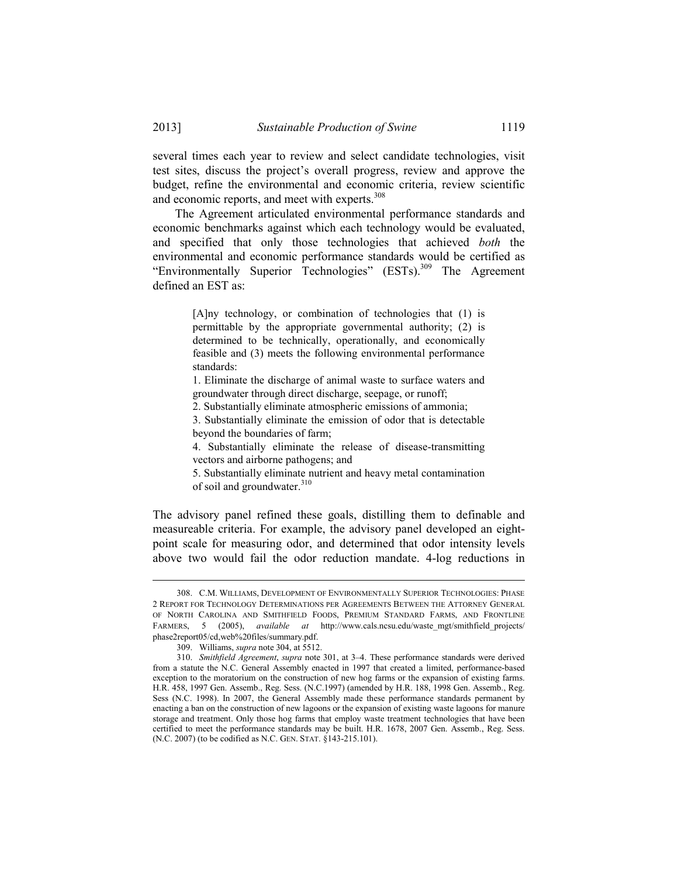several times each year to review and select candidate technologies, visit test sites, discuss the project's overall progress, review and approve the budget, refine the environmental and economic criteria, review scientific and economic reports, and meet with experts.[308]

The Agreement articulated environmental performance standards and economic benchmarks against which each technology would be evaluated, and specified that only those technologies that achieved *both* the environmental and economic performance standards would be certified as "Environmentally Superior Technologies" (ESTs).[309] The Agreement defined an EST as:

> [A]ny technology, or combination of technologies that (1) is permittable by the appropriate governmental authority; (2) is determined to be technically, operationally, and economically feasible and (3) meets the following environmental performance standards:
>
> 1. Eliminate the discharge of animal waste to surface waters and groundwater through direct discharge, seepage, or runoff;
> 2. Substantially eliminate atmospheric emissions of ammonia;
> 3. Substantially eliminate the emission of odor that is detectable beyond the boundaries of farm;
> 4. Substantially eliminate the release of disease-transmitting vectors and airborne pathogens; and
> 5. Substantially eliminate nutrient and heavy metal contamination of soil and groundwater.[310]

The advisory panel refined these goals, distilling them to definable and measureable criteria. For example, the advisory panel developed an eight-point scale for measuring odor, and determined that odor intensity levels above two would fail the odor reduction mandate. 4-log reductions in

---

308. C.M. WILLIAMS, DEVELOPMENT OF ENVIRONMENTALLY SUPERIOR TECHNOLOGIES: PHASE 2 REPORT FOR TECHNOLOGY DETERMINATIONS PER AGREEMENTS BETWEEN THE ATTORNEY GENERAL OF NORTH CAROLINA AND SMITHFIELD FOODS, PREMIUM STANDARD FARMS, AND FRONTLINE FARMERS, 5 (2005), *available at* http://www.cals.ncsu.edu/waste_mgt/smithfield_projects/phase2report05/cd,web%20files/summary.pdf.

309. Williams, *supra* note 304, at 5512.

310. *Smithfield Agreement*, *supra* note 301, at 3–4. These performance standards were derived from a statute the N.C. General Assembly enacted in 1997 that created a limited, performance-based exception to the moratorium on the construction of new hog farms or the expansion of existing farms. H.R. 458, 1997 Gen. Assemb., Reg. Sess. (N.C.1997) (amended by H.R. 188, 1998 Gen. Assemb., Reg. Sess (N.C. 1998). In 2007, the General Assembly made these performance standards permanent by enacting a ban on the construction of new lagoons or the expansion of existing waste lagoons for manure storage and treatment. Only those hog farms that employ waste treatment technologies that have been certified to meet the performance standards may be built. H.R. 1678, 2007 Gen. Assemb., Reg. Sess. (N.C. 2007) (to be codified as N.C. GEN. STAT. §143-215.101).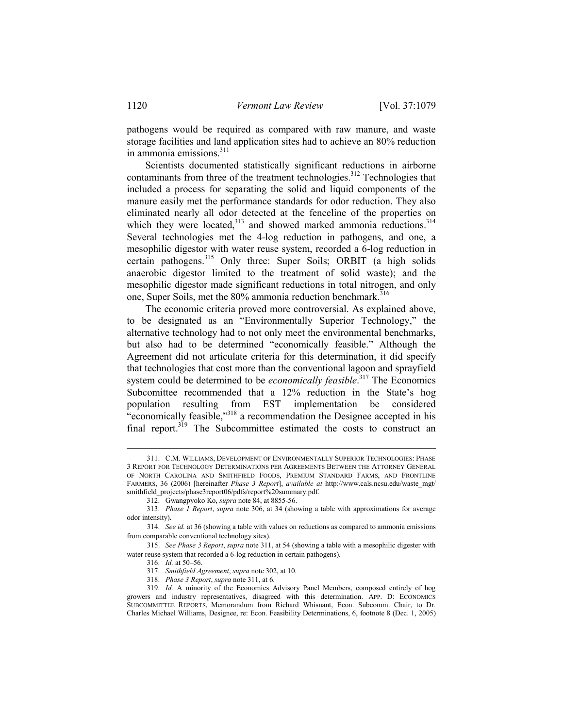pathogens would be required as compared with raw manure, and waste storage facilities and land application sites had to achieve an 80% reduction in ammonia emissions.[311]

Scientists documented statistically significant reductions in airborne contaminants from three of the treatment technologies.[312] Technologies that included a process for separating the solid and liquid components of the manure easily met the performance standards for odor reduction. They also eliminated nearly all odor detected at the fenceline of the properties on which they were located,[313] and showed marked ammonia reductions.[314] Several technologies met the 4-log reduction in pathogens, and one, a mesophilic digestor with water reuse system, recorded a 6-log reduction in certain pathogens.[315] Only three: Super Soils; ORBIT (a high solids anaerobic digestor limited to the treatment of solid waste); and the mesophilic digestor made significant reductions in total nitrogen, and only one, Super Soils, met the 80% ammonia reduction benchmark.[316]

The economic criteria proved more controversial. As explained above, to be designated as an "Environmentally Superior Technology," the alternative technology had to not only meet the environmental benchmarks, but also had to be determined "economically feasible." Although the Agreement did not articulate criteria for this determination, it did specify that technologies that cost more than the conventional lagoon and sprayfield system could be determined to be *economically feasible*.[317] The Economics Subcomittee recommended that a 12% reduction in the State's hog population resulting from EST implementation be considered "economically feasible,"[318] a recommendation the Designee accepted in his final report.[319] The Subcommittee estimated the costs to construct an

---

311. C.M. WILLIAMS, DEVELOPMENT OF ENVIRONMENTALLY SUPERIOR TECHNOLOGIES: PHASE 3 REPORT FOR TECHNOLOGY DETERMINATIONS PER AGREEMENTS BETWEEN THE ATTORNEY GENERAL OF NORTH CAROLINA AND SMITHFIELD FOODS, PREMIUM STANDARD FARMS, AND FRONTLINE FARMERS, 36 (2006) [hereinafter *Phase 3 Report*], *available at* http://www.cals.ncsu.edu/waste_mgt/smithfield_projects/phase3report06/pdfs/report%20summary.pdf.

312. Gwangpyoko Ko, *supra* note 84, at 8855-56.

313. *Phase 1 Report*, *supra* note 306, at 34 (showing a table with approximations for average odor intensity).

314. *See id.* at 36 (showing a table with values on reductions as compared to ammonia emissions from comparable conventional technology sites).

315. *See Phase 3 Report*, *supra* note 311, at 54 (showing a table with a mesophilic digester with water reuse system that recorded a 6-log reduction in certain pathogens).

316. *Id.* at 50–56.

317. *Smithfield Agreement*, *supra* note 302, at 10.

318. *Phase 3 Report*, *supra* note 311, at 6.

319. *Id.* A minority of the Economics Advisory Panel Members, composed entirely of hog growers and industry representatives, disagreed with this determination. APP. D: ECONOMICS SUBCOMMITTEE REPORTS, Memorandum from Richard Whisnant, Econ. Subcomm. Chair, to Dr. Charles Michael Williams, Designee, re: Econ. Feasibility Determinations, 6, footnote 8 (Dec. 1, 2005)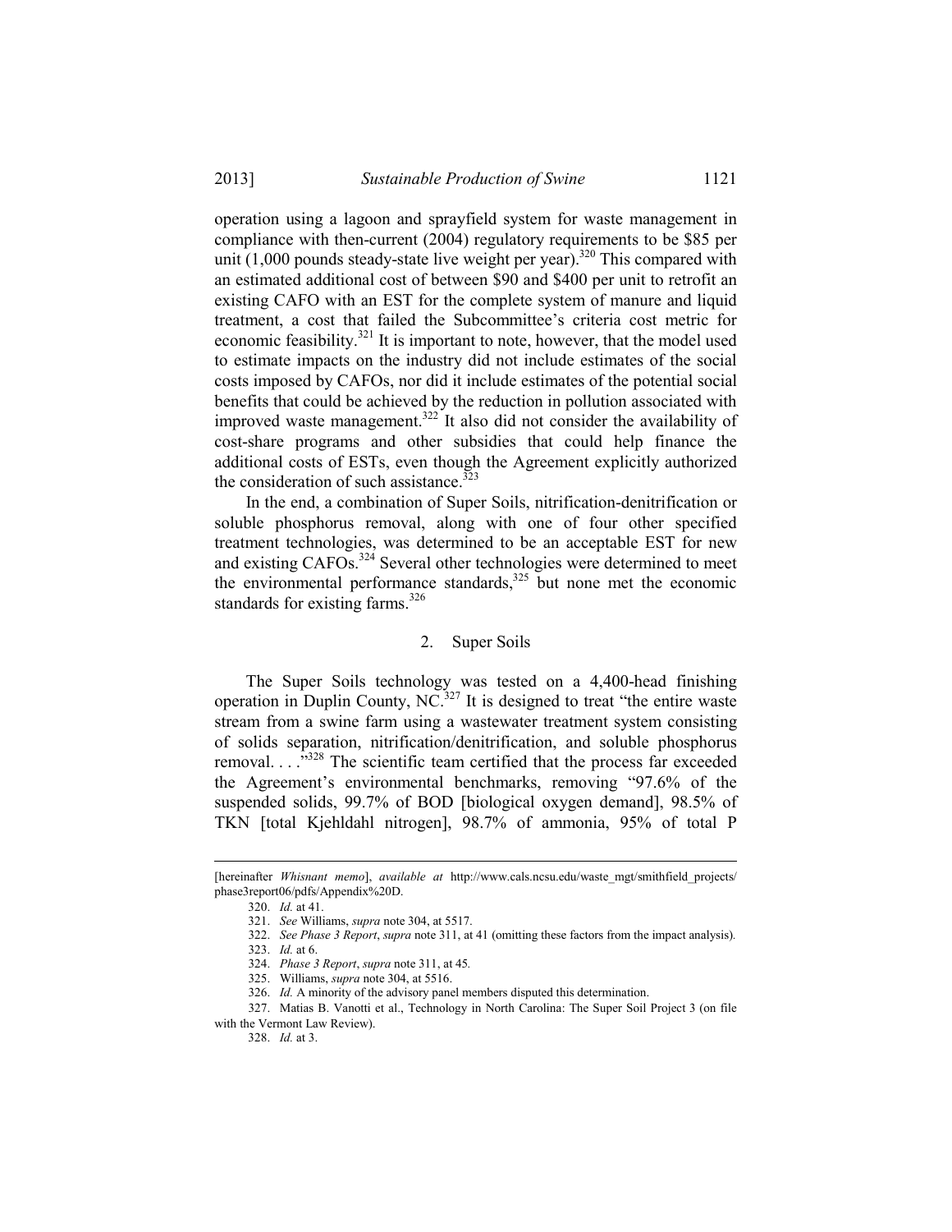operation using a lagoon and sprayfield system for waste management in compliance with then-current (2004) regulatory requirements to be $85 per unit (1,000 pounds steady-state live weight per year).[320] This compared with an estimated additional cost of between $90 and $400 per unit to retrofit an existing CAFO with an EST for the complete system of manure and liquid treatment, a cost that failed the Subcommittee's criteria cost metric for economic feasibility.[321] It is important to note, however, that the model used to estimate impacts on the industry did not include estimates of the social costs imposed by CAFOs, nor did it include estimates of the potential social benefits that could be achieved by the reduction in pollution associated with improved waste management.[322] It also did not consider the availability of cost-share programs and other subsidies that could help finance the additional costs of ESTs, even though the Agreement explicitly authorized the consideration of such assistance.[323]

In the end, a combination of Super Soils, nitrification-denitrification or soluble phosphorus removal, along with one of four other specified treatment technologies, was determined to be an acceptable EST for new and existing CAFOs.[324] Several other technologies were determined to meet the environmental performance standards,[325] but none met the economic standards for existing farms.[326]

### 2. Super Soils

The Super Soils technology was tested on a 4,400-head finishing operation in Duplin County, NC.[327] It is designed to treat "the entire waste stream from a swine farm using a wastewater treatment system consisting of solids separation, nitrification/denitrification, and soluble phosphorus removal. . . ."[328] The scientific team certified that the process far exceeded the Agreement's environmental benchmarks, removing "97.6% of the suspended solids, 99.7% of BOD [biological oxygen demand], 98.5% of TKN [total Kjehldahl nitrogen], 98.7% of ammonia, 95% of total P

---

[hereinafter *Whisnant memo*], *available at* http://www.cals.ncsu.edu/waste_mgt/smithfield_projects/phase3report06/pdfs/Appendix%20D.

320. *Id.* at 41.

321. *See* Williams, *supra* note 304, at 5517.

322. *See Phase 3 Report*, *supra* note 311, at 41 (omitting these factors from the impact analysis).

323. *Id.* at 6.

324. *Phase 3 Report*, *supra* note 311, at 45.

325. Williams, *supra* note 304, at 5516.

326. *Id.* A minority of the advisory panel members disputed this determination.

327. Matias B. Vanotti et al., Technology in North Carolina: The Super Soil Project 3 (on file with the Vermont Law Review).

328. *Id.* at 3.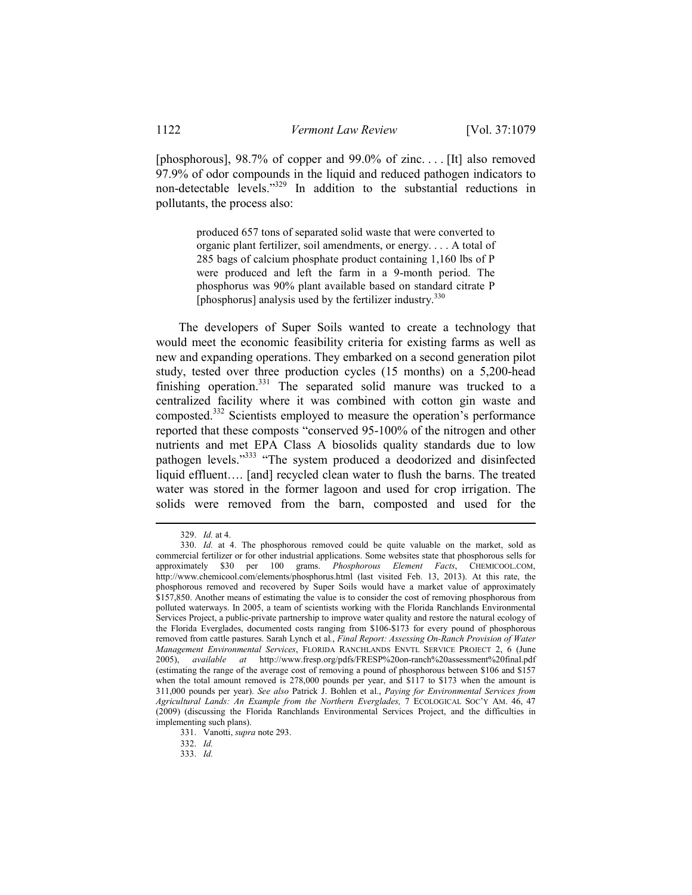[phosphorous], 98.7% of copper and 99.0% of zinc. . . . [It] also removed 97.9% of odor compounds in the liquid and reduced pathogen indicators to non-detectable levels."[329] In addition to the substantial reductions in pollutants, the process also:

> produced 657 tons of separated solid waste that were converted to organic plant fertilizer, soil amendments, or energy. . . . A total of 285 bags of calcium phosphate product containing 1,160 lbs of P were produced and left the farm in a 9-month period. The phosphorus was 90% plant available based on standard citrate P [phosphorus] analysis used by the fertilizer industry.[330]

The developers of Super Soils wanted to create a technology that would meet the economic feasibility criteria for existing farms as well as new and expanding operations. They embarked on a second generation pilot study, tested over three production cycles (15 months) on a 5,200-head finishing operation.[331] The separated solid manure was trucked to a centralized facility where it was combined with cotton gin waste and composted.[332] Scientists employed to measure the operation's performance reported that these composts "conserved 95-100% of the nitrogen and other nutrients and met EPA Class A biosolids quality standards due to low pathogen levels."[333] "The system produced a deodorized and disinfected liquid effluent…. [and] recycled clean water to flush the barns. The treated water was stored in the former lagoon and used for crop irrigation. The solids were removed from the barn, composted and used for the

---

329. *Id.* at 4.

330. *Id.* at 4. The phosphorous removed could be quite valuable on the market, sold as commercial fertilizer or for other industrial applications. Some websites state that phosphorous sells for approximately $30 per 100 grams. *Phosphorous Element Facts*, CHEMICOOL.COM, http://www.chemicool.com/elements/phosphorus.html (last visited Feb. 13, 2013). At this rate, the phosphorous removed and recovered by Super Soils would have a market value of approximately $157,850. Another means of estimating the value is to consider the cost of removing phosphorous from polluted waterways. In 2005, a team of scientists working with the Florida Ranchlands Environmental Services Project, a public-private partnership to improve water quality and restore the natural ecology of the Florida Everglades, documented costs ranging from $106-$173 for every pound of phosphorous removed from cattle pastures. Sarah Lynch et al., *Final Report: Assessing On-Ranch Provision of Water Management Environmental Services*, FLORIDA RANCHLANDS ENVTL SERVICE PROJECT 2, 6 (June 2005), *available at* http://www.fresp.org/pdfs/FRESP%20on-ranch%20assessment%20final.pdf (estimating the range of the average cost of removing a pound of phosphorous between $106 and $157 when the total amount removed is 278,000 pounds per year, and $117 to $173 when the amount is 311,000 pounds per year). *See also* Patrick J. Bohlen et al., *Paying for Environmental Services from Agricultural Lands: An Example from the Northern Everglades,* 7 ECOLOGICAL SOC'Y AM. 46, 47 (2009) (discussing the Florida Ranchlands Environmental Services Project, and the difficulties in implementing such plans).

331. Vanotti, *supra* note 293.

332. *Id.*

333. *Id.*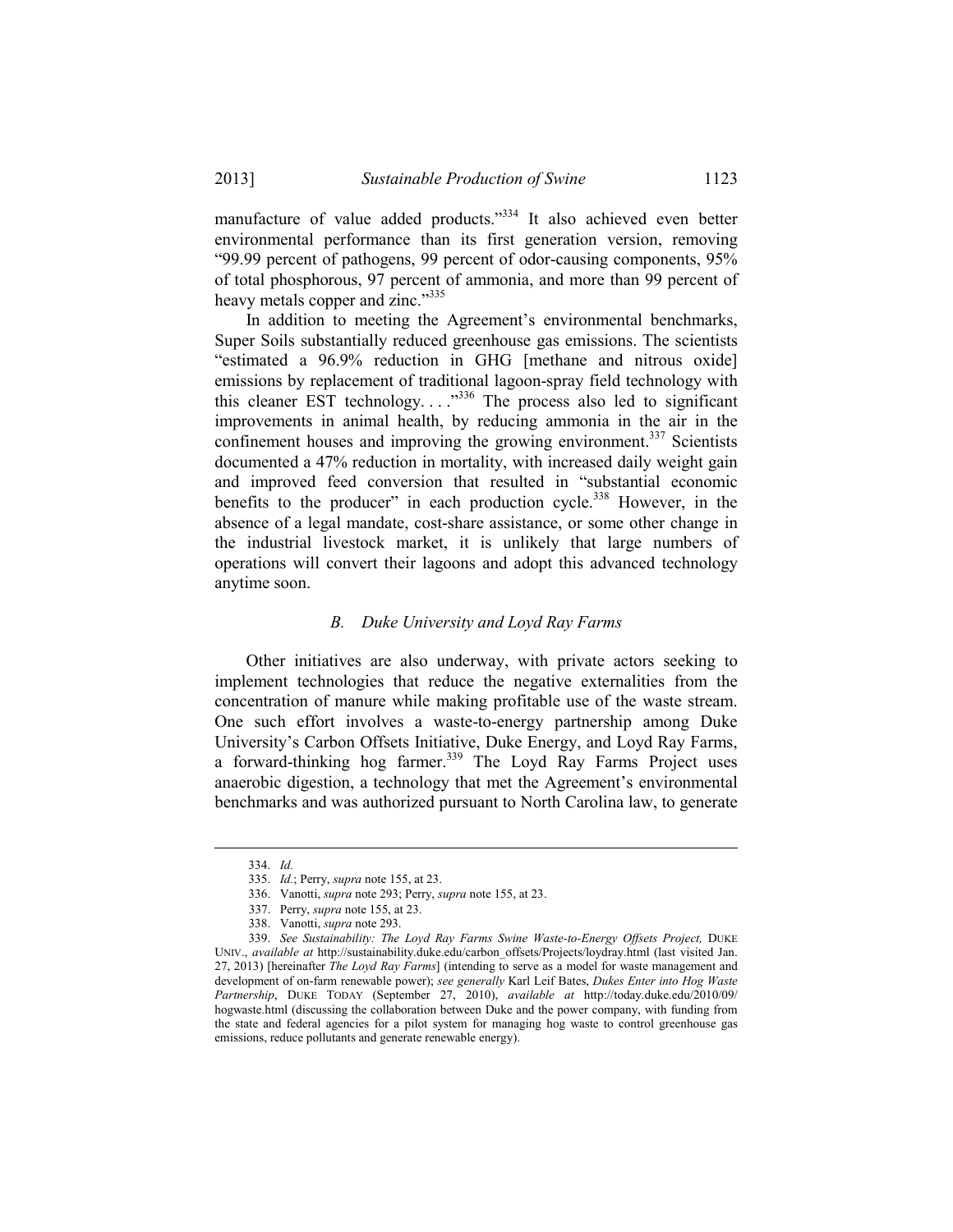manufacture of value added products."[334] It also achieved even better environmental performance than its first generation version, removing "99.99 percent of pathogens, 99 percent of odor-causing components, 95% of total phosphorous, 97 percent of ammonia, and more than 99 percent of heavy metals copper and zinc."[335]

In addition to meeting the Agreement's environmental benchmarks, Super Soils substantially reduced greenhouse gas emissions. The scientists "estimated a 96.9% reduction in GHG [methane and nitrous oxide] emissions by replacement of traditional lagoon-spray field technology with this cleaner EST technology. . . ."[336] The process also led to significant improvements in animal health, by reducing ammonia in the air in the confinement houses and improving the growing environment.[337] Scientists documented a 47% reduction in mortality, with increased daily weight gain and improved feed conversion that resulted in "substantial economic benefits to the producer" in each production cycle.[338] However, in the absence of a legal mandate, cost-share assistance, or some other change in the industrial livestock market, it is unlikely that large numbers of operations will convert their lagoons and adopt this advanced technology anytime soon.

### *B. Duke University and Loyd Ray Farms*

Other initiatives are also underway, with private actors seeking to implement technologies that reduce the negative externalities from the concentration of manure while making profitable use of the waste stream. One such effort involves a waste-to-energy partnership among Duke University's Carbon Offsets Initiative, Duke Energy, and Loyd Ray Farms, a forward-thinking hog farmer.[339] The Loyd Ray Farms Project uses anaerobic digestion, a technology that met the Agreement's environmental benchmarks and was authorized pursuant to North Carolina law, to generate

---

334. *Id.*

335. *Id.*; Perry, *supra* note 155, at 23.

336. Vanotti, *supra* note 293; Perry, *supra* note 155, at 23.

337. Perry, *supra* note 155, at 23.

338. Vanotti, *supra* note 293.

339. *See Sustainability: The Loyd Ray Farms Swine Waste-to-Energy Offsets Project,* DUKE UNIV., *available at* http://sustainability.duke.edu/carbon_offsets/Projects/loydray.html (last visited Jan. 27, 2013) [hereinafter *The Loyd Ray Farms*] (intending to serve as a model for waste management and development of on-farm renewable power); *see generally* Karl Leif Bates, *Dukes Enter into Hog Waste Partnership*, DUKE TODAY (September 27, 2010), *available at* http://today.duke.edu/2010/09/hogwaste.html (discussing the collaboration between Duke and the power company, with funding from the state and federal agencies for a pilot system for managing hog waste to control greenhouse gas emissions, reduce pollutants and generate renewable energy).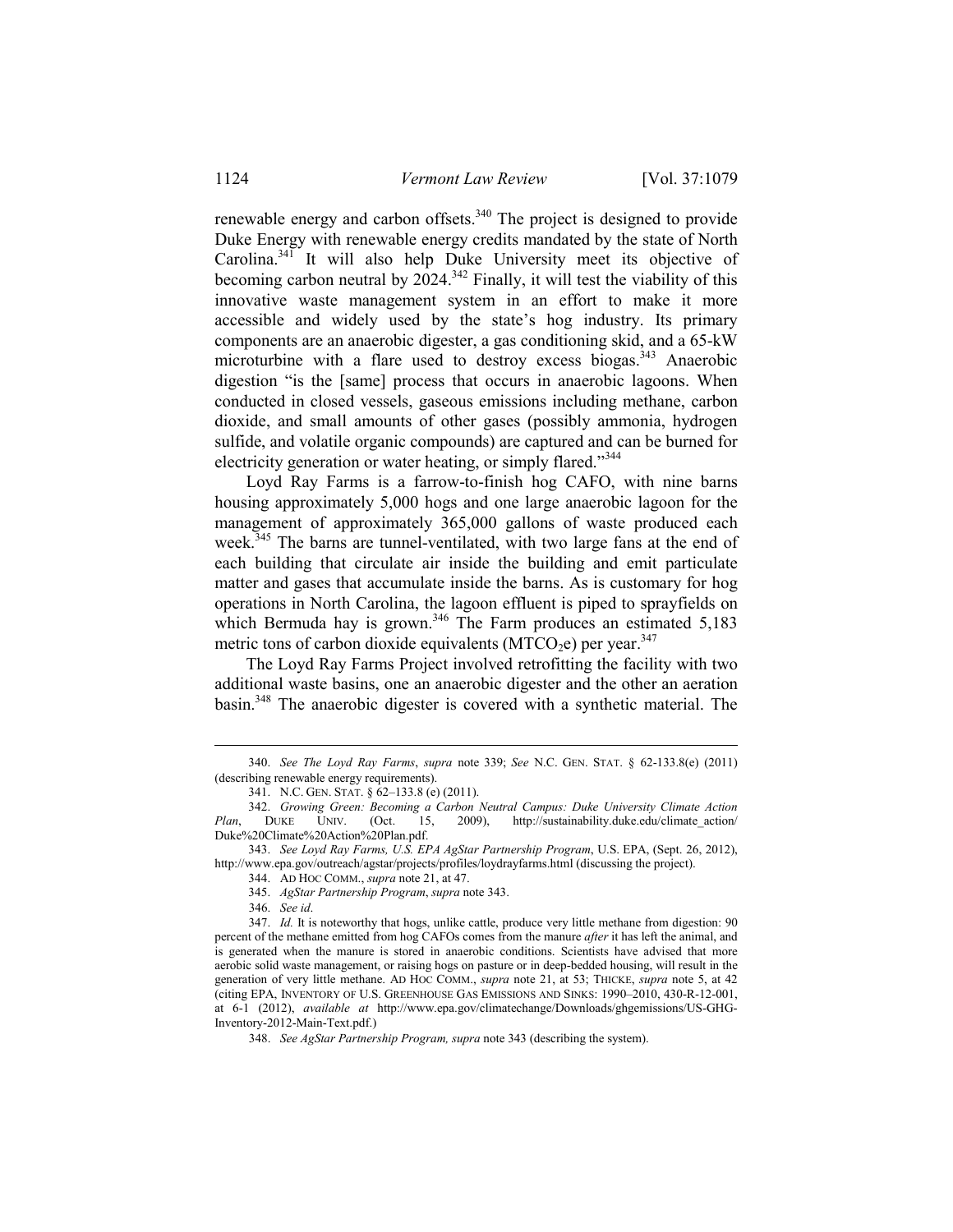renewable energy and carbon offsets.[340] The project is designed to provide Duke Energy with renewable energy credits mandated by the state of North Carolina.[341] It will also help Duke University meet its objective of becoming carbon neutral by 2024.[342] Finally, it will test the viability of this innovative waste management system in an effort to make it more accessible and widely used by the state's hog industry. Its primary components are an anaerobic digester, a gas conditioning skid, and a 65-kW microturbine with a flare used to destroy excess biogas.[343] Anaerobic digestion "is the [same] process that occurs in anaerobic lagoons. When conducted in closed vessels, gaseous emissions including methane, carbon dioxide, and small amounts of other gases (possibly ammonia, hydrogen sulfide, and volatile organic compounds) are captured and can be burned for electricity generation or water heating, or simply flared."[344]

Loyd Ray Farms is a farrow-to-finish hog CAFO, with nine barns housing approximately 5,000 hogs and one large anaerobic lagoon for the management of approximately 365,000 gallons of waste produced each week.[345] The barns are tunnel-ventilated, with two large fans at the end of each building that circulate air inside the building and emit particulate matter and gases that accumulate inside the barns. As is customary for hog operations in North Carolina, the lagoon effluent is piped to sprayfields on which Bermuda hay is grown.[346] The Farm produces an estimated 5,183 metric tons of carbon dioxide equivalents ($MTCO_2e$) per year.[347]

The Loyd Ray Farms Project involved retrofitting the facility with two additional waste basins, one an anaerobic digester and the other an aeration basin.[348] The anaerobic digester is covered with a synthetic material. The

---

340. *See The Loyd Ray Farms*, *supra* note 339; *See* N.C. GEN. STAT. § 62-133.8(e) (2011) (describing renewable energy requirements).

341. N.C. GEN. STAT. § 62–133.8 (e) (2011).

342. *Growing Green: Becoming a Carbon Neutral Campus: Duke University Climate Action Plan*, DUKE UNIV. (Oct. 15, 2009), http://sustainability.duke.edu/climate_action/Duke%20Climate%20Action%20Plan.pdf.

343. *See Loyd Ray Farms, U.S. EPA AgStar Partnership Program*, U.S. EPA, (Sept. 26, 2012), http://www.epa.gov/outreach/agstar/projects/profiles/loydrayfarms.html (discussing the project).

344. AD HOC COMM., *supra* note 21, at 47.

345. *AgStar Partnership Program*, *supra* note 343.

346. *See id*.

347. *Id.* It is noteworthy that hogs, unlike cattle, produce very little methane from digestion: 90 percent of the methane emitted from hog CAFOs comes from the manure *after* it has left the animal, and is generated when the manure is stored in anaerobic conditions. Scientists have advised that more aerobic solid waste management, or raising hogs on pasture or in deep-bedded housing, will result in the generation of very little methane. AD HOC COMM., *supra* note 21, at 53; THICKE, *supra* note 5, at 42 (citing EPA, INVENTORY OF U.S. GREENHOUSE GAS EMISSIONS AND SINKS: 1990–2010, 430-R-12-001, at 6-1 (2012), *available at* http://www.epa.gov/climatechange/Downloads/ghgemissions/US-GHG-Inventory-2012-Main-Text.pdf.)

348. *See AgStar Partnership Program, supra* note 343 (describing the system).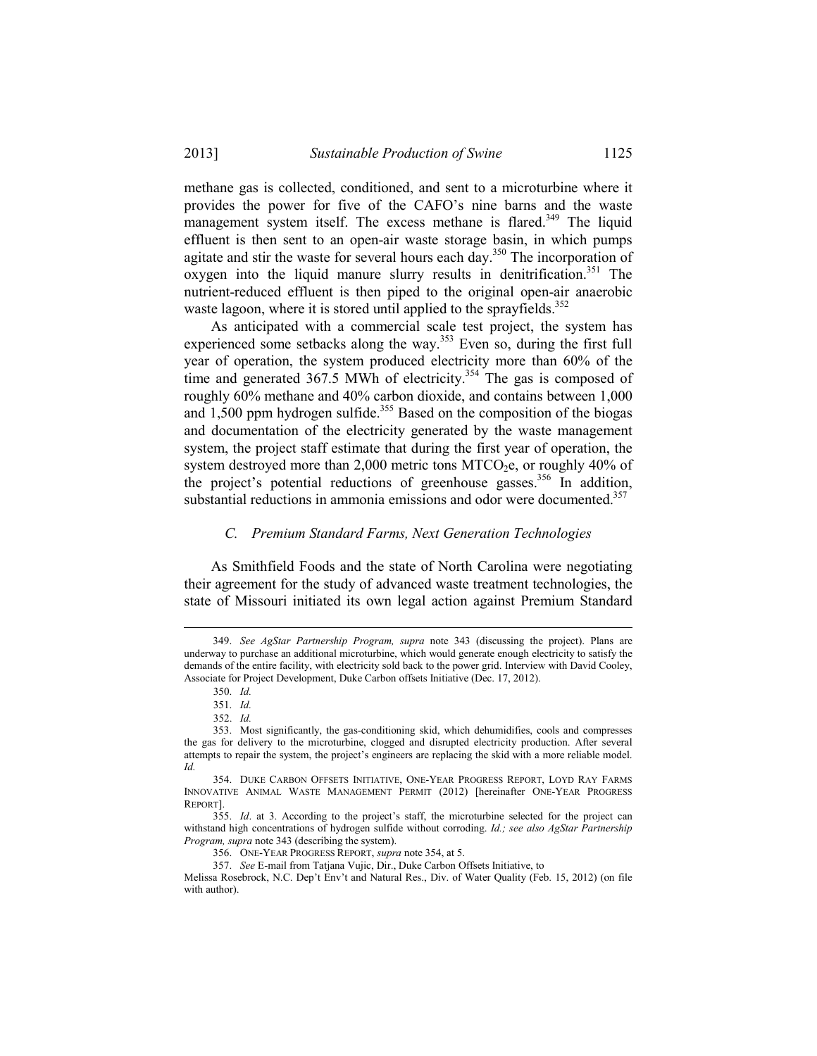methane gas is collected, conditioned, and sent to a microturbine where it provides the power for five of the CAFO's nine barns and the waste management system itself. The excess methane is flared.[349] The liquid effluent is then sent to an open-air waste storage basin, in which pumps agitate and stir the waste for several hours each day.[350] The incorporation of oxygen into the liquid manure slurry results in denitrification.[351] The nutrient-reduced effluent is then piped to the original open-air anaerobic waste lagoon, where it is stored until applied to the sprayfields.[352]

As anticipated with a commercial scale test project, the system has experienced some setbacks along the way.[353] Even so, during the first full year of operation, the system produced electricity more than 60% of the time and generated 367.5 MWh of electricity.[354] The gas is composed of roughly 60% methane and 40% carbon dioxide, and contains between 1,000 and 1,500 ppm hydrogen sulfide.[355] Based on the composition of the biogas and documentation of the electricity generated by the waste management system, the project staff estimate that during the first year of operation, the system destroyed more than 2,000 metric tons $MTCO_2e$, or roughly 40% of the project's potential reductions of greenhouse gasses.[356] In addition, substantial reductions in ammonia emissions and odor were documented.[357]

### *C. Premium Standard Farms, Next Generation Technologies*

As Smithfield Foods and the state of North Carolina were negotiating their agreement for the study of advanced waste treatment technologies, the state of Missouri initiated its own legal action against Premium Standard

---

349. *See AgStar Partnership Program, supra* note 343 (discussing the project). Plans are underway to purchase an additional microturbine, which would generate enough electricity to satisfy the demands of the entire facility, with electricity sold back to the power grid. Interview with David Cooley, Associate for Project Development, Duke Carbon offsets Initiative (Dec. 17, 2012).

350. *Id.*

351. *Id.*

352. *Id.*

353. Most significantly, the gas-conditioning skid, which dehumidifies, cools and compresses the gas for delivery to the microturbine, clogged and disrupted electricity production. After several attempts to repair the system, the project's engineers are replacing the skid with a more reliable model. *Id.*

354. DUKE CARBON OFFSETS INITIATIVE, ONE-YEAR PROGRESS REPORT, LOYD RAY FARMS INNOVATIVE ANIMAL WASTE MANAGEMENT PERMIT (2012) [hereinafter ONE-YEAR PROGRESS REPORT].

355. *Id*. at 3. According to the project's staff, the microturbine selected for the project can withstand high concentrations of hydrogen sulfide without corroding. *Id.; see also AgStar Partnership Program, supra* note 343 (describing the system).

356. ONE-YEAR PROGRESS REPORT, *supra* note 354, at 5.

357. *See* E-mail from Tatjana Vujic, Dir., Duke Carbon Offsets Initiative, to Melissa Rosebrock, N.C. Dep't Env't and Natural Res., Div. of Water Quality (Feb. 15, 2012) (on file with author).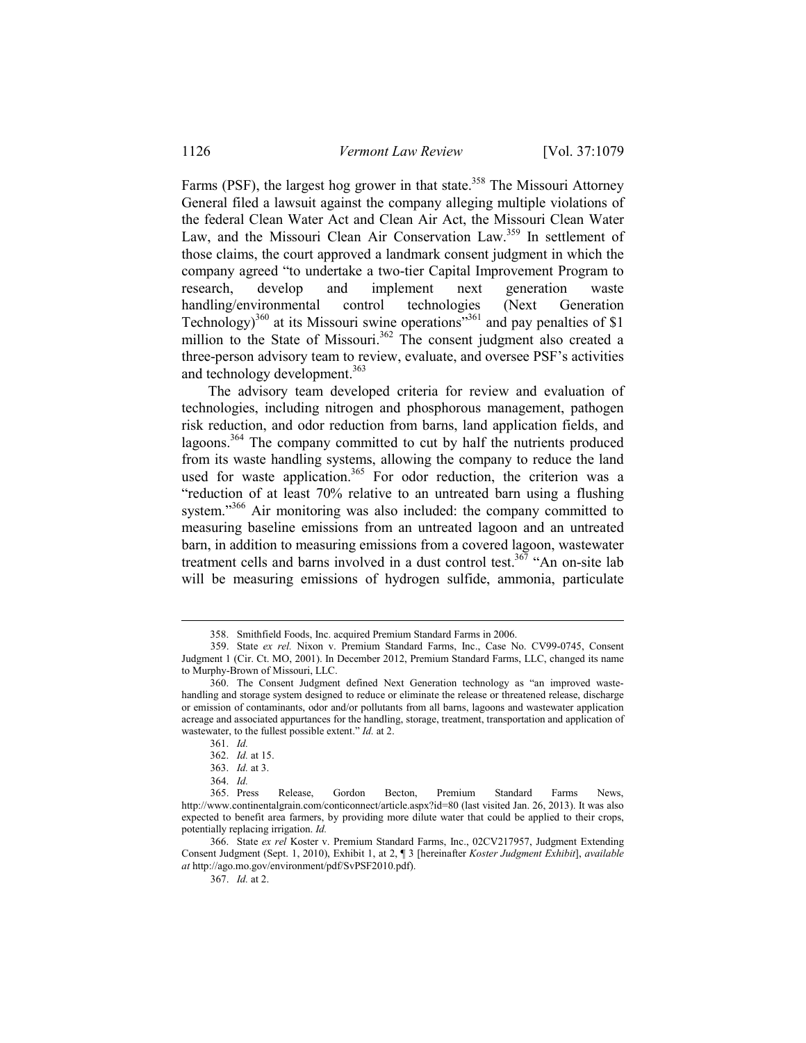Farms (PSF), the largest hog grower in that state.[358] The Missouri Attorney General filed a lawsuit against the company alleging multiple violations of the federal Clean Water Act and Clean Air Act, the Missouri Clean Water Law, and the Missouri Clean Air Conservation Law.[359] In settlement of those claims, the court approved a landmark consent judgment in which the company agreed "to undertake a two-tier Capital Improvement Program to research, develop and implement next generation waste handling/environmental control technologies (Next Generation Technology)[360] at its Missouri swine operations"[361] and pay penalties of $1 million to the State of Missouri.[362] The consent judgment also created a three-person advisory team to review, evaluate, and oversee PSF's activities and technology development.[363]

The advisory team developed criteria for review and evaluation of technologies, including nitrogen and phosphorous management, pathogen risk reduction, and odor reduction from barns, land application fields, and lagoons.[364] The company committed to cut by half the nutrients produced from its waste handling systems, allowing the company to reduce the land used for waste application.[365] For odor reduction, the criterion was a "reduction of at least 70% relative to an untreated barn using a flushing system."[366] Air monitoring was also included: the company committed to measuring baseline emissions from an untreated lagoon and an untreated barn, in addition to measuring emissions from a covered lagoon, wastewater treatment cells and barns involved in a dust control test.[367] "An on-site lab will be measuring emissions of hydrogen sulfide, ammonia, particulate

---

358. Smithfield Foods, Inc. acquired Premium Standard Farms in 2006.

359. State *ex rel.* Nixon v. Premium Standard Farms, Inc., Case No. CV99-0745, Consent Judgment 1 (Cir. Ct. MO, 2001). In December 2012, Premium Standard Farms, LLC, changed its name to Murphy-Brown of Missouri, LLC.

360. The Consent Judgment defined Next Generation technology as "an improved waste-handling and storage system designed to reduce or eliminate the release or threatened release, discharge or emission of contaminants, odor and/or pollutants from all barns, lagoons and wastewater application acreage and associated appurtances for the handling, storage, treatment, transportation and application of wastewater, to the fullest possible extent." *Id.* at 2.

361. *Id.*

362. *Id.* at 15.

363. *Id.* at 3.

364. *Id.*

365. Press Release, Gordon Becton, Premium Standard Farms News, http://www.continentalgrain.com/conticonnect/article.aspx?id=80 (last visited Jan. 26, 2013). It was also expected to benefit area farmers, by providing more dilute water that could be applied to their crops, potentially replacing irrigation. *Id.*

366. State *ex rel* Koster v. Premium Standard Farms, Inc., 02CV217957, Judgment Extending Consent Judgment (Sept. 1, 2010), Exhibit 1, at 2, ¶ 3 [hereinafter *Koster Judgment Exhibit*], *available at* http://ago.mo.gov/environment/pdf/SvPSF2010.pdf).

367. *Id.* at 2.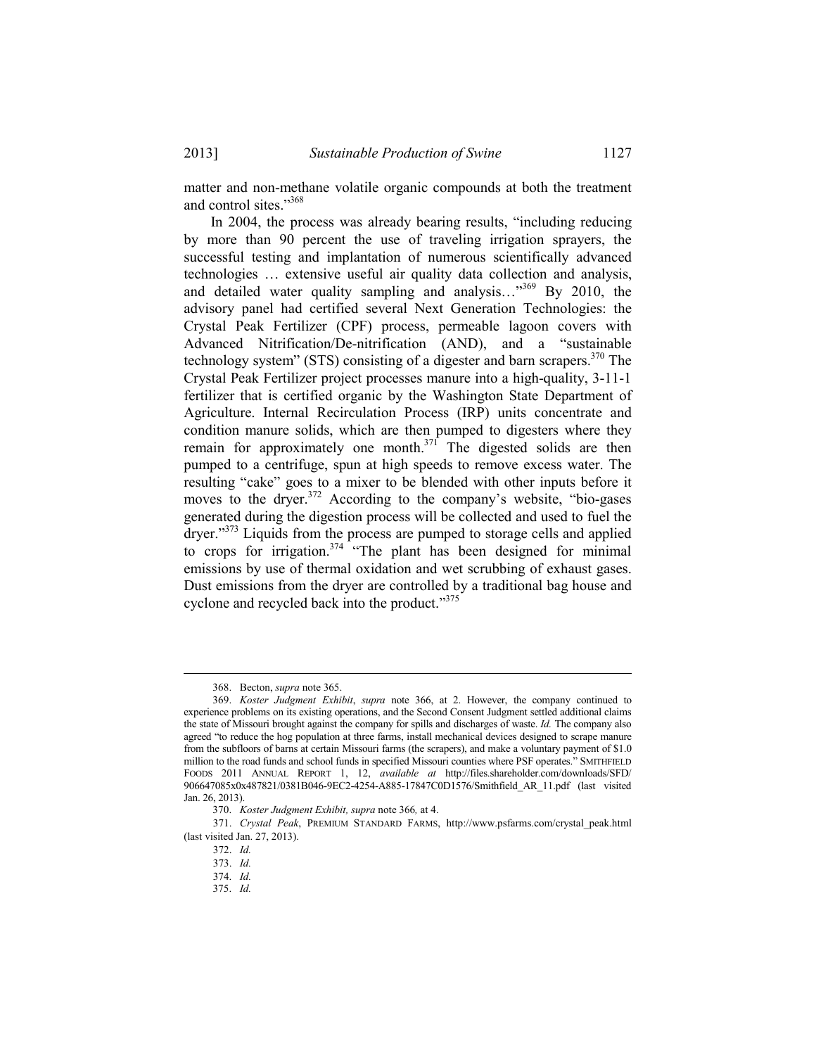matter and non-methane volatile organic compounds at both the treatment and control sites."[368]

In 2004, the process was already bearing results, "including reducing by more than 90 percent the use of traveling irrigation sprayers, the successful testing and implantation of numerous scientifically advanced technologies … extensive useful air quality data collection and analysis, and detailed water quality sampling and analysis…"[369] By 2010, the advisory panel had certified several Next Generation Technologies: the Crystal Peak Fertilizer (CPF) process, permeable lagoon covers with Advanced Nitrification/De-nitrification (AND), and a "sustainable technology system" (STS) consisting of a digester and barn scrapers.[370] The Crystal Peak Fertilizer project processes manure into a high-quality, 3-11-1 fertilizer that is certified organic by the Washington State Department of Agriculture. Internal Recirculation Process (IRP) units concentrate and condition manure solids, which are then pumped to digesters where they remain for approximately one month.[371] The digested solids are then pumped to a centrifuge, spun at high speeds to remove excess water. The resulting "cake" goes to a mixer to be blended with other inputs before it moves to the dryer.[372] According to the company's website, "bio-gases generated during the digestion process will be collected and used to fuel the dryer."[373] Liquids from the process are pumped to storage cells and applied to crops for irrigation.[374] "The plant has been designed for minimal emissions by use of thermal oxidation and wet scrubbing of exhaust gases. Dust emissions from the dryer are controlled by a traditional bag house and cyclone and recycled back into the product."[375]

---

368. Becton, *supra* note 365.

369. *Koster Judgment Exhibit*, *supra* note 366, at 2. However, the company continued to experience problems on its existing operations, and the Second Consent Judgment settled additional claims the state of Missouri brought against the company for spills and discharges of waste. *Id.* The company also agreed "to reduce the hog population at three farms, install mechanical devices designed to scrape manure from the subfloors of barns at certain Missouri farms (the scrapers), and make a voluntary payment of $1.0 million to the road funds and school funds in specified Missouri counties where PSF operates." SMITHFIELD FOODS 2011 ANNUAL REPORT 1, 12, *available at* http://files.shareholder.com/downloads/SFD/906647085x0x487821/0381B046-9EC2-4254-A885-17847C0D1576/Smithfield_AR_11.pdf (last visited Jan. 26, 2013).

370. *Koster Judgment Exhibit, supra* note 366*,* at 4.

371. *Crystal Peak*, PREMIUM STANDARD FARMS, http://www.psfarms.com/crystal_peak.html (last visited Jan. 27, 2013).

372. *Id.*

373. *Id.*

374. *Id.*

375. *Id.*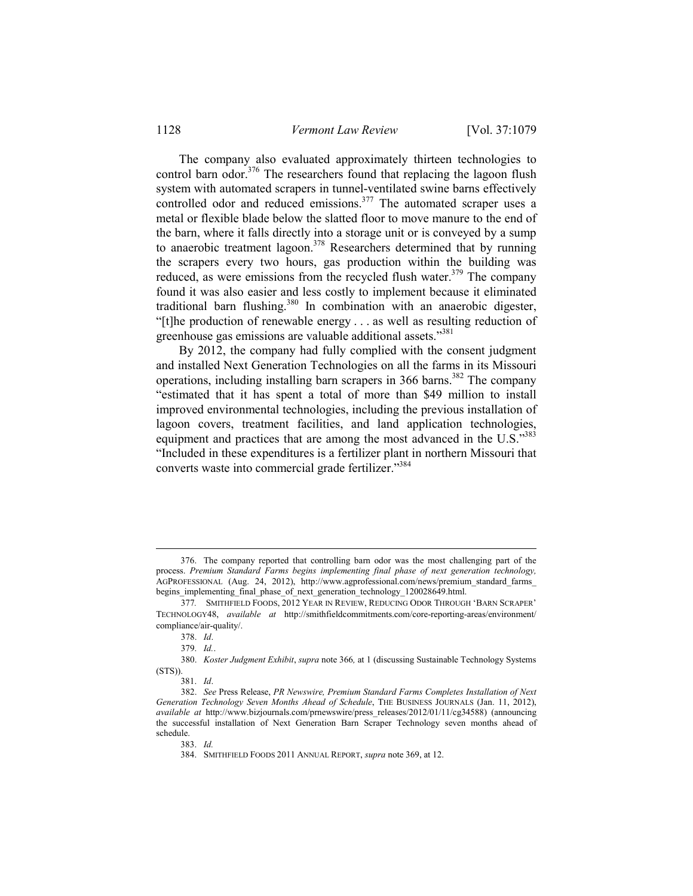The company also evaluated approximately thirteen technologies to control barn odor.[376] The researchers found that replacing the lagoon flush system with automated scrapers in tunnel-ventilated swine barns effectively controlled odor and reduced emissions.[377] The automated scraper uses a metal or flexible blade below the slatted floor to move manure to the end of the barn, where it falls directly into a storage unit or is conveyed by a sump to anaerobic treatment lagoon.[378] Researchers determined that by running the scrapers every two hours, gas production within the building was reduced, as were emissions from the recycled flush water.[379] The company found it was also easier and less costly to implement because it eliminated traditional barn flushing.[380] In combination with an anaerobic digester, "[t]he production of renewable energy . . . as well as resulting reduction of greenhouse gas emissions are valuable additional assets."[381]

By 2012, the company had fully complied with the consent judgment and installed Next Generation Technologies on all the farms in its Missouri operations, including installing barn scrapers in 366 barns.[382] The company "estimated that it has spent a total of more than $49 million to install improved environmental technologies, including the previous installation of lagoon covers, treatment facilities, and land application technologies, equipment and practices that are among the most advanced in the U.S."[383] "Included in these expenditures is a fertilizer plant in northern Missouri that converts waste into commercial grade fertilizer."[384]

---

376. The company reported that controlling barn odor was the most challenging part of the process. *Premium Standard Farms begins implementing final phase of next generation technology,* AGPROFESSIONAL (Aug. 24, 2012), http://www.agprofessional.com/news/premium_standard_farms_begins_implementing_final_phase_of_next_generation_technology_120028649.html.

377. SMITHFIELD FOODS, 2012 YEAR IN REVIEW, REDUCING ODOR THROUGH 'BARN SCRAPER' TECHNOLOGY48, *available at* http://smithfieldcommitments.com/core-reporting-areas/environment/compliance/air-quality/.

378. *Id*.

379. *Id.*.

380. *Koster Judgment Exhibit*, *supra* note 366*,* at 1 (discussing Sustainable Technology Systems (STS)).

381. *Id*.

382. *See* Press Release, *PR Newswire, Premium Standard Farms Completes Installation of Next Generation Technology Seven Months Ahead of Schedule*, THE BUSINESS JOURNALS (Jan. 11, 2012), *available at* http://www.bizjournals.com/prnewswire/press_releases/2012/01/11/cg34588) (announcing the successful installation of Next Generation Barn Scraper Technology seven months ahead of schedule.

383. *Id.*

384. SMITHFIELD FOODS 2011 ANNUAL REPORT, *supra* note 369, at 12.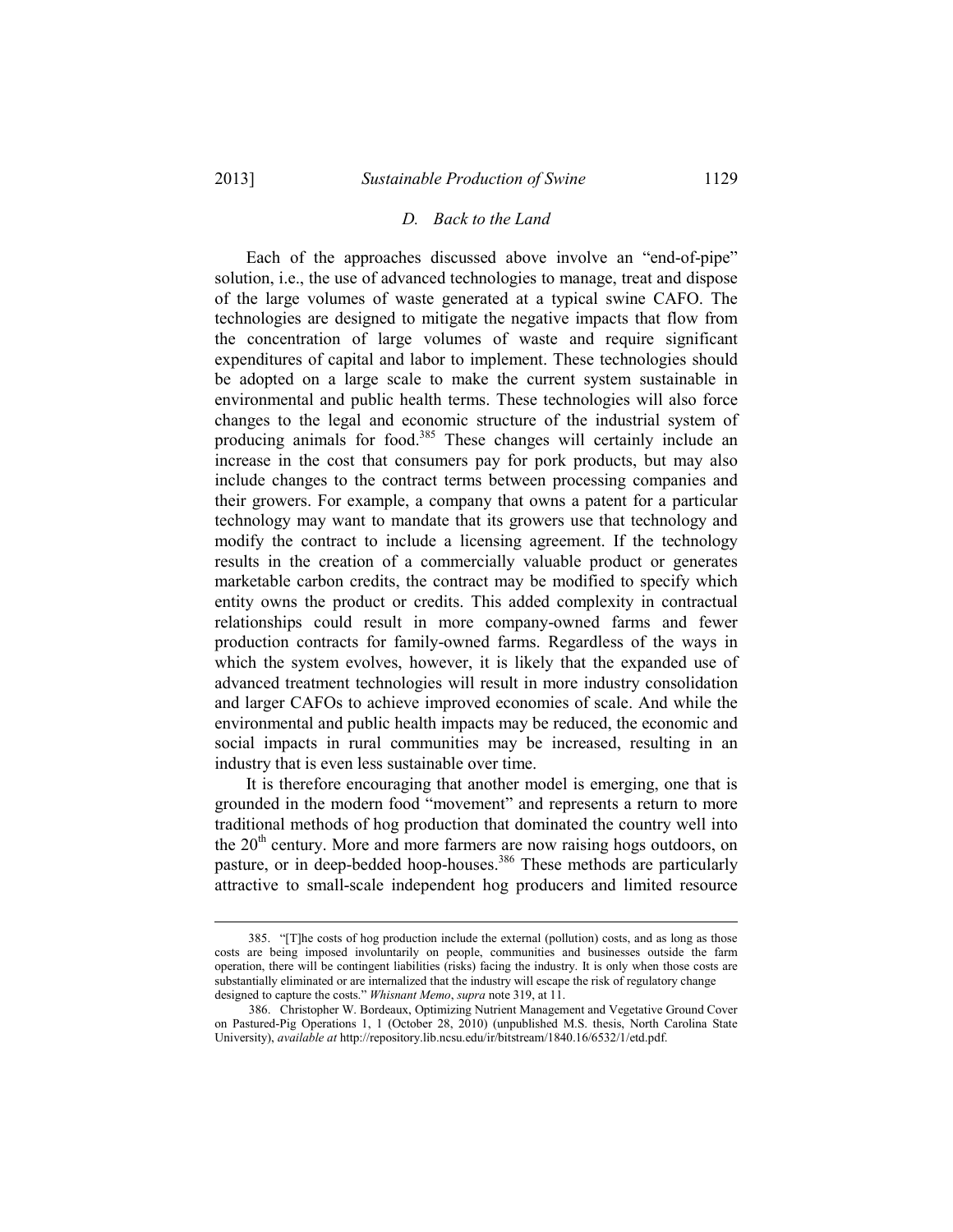### *D. Back to the Land*

Each of the approaches discussed above involve an "end-of-pipe" solution, i.e., the use of advanced technologies to manage, treat and dispose of the large volumes of waste generated at a typical swine CAFO. The technologies are designed to mitigate the negative impacts that flow from the concentration of large volumes of waste and require significant expenditures of capital and labor to implement. These technologies should be adopted on a large scale to make the current system sustainable in environmental and public health terms. These technologies will also force changes to the legal and economic structure of the industrial system of producing animals for food.[385] These changes will certainly include an increase in the cost that consumers pay for pork products, but may also include changes to the contract terms between processing companies and their growers. For example, a company that owns a patent for a particular technology may want to mandate that its growers use that technology and modify the contract to include a licensing agreement. If the technology results in the creation of a commercially valuable product or generates marketable carbon credits, the contract may be modified to specify which entity owns the product or credits. This added complexity in contractual relationships could result in more company-owned farms and fewer production contracts for family-owned farms. Regardless of the ways in which the system evolves, however, it is likely that the expanded use of advanced treatment technologies will result in more industry consolidation and larger CAFOs to achieve improved economies of scale. And while the environmental and public health impacts may be reduced, the economic and social impacts in rural communities may be increased, resulting in an industry that is even less sustainable over time.

It is therefore encouraging that another model is emerging, one that is grounded in the modern food "movement" and represents a return to more traditional methods of hog production that dominated the country well into the 20th century. More and more farmers are now raising hogs outdoors, on pasture, or in deep-bedded hoop-houses.[386] These methods are particularly attractive to small-scale independent hog producers and limited resource

---

385. "[T]he costs of hog production include the external (pollution) costs, and as long as those costs are being imposed involuntarily on people, communities and businesses outside the farm operation, there will be contingent liabilities (risks) facing the industry. It is only when those costs are substantially eliminated or are internalized that the industry will escape the risk of regulatory change designed to capture the costs." *Whisnant Memo*, *supra* note 319, at 11.

386. Christopher W. Bordeaux, Optimizing Nutrient Management and Vegetative Ground Cover on Pastured-Pig Operations 1, 1 (October 28, 2010) (unpublished M.S. thesis, North Carolina State University), *available at* http://repository.lib.ncsu.edu/ir/bitstream/1840.16/6532/1/etd.pdf.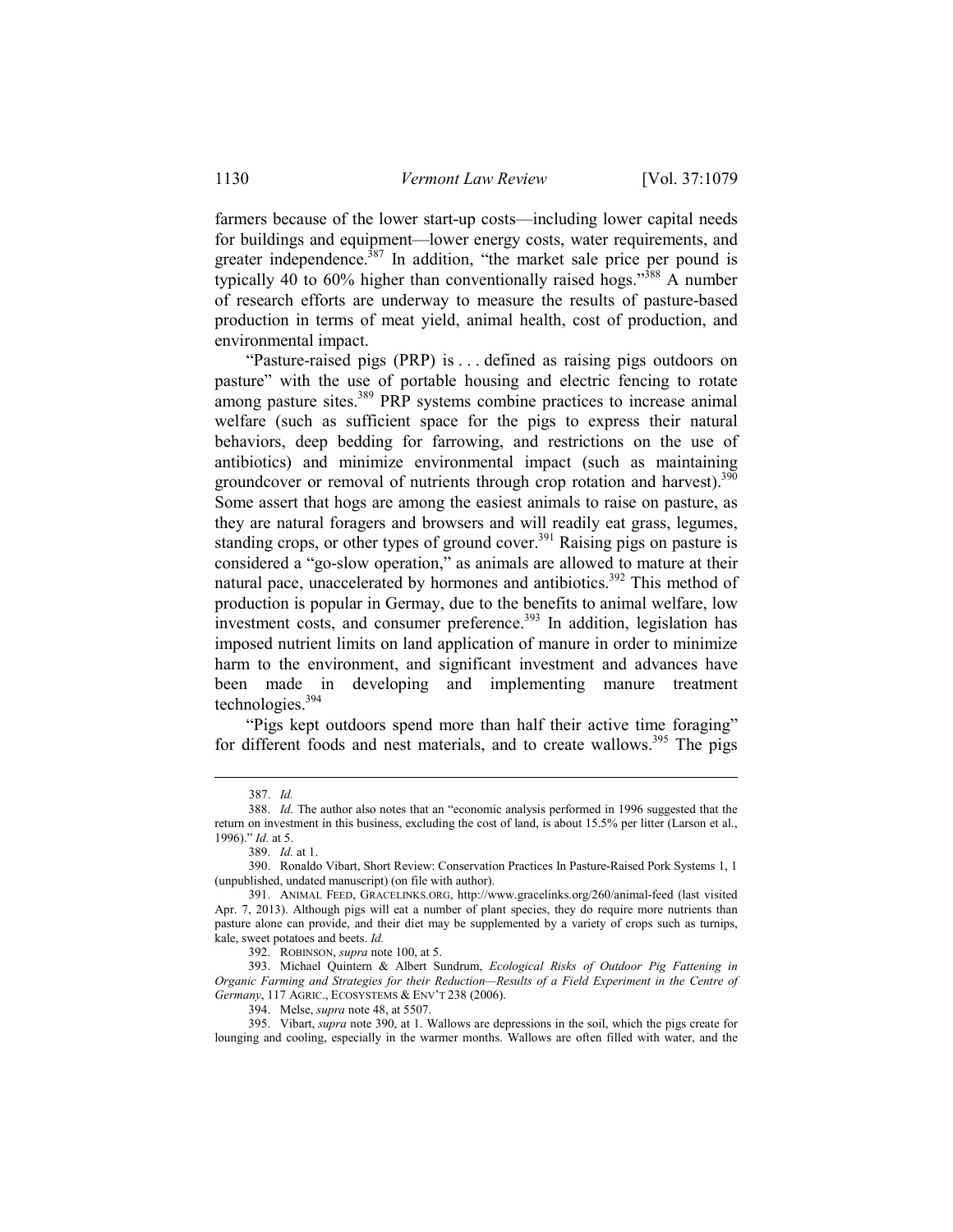farmers because of the lower start-up costs—including lower capital needs for buildings and equipment—lower energy costs, water requirements, and greater independence.[387] In addition, "the market sale price per pound is typically 40 to 60% higher than conventionally raised hogs."[388] A number of research efforts are underway to measure the results of pasture-based production in terms of meat yield, animal health, cost of production, and environmental impact.

"Pasture-raised pigs (PRP) is . . . defined as raising pigs outdoors on pasture" with the use of portable housing and electric fencing to rotate among pasture sites.[389] PRP systems combine practices to increase animal welfare (such as sufficient space for the pigs to express their natural behaviors, deep bedding for farrowing, and restrictions on the use of antibiotics) and minimize environmental impact (such as maintaining groundcover or removal of nutrients through crop rotation and harvest).[390] Some assert that hogs are among the easiest animals to raise on pasture, as they are natural foragers and browsers and will readily eat grass, legumes, standing crops, or other types of ground cover.[391] Raising pigs on pasture is considered a "go-slow operation," as animals are allowed to mature at their natural pace, unaccelerated by hormones and antibiotics.[392] This method of production is popular in Germany, due to the benefits to animal welfare, low investment costs, and consumer preference.[393] In addition, legislation has imposed nutrient limits on land application of manure in order to minimize harm to the environment, and significant investment and advances have been made in developing and implementing manure treatment technologies.[394]

"Pigs kept outdoors spend more than half their active time foraging" for different foods and nest materials, and to create wallows.[395] The pigs

---

387. *Id.*

388. *Id.* The author also notes that an "economic analysis performed in 1996 suggested that the return on investment in this business, excluding the cost of land, is about 15.5% per litter (Larson et al., 1996)." *Id.* at 5.

389. *Id.* at 1.

390. Ronaldo Vibart, Short Review: Conservation Practices In Pasture-Raised Pork Systems 1, 1 (unpublished, undated manuscript) (on file with author).

391. ANIMAL FEED, GRACELINKS.ORG, http://www.gracelinks.org/260/animal-feed (last visited Apr. 7, 2013). Although pigs will eat a number of plant species, they do require more nutrients than pasture alone can provide, and their diet may be supplemented by a variety of crops such as turnips, kale, sweet potatoes and beets. *Id.*

392. ROBINSON, *supra* note 100, at 5.

393. Michael Quintern & Albert Sundrum, *Ecological Risks of Outdoor Pig Fattening in Organic Farming and Strategies for their Reduction—Results of a Field Experiment in the Centre of Germany*, 117 AGRIC., ECOSYSTEMS & ENV'T 238 (2006).

394. Melse, *supra* note 48, at 5507.

395. Vibart, *supra* note 390, at 1. Wallows are depressions in the soil, which the pigs create for lounging and cooling, especially in the warmer months. Wallows are often filled with water, and the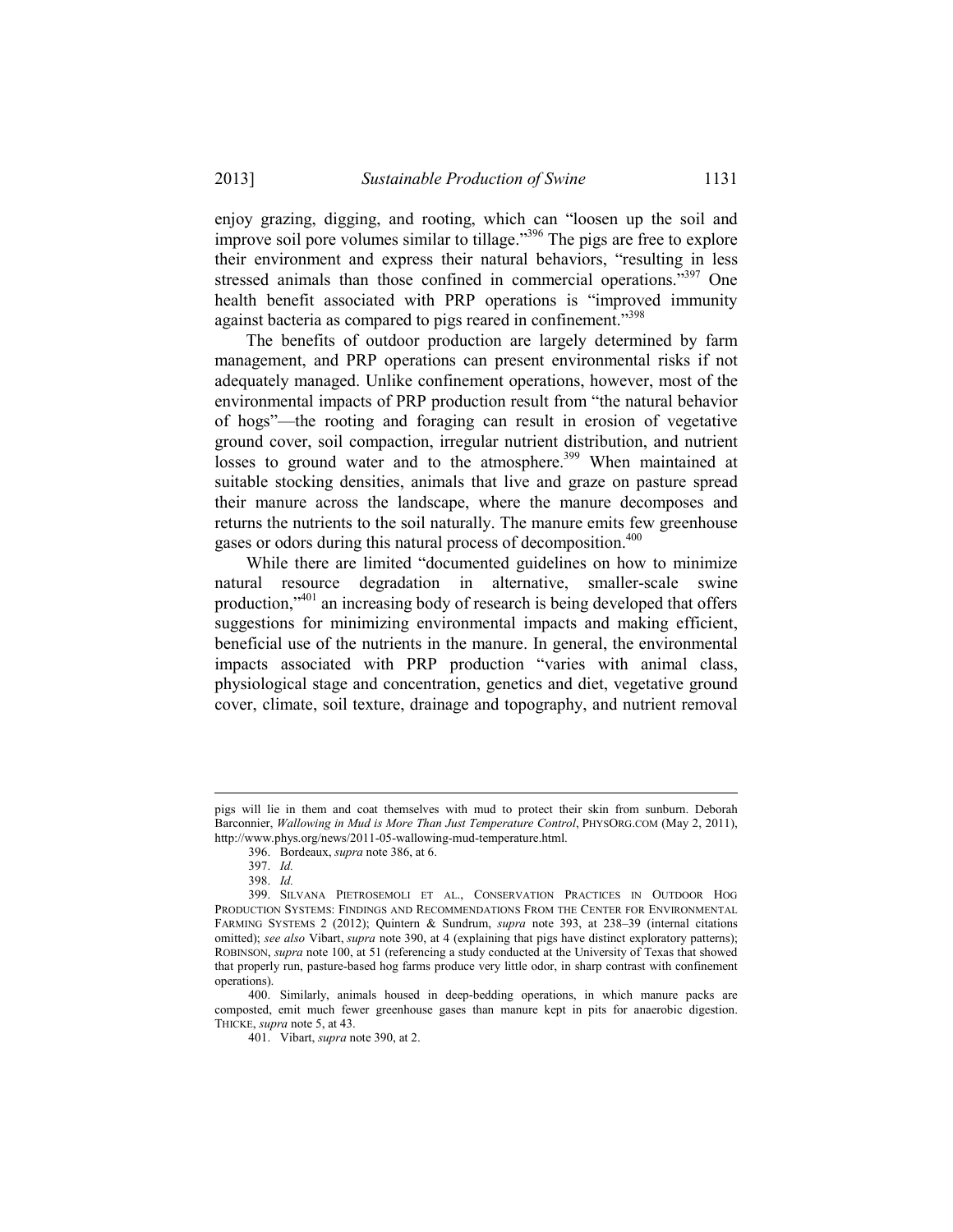enjoy grazing, digging, and rooting, which can "loosen up the soil and improve soil pore volumes similar to tillage."[396] The pigs are free to explore their environment and express their natural behaviors, "resulting in less stressed animals than those confined in commercial operations."[397] One health benefit associated with PRP operations is "improved immunity against bacteria as compared to pigs reared in confinement."[398]

The benefits of outdoor production are largely determined by farm management, and PRP operations can present environmental risks if not adequately managed. Unlike confinement operations, however, most of the environmental impacts of PRP production result from "the natural behavior of hogs"—the rooting and foraging can result in erosion of vegetative ground cover, soil compaction, irregular nutrient distribution, and nutrient losses to ground water and to the atmosphere.[399] When maintained at suitable stocking densities, animals that live and graze on pasture spread their manure across the landscape, where the manure decomposes and returns the nutrients to the soil naturally. The manure emits few greenhouse gases or odors during this natural process of decomposition.[400]

While there are limited "documented guidelines on how to minimize natural resource degradation in alternative, smaller-scale swine production,"[401] an increasing body of research is being developed that offers suggestions for minimizing environmental impacts and making efficient, beneficial use of the nutrients in the manure. In general, the environmental impacts associated with PRP production "varies with animal class, physiological stage and concentration, genetics and diet, vegetative ground cover, climate, soil texture, drainage and topography, and nutrient removal

---

pigs will lie in them and coat themselves with mud to protect their skin from sunburn. Deborah Barconnier, *Wallowing in Mud is More Than Just Temperature Control*, PHYSORG.COM (May 2, 2011), http://www.phys.org/news/2011-05-wallowing-mud-temperature.html.

396. Bordeaux, *supra* note 386, at 6.

397. *Id.*

398. *Id.*

399. SILVANA PIETROSEMOLI ET AL., CONSERVATION PRACTICES IN OUTDOOR HOG PRODUCTION SYSTEMS: FINDINGS AND RECOMMENDATIONS FROM THE CENTER FOR ENVIRONMENTAL FARMING SYSTEMS 2 (2012); Quintern & Sundrum, *supra* note 393, at 238–39 (internal citations omitted); *see also* Vibart, *supra* note 390, at 4 (explaining that pigs have distinct exploratory patterns); ROBINSON, *supra* note 100, at 51 (referencing a study conducted at the University of Texas that showed that properly run, pasture-based hog farms produce very little odor, in sharp contrast with confinement operations).

400. Similarly, animals housed in deep-bedding operations, in which manure packs are composted, emit much fewer greenhouse gases than manure kept in pits for anaerobic digestion. THICKE, *supra* note 5, at 43.

401. Vibart, *supra* note 390, at 2.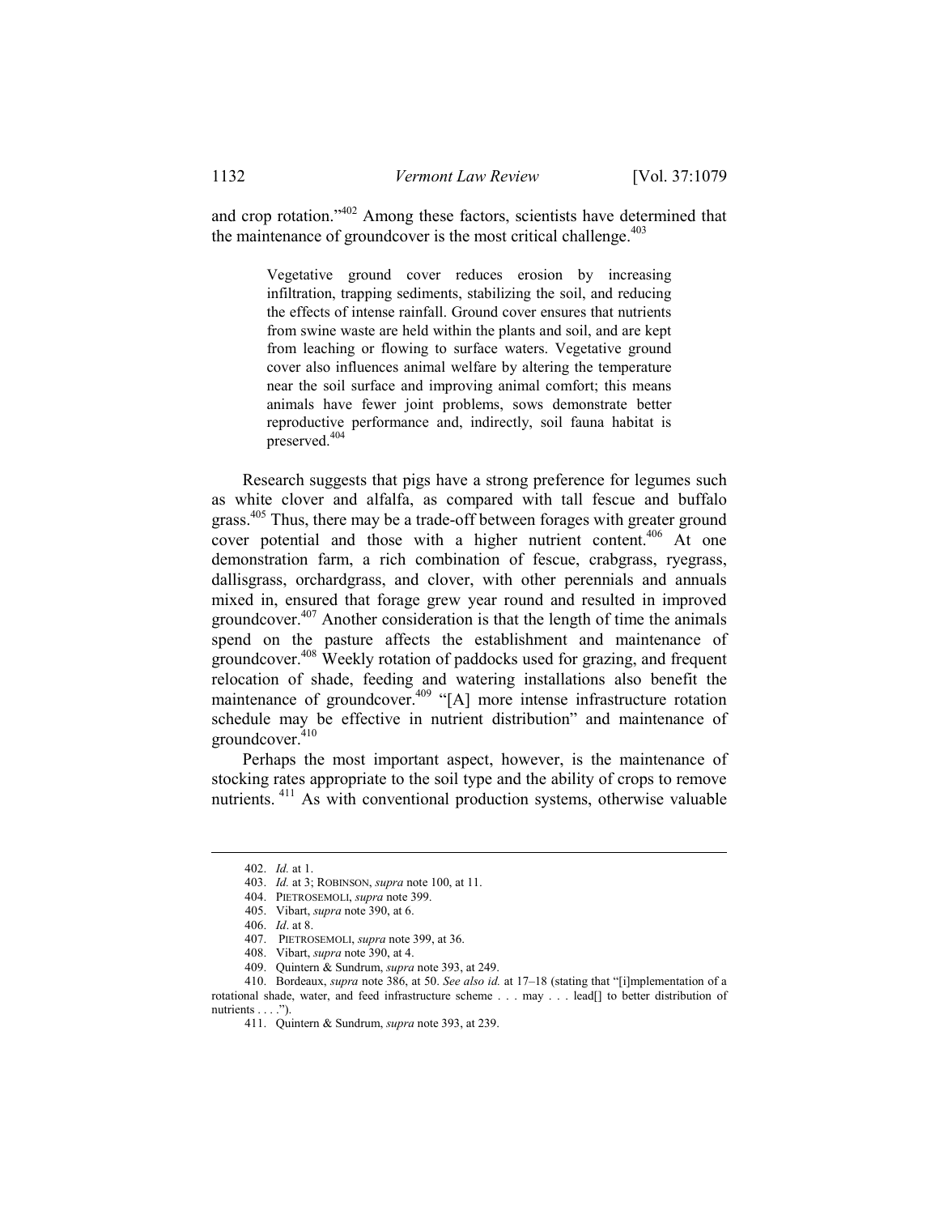and crop rotation."[402] Among these factors, scientists have determined that the maintenance of groundcover is the most critical challenge.[403]

> Vegetative ground cover reduces erosion by increasing infiltration, trapping sediments, stabilizing the soil, and reducing the effects of intense rainfall. Ground cover ensures that nutrients from swine waste are held within the plants and soil, and are kept from leaching or flowing to surface waters. Vegetative ground cover also influences animal welfare by altering the temperature near the soil surface and improving animal comfort; this means animals have fewer joint problems, sows demonstrate better reproductive performance and, indirectly, soil fauna habitat is preserved.[404]

Research suggests that pigs have a strong preference for legumes such as white clover and alfalfa, as compared with tall fescue and buffalo grass.[405] Thus, there may be a trade-off between forages with greater ground cover potential and those with a higher nutrient content.[406] At one demonstration farm, a rich combination of fescue, crabgrass, ryegrass, dallisgrass, orchardgrass, and clover, with other perennials and annuals mixed in, ensured that forage grew year round and resulted in improved groundcover.[407] Another consideration is that the length of time the animals spend on the pasture affects the establishment and maintenance of groundcover.[408] Weekly rotation of paddocks used for grazing, and frequent relocation of shade, feeding and watering installations also benefit the maintenance of groundcover.[409] "[A] more intense infrastructure rotation schedule may be effective in nutrient distribution" and maintenance of groundcover.[410]

Perhaps the most important aspect, however, is the maintenance of stocking rates appropriate to the soil type and the ability of crops to remove nutrients.[411] As with conventional production systems, otherwise valuable

---

402. *Id.* at 1.

403. *Id.* at 3; ROBINSON, *supra* note 100, at 11.

404. PIETROSEMOLI, *supra* note 399.

405. Vibart, *supra* note 390, at 6.

406. *Id*. at 8.

407. PIETROSEMOLI, *supra* note 399, at 36.

408. Vibart, *supra* note 390, at 4.

409. Quintern & Sundrum, *supra* note 393, at 249.

410. Bordeaux, *supra* note 386, at 50. *See also id.* at 17–18 (stating that "[i]mplementation of a rotational shade, water, and feed infrastructure scheme . . . may . . . lead[] to better distribution of nutrients . . . .").

411. Quintern & Sundrum, *supra* note 393, at 239.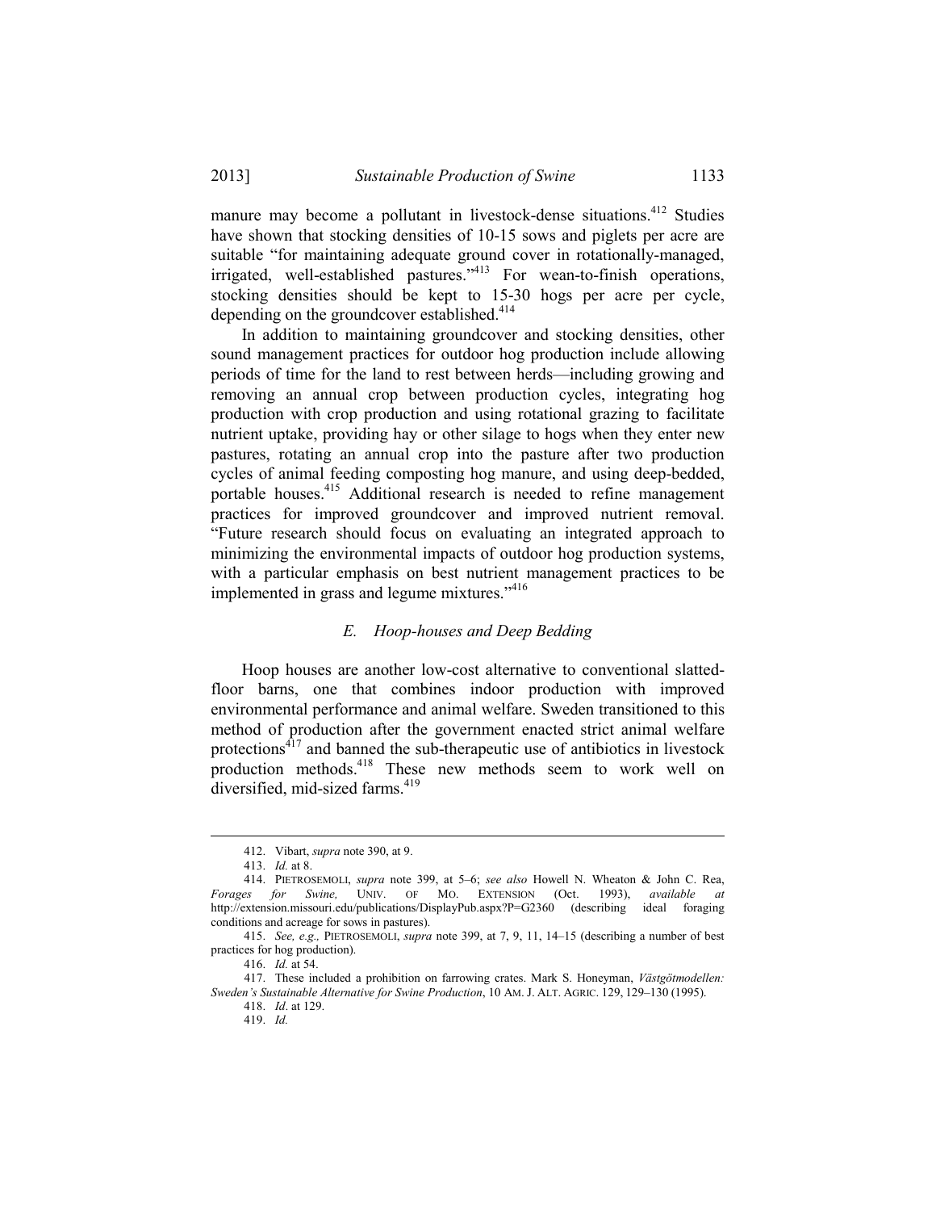manure may become a pollutant in livestock-dense situations.[412] Studies have shown that stocking densities of 10-15 sows and piglets per acre are suitable "for maintaining adequate ground cover in rotationally-managed, irrigated, well-established pastures."[413] For wean-to-finish operations, stocking densities should be kept to 15-30 hogs per acre per cycle, depending on the groundcover established.[414]

In addition to maintaining groundcover and stocking densities, other sound management practices for outdoor hog production include allowing periods of time for the land to rest between herds—including growing and removing an annual crop between production cycles, integrating hog production with crop production and using rotational grazing to facilitate nutrient uptake, providing hay or other silage to hogs when they enter new pastures, rotating an annual crop into the pasture after two production cycles of animal feeding composting hog manure, and using deep-bedded, portable houses.[415] Additional research is needed to refine management practices for improved groundcover and improved nutrient removal. "Future research should focus on evaluating an integrated approach to minimizing the environmental impacts of outdoor hog production systems, with a particular emphasis on best nutrient management practices to be implemented in grass and legume mixtures."[416]

### *E. Hoop-houses and Deep Bedding*

Hoop houses are another low-cost alternative to conventional slatted-floor barns, one that combines indoor production with improved environmental performance and animal welfare. Sweden transitioned to this method of production after the government enacted strict animal welfare protections[417] and banned the sub-therapeutic use of antibiotics in livestock production methods.[418] These new methods seem to work well on diversified, mid-sized farms.[419]

---

412. Vibart, *supra* note 390, at 9.

413. *Id.* at 8.

414. PIETROSEMOLI, *supra* note 399, at 5–6; *see also* Howell N. Wheaton & John C. Rea, *Forages for Swine,* UNIV. OF MO. EXTENSION (Oct. 1993), *available at* http://extension.missouri.edu/publications/DisplayPub.aspx?P=G2360 (describing ideal foraging conditions and acreage for sows in pastures).

415. *See, e.g.,* PIETROSEMOLI, *supra* note 399, at 7, 9, 11, 14–15 (describing a number of best practices for hog production).

416. *Id.* at 54.

417. These included a prohibition on farrowing crates. Mark S. Honeyman, *Västgötmodellen: Sweden's Sustainable Alternative for Swine Production*, 10 AM. J. ALT. AGRIC. 129, 129–130 (1995).

418. *Id*. at 129.

419. *Id.*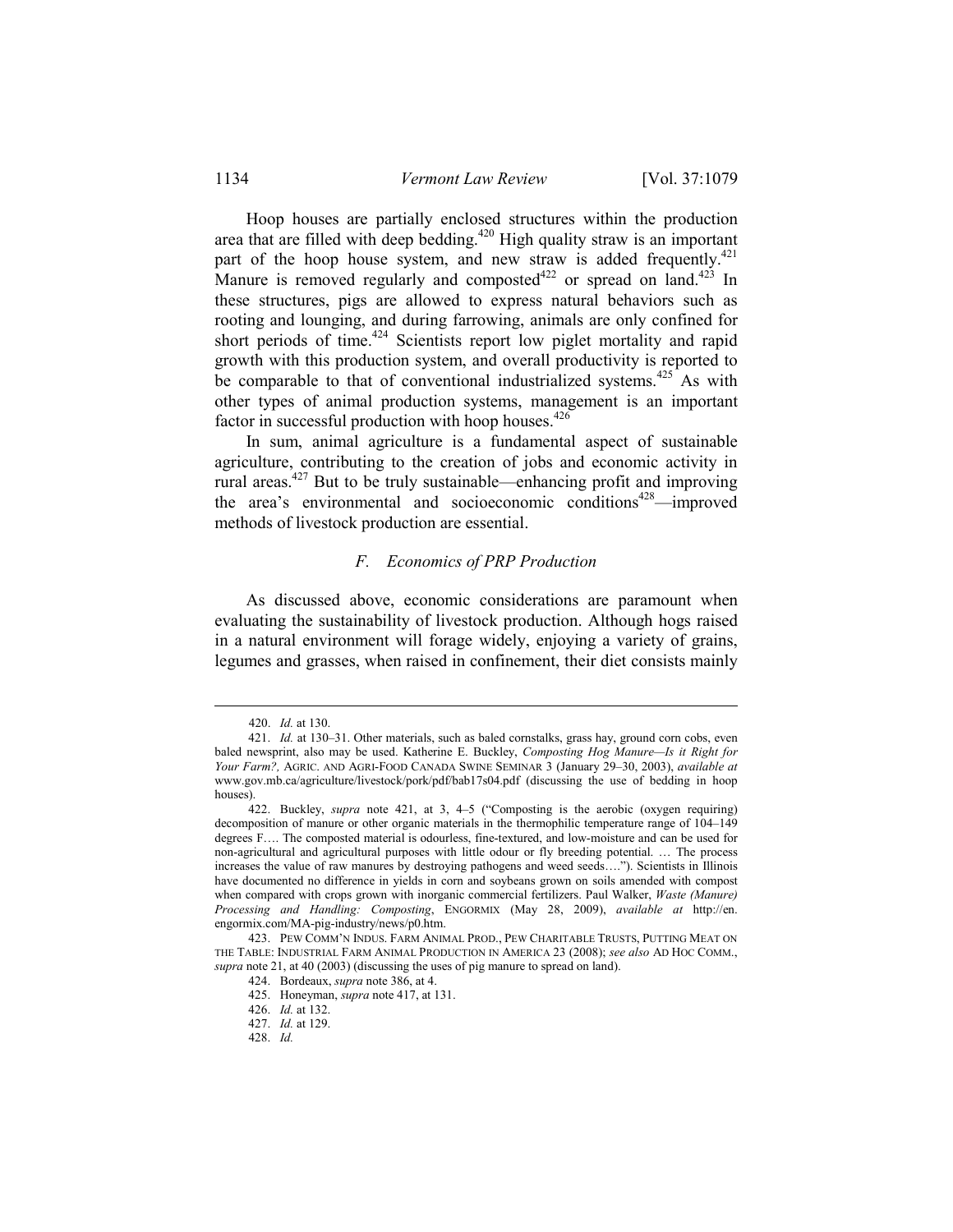Hoop houses are partially enclosed structures within the production area that are filled with deep bedding.[420] High quality straw is an important part of the hoop house system, and new straw is added frequently.[421] Manure is removed regularly and composted[422] or spread on land.[423] In these structures, pigs are allowed to express natural behaviors such as rooting and lounging, and during farrowing, animals are only confined for short periods of time.[424] Scientists report low piglet mortality and rapid growth with this production system, and overall productivity is reported to be comparable to that of conventional industrialized systems.[425] As with other types of animal production systems, management is an important factor in successful production with hoop houses.[426]

In sum, animal agriculture is a fundamental aspect of sustainable agriculture, contributing to the creation of jobs and economic activity in rural areas.[427] But to be truly sustainable—enhancing profit and improving the area's environmental and socioeconomic conditions[428]—improved methods of livestock production are essential.

### *F. Economics of PRP Production*

As discussed above, economic considerations are paramount when evaluating the sustainability of livestock production. Although hogs raised in a natural environment will forage widely, enjoying a variety of grains, legumes and grasses, when raised in confinement, their diet consists mainly

---

420. *Id.* at 130.

421. *Id.* at 130–31. Other materials, such as baled cornstalks, grass hay, ground corn cobs, even baled newsprint, also may be used. Katherine E. Buckley, *Composting Hog Manure—Is it Right for Your Farm?*, AGRIC. AND AGRI-FOOD CANADA SWINE SEMINAR 3 (January 29–30, 2003), *available at* www.gov.mb.ca/agriculture/livestock/pork/pdf/bab17s04.pdf (discussing the use of bedding in hoop houses).

422. Buckley, *supra* note 421, at 3, 4–5 ("Composting is the aerobic (oxygen requiring) decomposition of manure or other organic materials in the thermophilic temperature range of 104–149 degrees F…. The composted material is odourless, fine-textured, and low-moisture and can be used for non-agricultural and agricultural purposes with little odour or fly breeding potential. … The process increases the value of raw manures by destroying pathogens and weed seeds…."). Scientists in Illinois have documented no difference in yields in corn and soybeans grown on soils amended with compost when compared with crops grown with inorganic commercial fertilizers. Paul Walker, *Waste (Manure) Processing and Handling: Composting*, ENGORMIX (May 28, 2009), *available at* http://en.engormix.com/MA-pig-industry/news/p0.htm.

423. PEW COMM'N INDUS. FARM ANIMAL PROD., PEW CHARITABLE TRUSTS, PUTTING MEAT ON THE TABLE: INDUSTRIAL FARM ANIMAL PRODUCTION IN AMERICA 23 (2008); *see also* AD HOC COMM., *supra* note 21, at 40 (2003) (discussing the uses of pig manure to spread on land).

424. Bordeaux, *supra* note 386, at 4.

425. Honeyman, *supra* note 417, at 131.

426. *Id.* at 132.

427. *Id.* at 129.

428. *Id.*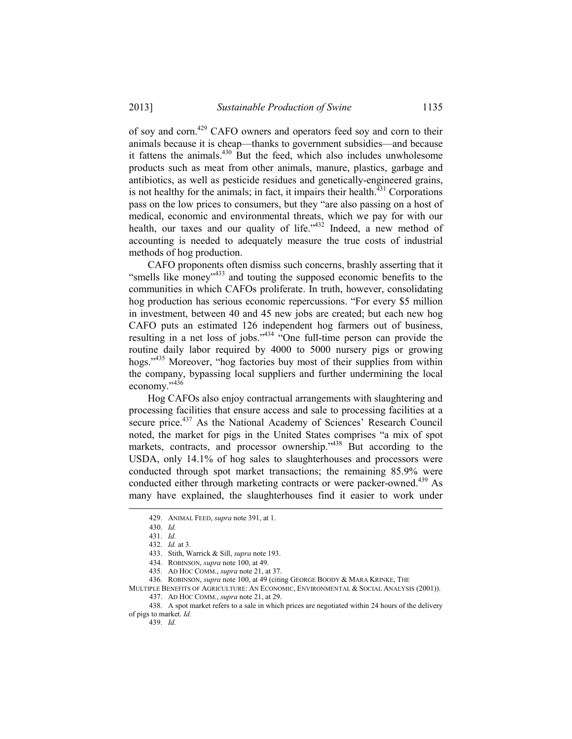of soy and corn.[429] CAFO owners and operators feed soy and corn to their animals because it is cheap—thanks to government subsidies—and because it fattens the animals.[430] But the feed, which also includes unwholesome products such as meat from other animals, manure, plastics, garbage and antibiotics, as well as pesticide residues and genetically-engineered grains, is not healthy for the animals; in fact, it impairs their health.[431] Corporations pass on the low prices to consumers, but they "are also passing on a host of medical, economic and environmental threats, which we pay for with our health, our taxes and our quality of life."[432] Indeed, a new method of accounting is needed to adequately measure the true costs of industrial methods of hog production.

CAFO proponents often dismiss such concerns, brashly asserting that it "smells like money"[433] and touting the supposed economic benefits to the communities in which CAFOs proliferate. In truth, however, consolidating hog production has serious economic repercussions. "For every $5 million in investment, between 40 and 45 new jobs are created; but each new hog CAFO puts an estimated 126 independent hog farmers out of business, resulting in a net loss of jobs."[434] "One full-time person can provide the routine daily labor required by 4000 to 5000 nursery pigs or growing hogs."[435] Moreover, "hog factories buy most of their supplies from within the company, bypassing local suppliers and further undermining the local economy."[436]

Hog CAFOs also enjoy contractual arrangements with slaughtering and processing facilities that ensure access and sale to processing facilities at a secure price.[437] As the National Academy of Sciences' Research Council noted, the market for pigs in the United States comprises "a mix of spot markets, contracts, and processor ownership."[438] But according to the USDA, only 14.1% of hog sales to slaughterhouses and processors were conducted through spot market transactions; the remaining 85.9% were conducted either through marketing contracts or were packer-owned.[439] As many have explained, the slaughterhouses find it easier to work under

---

429. ANIMAL FEED, *supra* note 391, at 1.

430. *Id.*

431. *Id.*

432. *Id.* at 3.

433. Stith, Warrick & Sill, *supra* note 193.

434. ROBINSON, *supra* note 100, at 49.

435. AD HOC COMM., *supra* note 21, at 37.

436. ROBINSON, *supra* note 100, at 49 (citing GEORGE BOODY & MARA KRINKE, THE MULTIPLE BENEFITS OF AGRICULTURE: AN ECONOMIC, ENVIRONMENTAL & SOCIAL ANALYSIS (2001)).

437. AD HOC COMM., *supra* note 21, at 29.

438. A spot market refers to a sale in which prices are negotiated within 24 hours of the delivery of pigs to market. *Id.*

439. *Id.*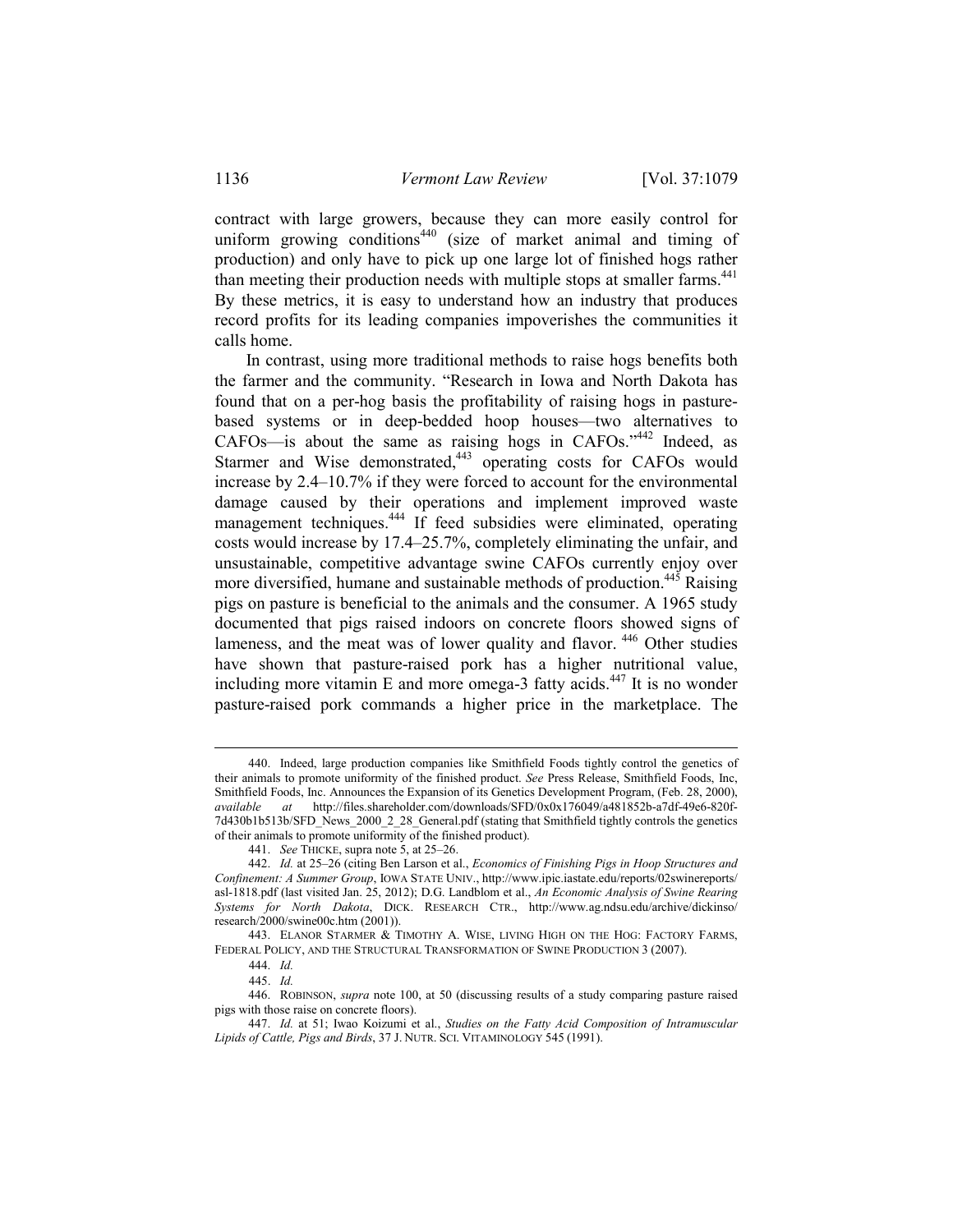contract with large growers, because they can more easily control for uniform growing conditions[440] (size of market animal and timing of production) and only have to pick up one large lot of finished hogs rather than meeting their production needs with multiple stops at smaller farms.[441] By these metrics, it is easy to understand how an industry that produces record profits for its leading companies impoverishes the communities it calls home.

In contrast, using more traditional methods to raise hogs benefits both the farmer and the community. "Research in Iowa and North Dakota has found that on a per-hog basis the profitability of raising hogs in pasture-based systems or in deep-bedded hoop houses—two alternatives to CAFOs—is about the same as raising hogs in CAFOs."[442] Indeed, as Starmer and Wise demonstrated,[443] operating costs for CAFOs would increase by 2.4–10.7% if they were forced to account for the environmental damage caused by their operations and implement improved waste management techniques.[444] If feed subsidies were eliminated, operating costs would increase by 17.4–25.7%, completely eliminating the unfair, and unsustainable, competitive advantage swine CAFOs currently enjoy over more diversified, humane and sustainable methods of production.[445] Raising pigs on pasture is beneficial to the animals and the consumer. A 1965 study documented that pigs raised indoors on concrete floors showed signs of lameness, and the meat was of lower quality and flavor.[446] Other studies have shown that pasture-raised pork has a higher nutritional value, including more vitamin E and more omega-3 fatty acids.[447] It is no wonder pasture-raised pork commands a higher price in the marketplace. The

---

440. Indeed, large production companies like Smithfield Foods tightly control the genetics of their animals to promote uniformity of the finished product. *See* Press Release, Smithfield Foods, Inc, Smithfield Foods, Inc. Announces the Expansion of its Genetics Development Program, (Feb. 28, 2000), *available at* http://files.shareholder.com/downloads/SFD/0x0x176049/a481852b-a7df-49e6-820f-7d430b1b513b/SFD_News_2000_2_28_General.pdf (stating that Smithfield tightly controls the genetics of their animals to promote uniformity of the finished product).

441. *See* THICKE, supra note 5, at 25–26.

442. *Id.* at 25–26 (citing Ben Larson et al., *Economics of Finishing Pigs in Hoop Structures and Confinement: A Summer Group*, IOWA STATE UNIV., http://www.ipic.iastate.edu/reports/02swinereports/asl-1818.pdf (last visited Jan. 25, 2012); D.G. Landblom et al., *An Economic Analysis of Swine Rearing Systems for North Dakota*, DICK. RESEARCH CTR., http://www.ag.ndsu.edu/archive/dickinso/research/2000/swine00c.htm (2001)).

443. ELANOR STARMER & TIMOTHY A. WISE, LIVING HIGH ON THE HOG: FACTORY FARMS, FEDERAL POLICY, AND THE STRUCTURAL TRANSFORMATION OF SWINE PRODUCTION 3 (2007).

444. *Id.*

445. *Id.*

446. ROBINSON, *supra* note 100, at 50 (discussing results of a study comparing pasture raised pigs with those raise on concrete floors).

447. *Id.* at 51; Iwao Koizumi et al., *Studies on the Fatty Acid Composition of Intramuscular Lipids of Cattle, Pigs and Birds*, 37 J. NUTR. SCI. VITAMINOLOGY 545 (1991).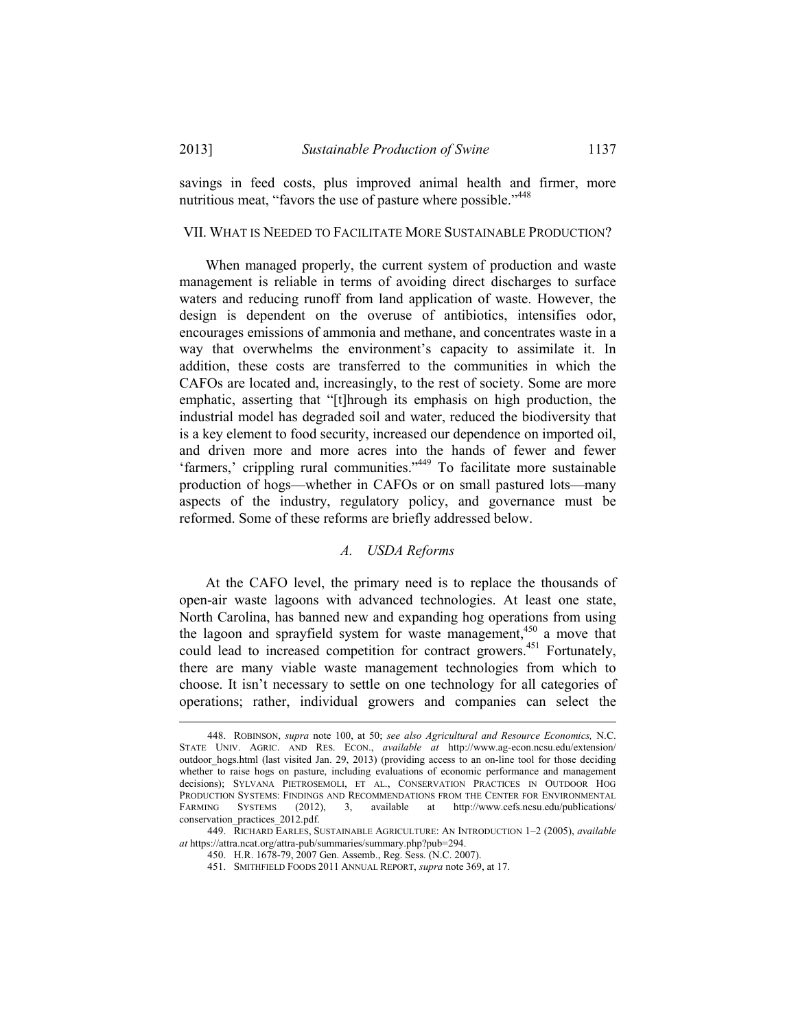savings in feed costs, plus improved animal health and firmer, more nutritious meat, "favors the use of pasture where possible."[448]

## VII. WHAT IS NEEDED TO FACILITATE MORE SUSTAINABLE PRODUCTION?

When managed properly, the current system of production and waste management is reliable in terms of avoiding direct discharges to surface waters and reducing runoff from land application of waste. However, the design is dependent on the overuse of antibiotics, intensifies odor, encourages emissions of ammonia and methane, and concentrates waste in a way that overwhelms the environment's capacity to assimilate it. In addition, these costs are transferred to the communities in which the CAFOs are located and, increasingly, to the rest of society. Some are more emphatic, asserting that "[t]hrough its emphasis on high production, the industrial model has degraded soil and water, reduced the biodiversity that is a key element to food security, increased our dependence on imported oil, and driven more and more acres into the hands of fewer and fewer 'farmers,' crippling rural communities."[449] To facilitate more sustainable production of hogs—whether in CAFOs or on small pastured lots—many aspects of the industry, regulatory policy, and governance must be reformed. Some of these reforms are briefly addressed below.

### *A. USDA Reforms*

At the CAFO level, the primary need is to replace the thousands of open-air waste lagoons with advanced technologies. At least one state, North Carolina, has banned new and expanding hog operations from using the lagoon and sprayfield system for waste management,[450] a move that could lead to increased competition for contract growers.[451] Fortunately, there are many viable waste management technologies from which to choose. It isn't necessary to settle on one technology for all categories of operations; rather, individual growers and companies can select the

---

448. ROBINSON, *supra* note 100, at 50; *see also Agricultural and Resource Economics,* N.C. STATE UNIV. AGRIC. AND RES. ECON., *available at* http://www.ag-econ.ncsu.edu/extension/outdoor_hogs.html (last visited Jan. 29, 2013) (providing access to an on-line tool for those deciding whether to raise hogs on pasture, including evaluations of economic performance and management decisions); SYLVANA PIETROSEMOLI, ET AL., CONSERVATION PRACTICES IN OUTDOOR HOG PRODUCTION SYSTEMS: FINDINGS AND RECOMMENDATIONS FROM THE CENTER FOR ENVIRONMENTAL FARMING SYSTEMS (2012), 3, available at http://www.cefs.ncsu.edu/publications/conservation_practices_2012.pdf.

449. RICHARD EARLES, SUSTAINABLE AGRICULTURE: AN INTRODUCTION 1–2 (2005), *available at* https://attra.ncat.org/attra-pub/summaries/summary.php?pub=294.

450. H.R. 1678-79, 2007 Gen. Assemb., Reg. Sess. (N.C. 2007).

451. SMITHFIELD FOODS 2011 ANNUAL REPORT, *supra* note 369, at 17.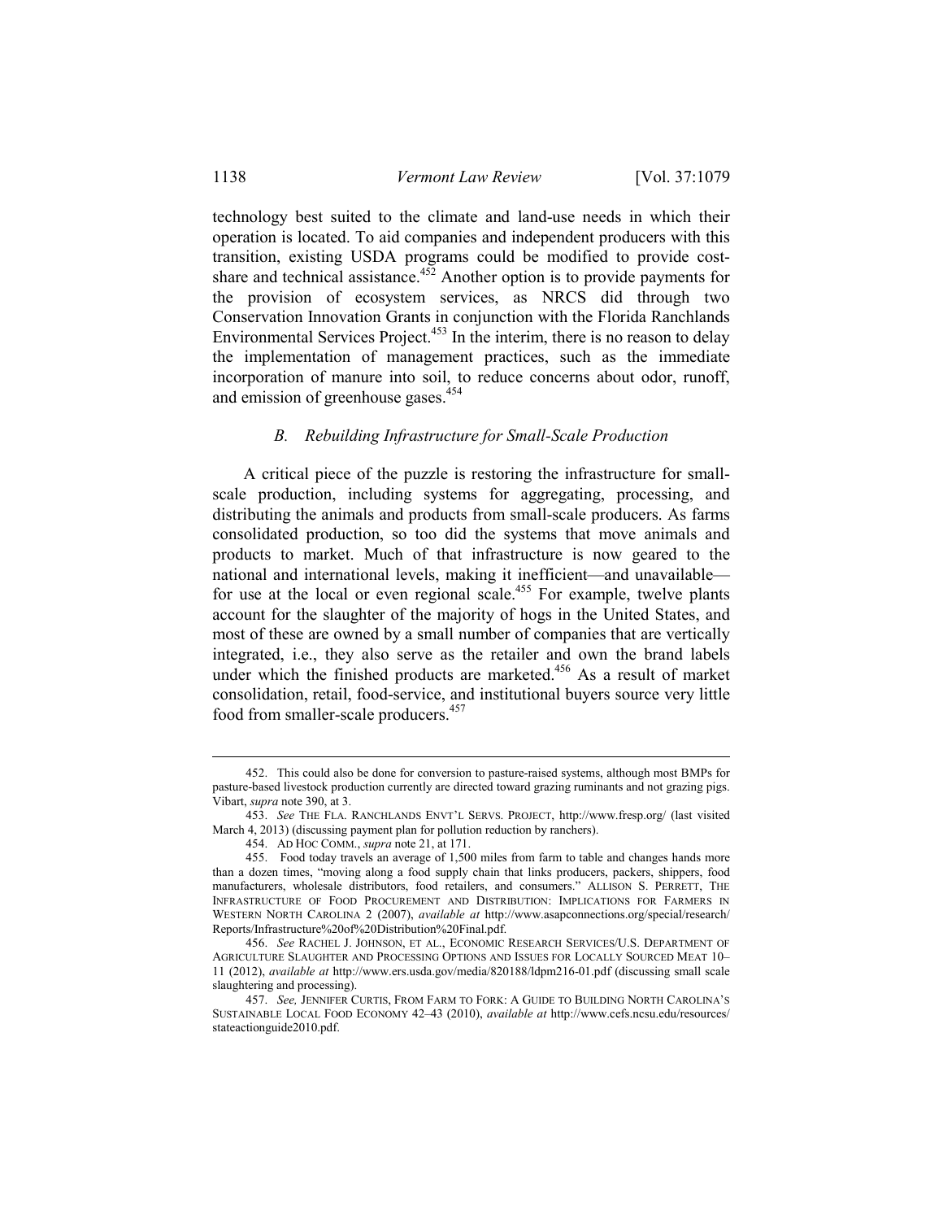technology best suited to the climate and land-use needs in which their operation is located. To aid companies and independent producers with this transition, existing USDA programs could be modified to provide cost-share and technical assistance.[452] Another option is to provide payments for the provision of ecosystem services, as NRCS did through two Conservation Innovation Grants in conjunction with the Florida Ranchlands Environmental Services Project.[453] In the interim, there is no reason to delay the implementation of management practices, such as the immediate incorporation of manure into soil, to reduce concerns about odor, runoff, and emission of greenhouse gases.[454]

### *B. Rebuilding Infrastructure for Small-Scale Production*

A critical piece of the puzzle is restoring the infrastructure for small-scale production, including systems for aggregating, processing, and distributing the animals and products from small-scale producers. As farms consolidated production, so too did the systems that move animals and products to market. Much of that infrastructure is now geared to the national and international levels, making it inefficient—and unavailable—for use at the local or even regional scale.[455] For example, twelve plants account for the slaughter of the majority of hogs in the United States, and most of these are owned by a small number of companies that are vertically integrated, i.e., they also serve as the retailer and own the brand labels under which the finished products are marketed.[456] As a result of market consolidation, retail, food-service, and institutional buyers source very little food from smaller-scale producers.[457]

---

452. This could also be done for conversion to pasture-raised systems, although most BMPs for pasture-based livestock production currently are directed toward grazing ruminants and not grazing pigs. Vibart, *supra* note 390, at 3.

453. *See* THE FLA. RANCHLANDS ENVT'L SERVS. PROJECT, http://www.fresp.org/ (last visited March 4, 2013) (discussing payment plan for pollution reduction by ranchers).

454. AD HOC COMM., *supra* note 21, at 171.

455. Food today travels an average of 1,500 miles from farm to table and changes hands more than a dozen times, "moving along a food supply chain that links producers, packers, shippers, food manufacturers, wholesale distributors, food retailers, and consumers." ALLISON S. PERRETT, THE INFRASTRUCTURE OF FOOD PROCUREMENT AND DISTRIBUTION: IMPLICATIONS FOR FARMERS IN WESTERN NORTH CAROLINA 2 (2007), *available at* http://www.asapconnections.org/special/research/Reports/Infrastructure%20of%20Distribution%20Final.pdf.

456. *See* RACHEL J. JOHNSON, ET AL., ECONOMIC RESEARCH SERVICES/U.S. DEPARTMENT OF AGRICULTURE SLAUGHTER AND PROCESSING OPTIONS AND ISSUES FOR LOCALLY SOURCED MEAT 10–11 (2012), *available at* http://www.ers.usda.gov/media/820188/ldpm216-01.pdf (discussing small scale slaughtering and processing).

457. *See,* JENNIFER CURTIS, FROM FARM TO FORK: A GUIDE TO BUILDING NORTH CAROLINA'S SUSTAINABLE LOCAL FOOD ECONOMY 42–43 (2010), *available at* http://www.cefs.ncsu.edu/resources/stateactionguide2010.pdf.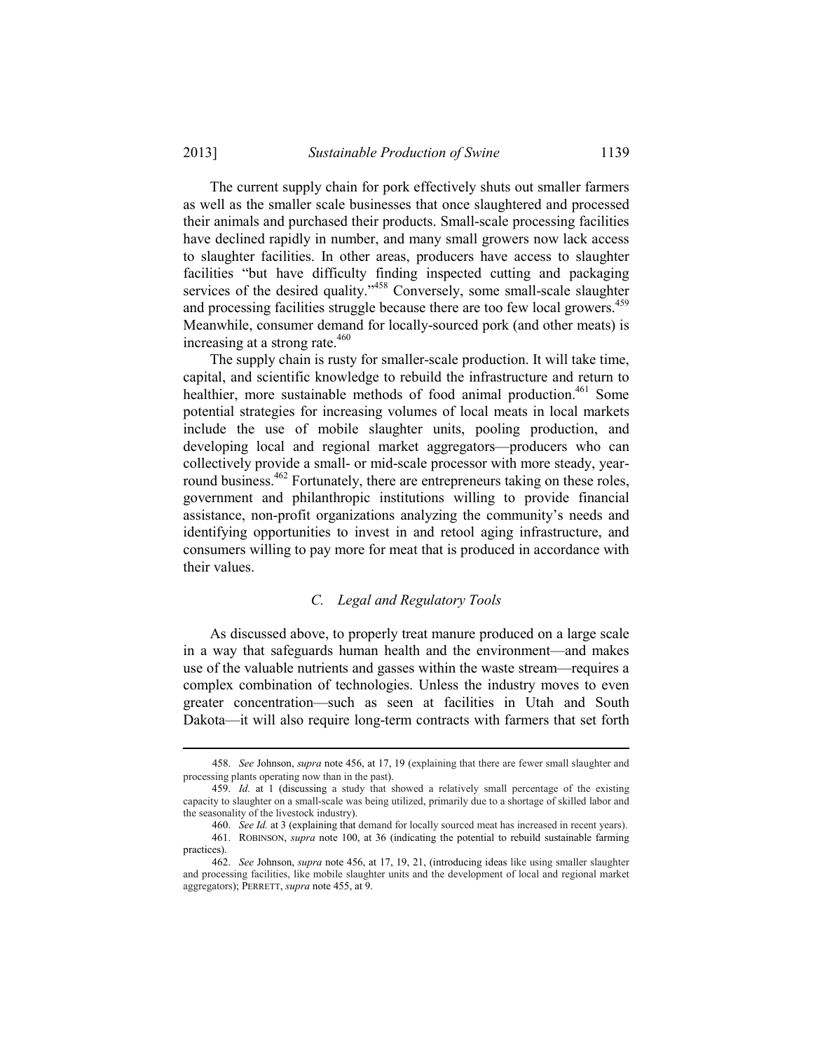The current supply chain for pork effectively shuts out smaller farmers as well as the smaller scale businesses that once slaughtered and processed their animals and purchased their products. Small-scale processing facilities have declined rapidly in number, and many small growers now lack access to slaughter facilities. In other areas, producers have access to slaughter facilities "but have difficulty finding inspected cutting and packaging services of the desired quality."[458] Conversely, some small-scale slaughter and processing facilities struggle because there are too few local growers.[459] Meanwhile, consumer demand for locally-sourced pork (and other meats) is increasing at a strong rate.[460]

The supply chain is rusty for smaller-scale production. It will take time, capital, and scientific knowledge to rebuild the infrastructure and return to healthier, more sustainable methods of food animal production.[461] Some potential strategies for increasing volumes of local meats in local markets include the use of mobile slaughter units, pooling production, and developing local and regional market aggregators—producers who can collectively provide a small- or mid-scale processor with more steady, year-round business.[462] Fortunately, there are entrepreneurs taking on these roles, government and philanthropic institutions willing to provide financial assistance, non-profit organizations analyzing the community's needs and identifying opportunities to invest in and retool aging infrastructure, and consumers willing to pay more for meat that is produced in accordance with their values.

### *C. Legal and Regulatory Tools*

As discussed above, to properly treat manure produced on a large scale in a way that safeguards human health and the environment—and makes use of the valuable nutrients and gasses within the waste stream—requires a complex combination of technologies. Unless the industry moves to even greater concentration—such as seen at facilities in Utah and South Dakota—it will also require long-term contracts with farmers that set forth

---

458. *See* Johnson, *supra* note 456, at 17, 19 (explaining that there are fewer small slaughter and processing plants operating now than in the past).

459. *Id.* at 1 (discussing a study that showed a relatively small percentage of the existing capacity to slaughter on a small-scale was being utilized, primarily due to a shortage of skilled labor and the seasonality of the livestock industry).

460. *See Id.* at 3 (explaining that demand for locally sourced meat has increased in recent years).

461. ROBINSON, *supra* note 100, at 36 (indicating the potential to rebuild sustainable farming practices).

462. *See* Johnson, *supra* note 456, at 17, 19, 21, (introducing ideas like using smaller slaughter and processing facilities, like mobile slaughter units and the development of local and regional market aggregators); PERRETT, *supra* note 455, at 9.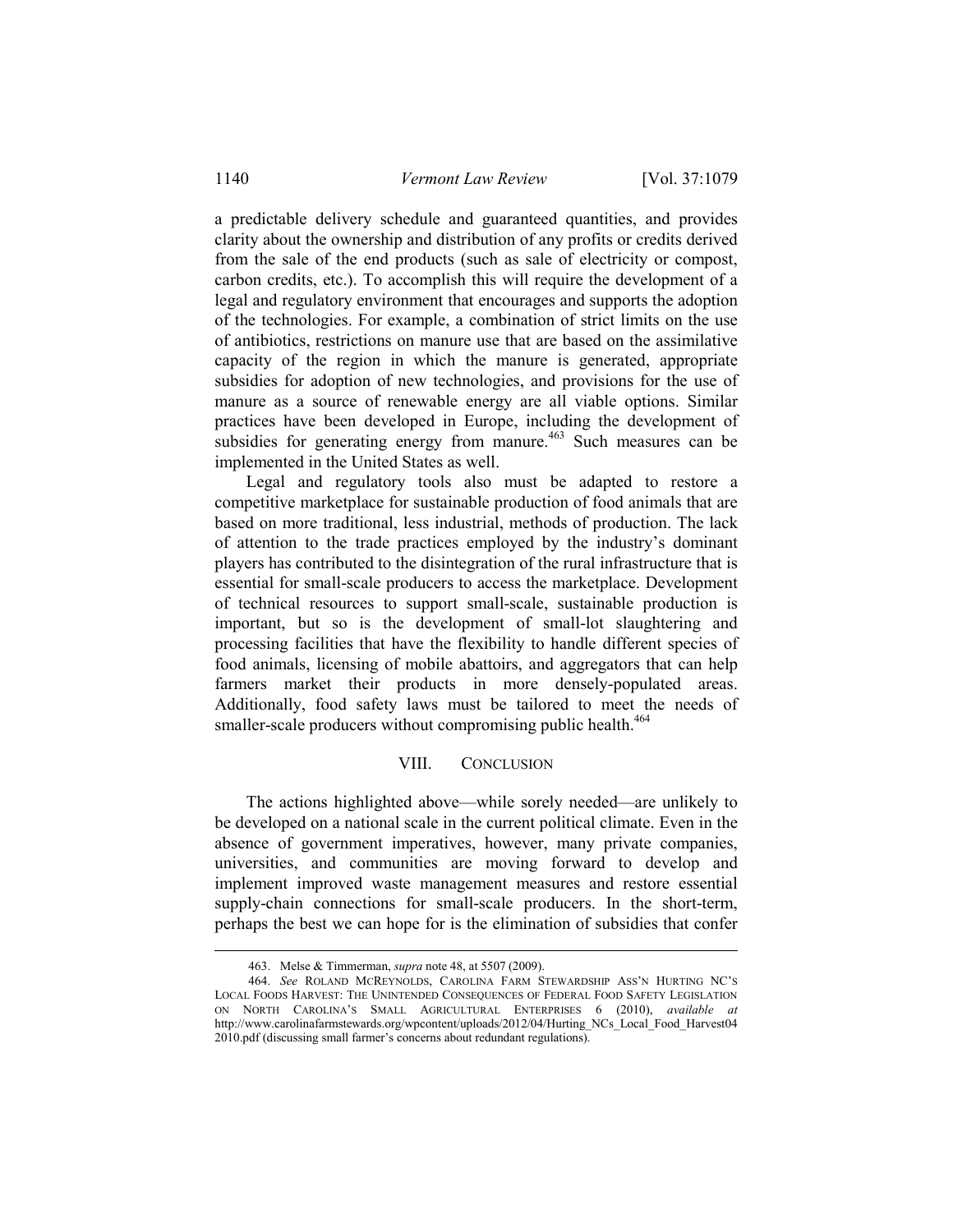a predictable delivery schedule and guaranteed quantities, and provides clarity about the ownership and distribution of any profits or credits derived from the sale of the end products (such as sale of electricity or compost, carbon credits, etc.). To accomplish this will require the development of a legal and regulatory environment that encourages and supports the adoption of the technologies. For example, a combination of strict limits on the use of antibiotics, restrictions on manure use that are based on the assimilative capacity of the region in which the manure is generated, appropriate subsidies for adoption of new technologies, and provisions for the use of manure as a source of renewable energy are all viable options. Similar practices have been developed in Europe, including the development of subsidies for generating energy from manure.[463] Such measures can be implemented in the United States as well.

Legal and regulatory tools also must be adapted to restore a competitive marketplace for sustainable production of food animals that are based on more traditional, less industrial, methods of production. The lack of attention to the trade practices employed by the industry's dominant players has contributed to the disintegration of the rural infrastructure that is essential for small-scale producers to access the marketplace. Development of technical resources to support small-scale, sustainable production is important, but so is the development of small-lot slaughtering and processing facilities that have the flexibility to handle different species of food animals, licensing of mobile abattoirs, and aggregators that can help farmers market their products in more densely-populated areas. Additionally, food safety laws must be tailored to meet the needs of smaller-scale producers without compromising public health.[464]

## VIII. CONCLUSION

The actions highlighted above—while sorely needed—are unlikely to be developed on a national scale in the current political climate. Even in the absence of government imperatives, however, many private companies, universities, and communities are moving forward to develop and implement improved waste management measures and restore essential supply-chain connections for small-scale producers. In the short-term, perhaps the best we can hope for is the elimination of subsidies that confer

---

463. Melse & Timmerman, *supra* note 48, at 5507 (2009).

464. *See* ROLAND MCREYNOLDS, CAROLINA FARM STEWARDSHIP ASS'N HURTING NC'S LOCAL FOODS HARVEST: THE UNINTENDED CONSEQUENCES OF FEDERAL FOOD SAFETY LEGISLATION ON NORTH CAROLINA'S SMALL AGRICULTURAL ENTERPRISES 6 (2010), *available at* http://www.carolinafarmstewards.org/wpcontent/uploads/2012/04/Hurting_NCs_Local_Food_Harvest04 2010.pdf (discussing small farmer's concerns about redundant regulations).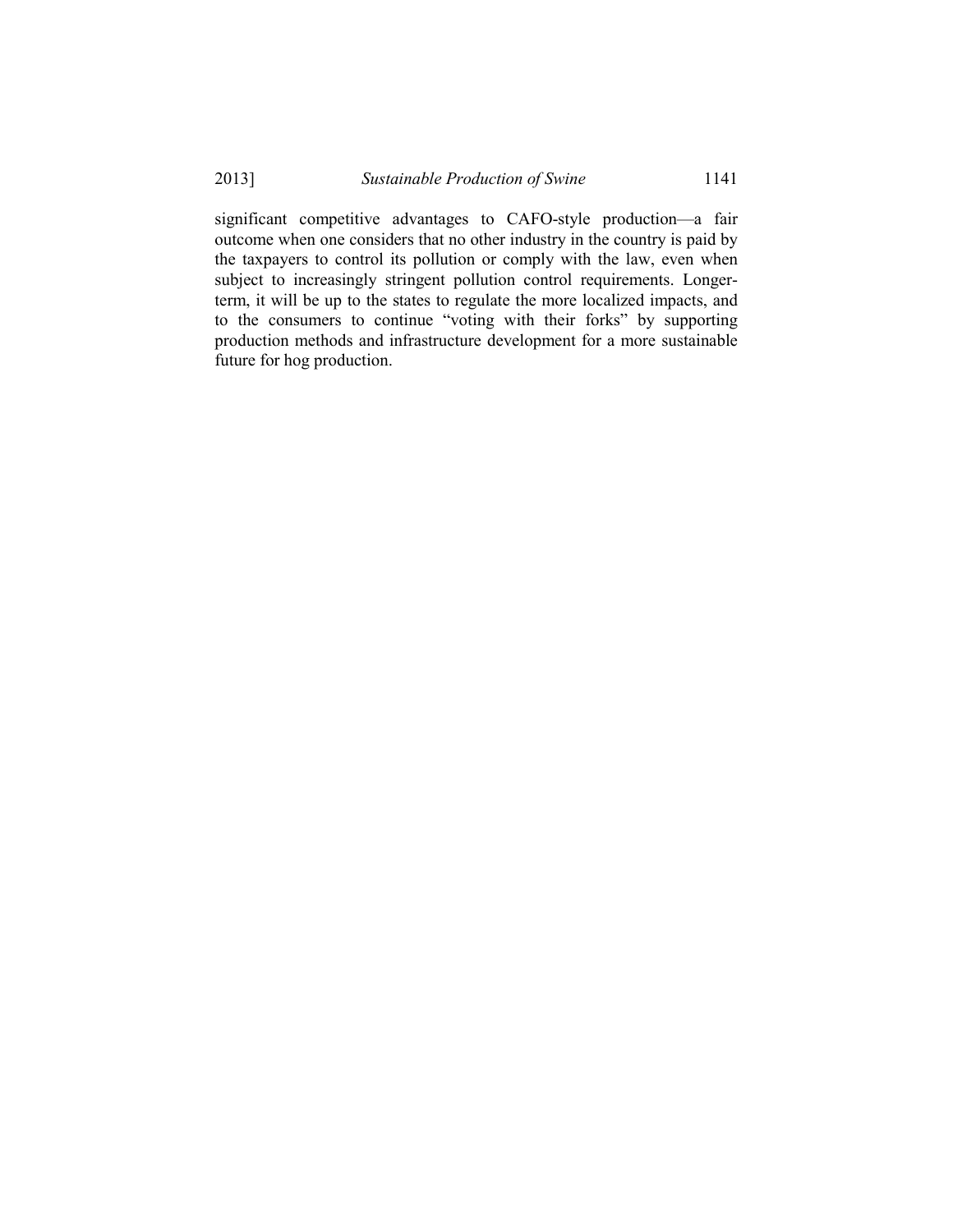significant competitive advantages to CAFO-style production—a fair outcome when one considers that no other industry in the country is paid by the taxpayers to control its pollution or comply with the law, even when subject to increasingly stringent pollution control requirements. Longer-term, it will be up to the states to regulate the more localized impacts, and to the consumers to continue "voting with their forks" by supporting production methods and infrastructure development for a more sustainable future for hog production.